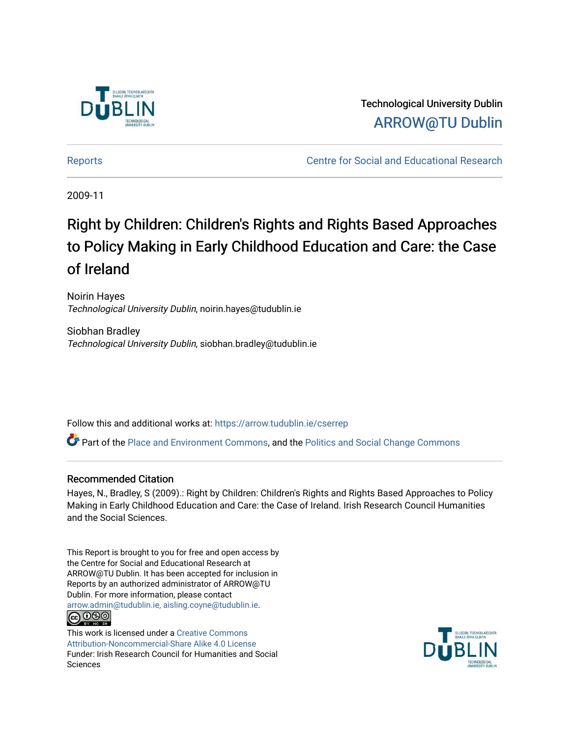Technological University Dublin

ARROW@TU Dublin

Reports | Centre for Social and Educational Research

2009-11

# Right by Children: Children's Rights and Rights Based Approaches to Policy Making in Early Childhood Education and Care: the Case of Ireland

Noirin Hayes
*Technological University Dublin*, noirin.hayes@tudublin.ie

Siobhan Bradley
*Technological University Dublin*, siobhan.bradley@tudublin.ie

Follow this and additional works at: https://arrow.tudublin.ie/cserrep

Part of the Place and Environment Commons, and the Politics and Social Change Commons

## Recommended Citation

Hayes, N., Bradley, S (2009).: Right by Children: Children's Rights and Rights Based Approaches to Policy Making in Early Childhood Education and Care: the Case of Ireland. Irish Research Council Humanities and the Social Sciences.

This Report is brought to you for free and open access by the Centre for Social and Educational Research at ARROW@TU Dublin. It has been accepted for inclusion in Reports by an authorized administrator of ARROW@TU Dublin. For more information, please contact arrow.admin@tudublin.ie, aisling.coyne@tudublin.ie.

This work is licensed under a Creative Commons Attribution-Noncommercial-Share Alike 4.0 License
Funder: Irish Research Council for Humanities and Social Sciences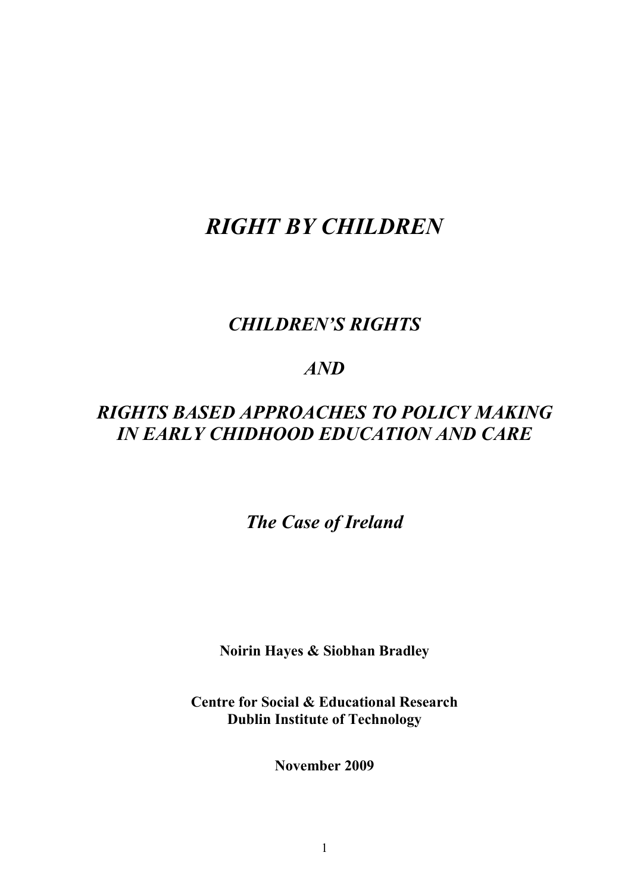# *RIGHT BY CHILDREN*

## *CHILDREN'S RIGHTS*

## *AND*

## *RIGHTS BASED APPROACHES TO POLICY MAKING IN EARLY CHIDHOOD EDUCATION AND CARE*

### *The Case of Ireland*

**Noirin Hayes & Siobhan Bradley**

**Centre for Social & Educational Research**
**Dublin Institute of Technology**

**November 2009**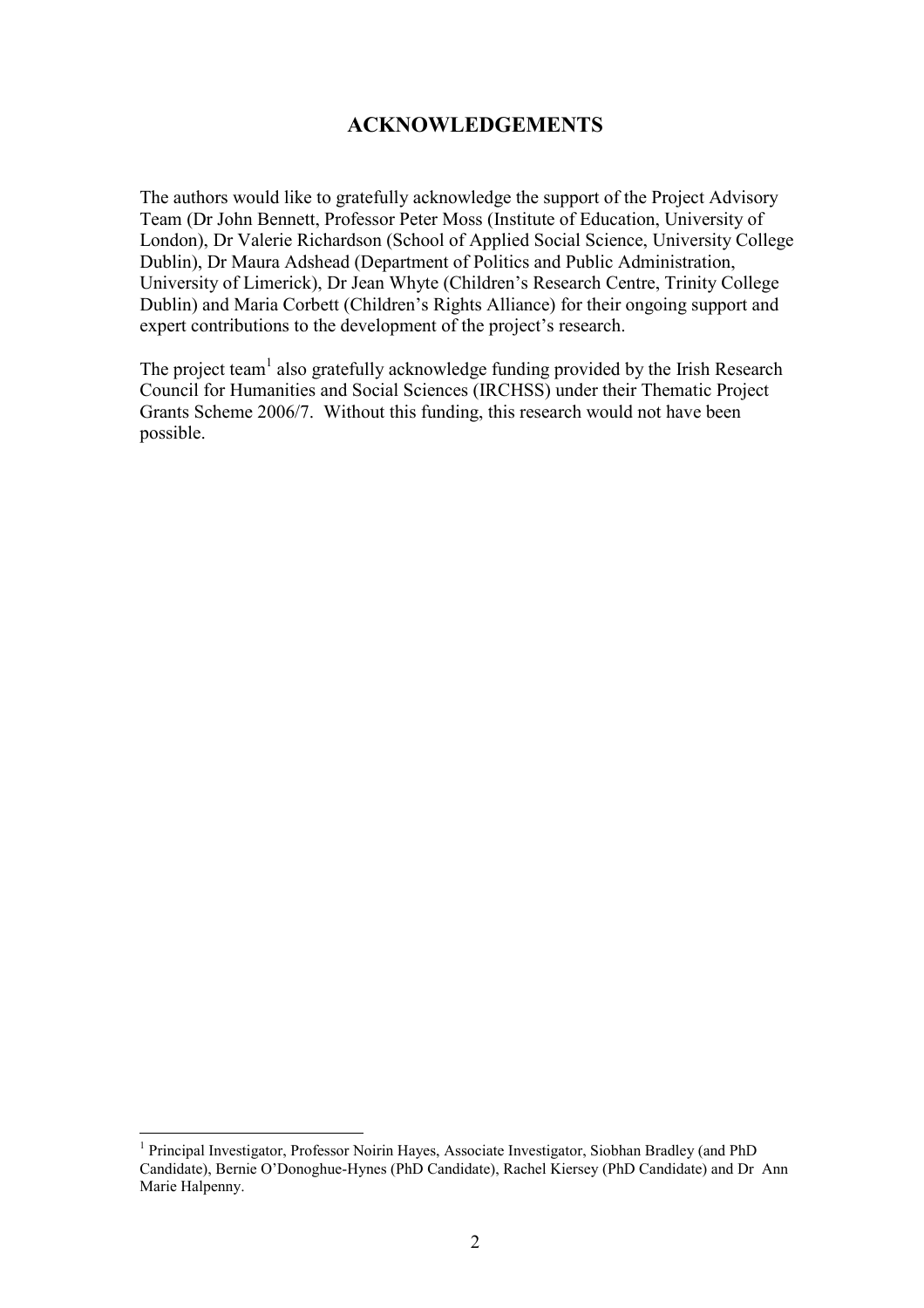# ACKNOWLEDGEMENTS

The authors would like to gratefully acknowledge the support of the Project Advisory Team (Dr John Bennett, Professor Peter Moss (Institute of Education, University of London), Dr Valerie Richardson (School of Applied Social Science, University College Dublin), Dr Maura Adshead (Department of Politics and Public Administration, University of Limerick), Dr Jean Whyte (Children's Research Centre, Trinity College Dublin) and Maria Corbett (Children's Rights Alliance) for their ongoing support and expert contributions to the development of the project's research.

The project team[1] also gratefully acknowledge funding provided by the Irish Research Council for Humanities and Social Sciences (IRCHSS) under their Thematic Project Grants Scheme 2006/7. Without this funding, this research would not have been possible.

---

[1] Principal Investigator, Professor Noirin Hayes, Associate Investigator, Siobhan Bradley (and PhD Candidate), Bernie O'Donoghue-Hynes (PhD Candidate), Rachel Kiersey (PhD Candidate) and Dr Ann Marie Halpenny.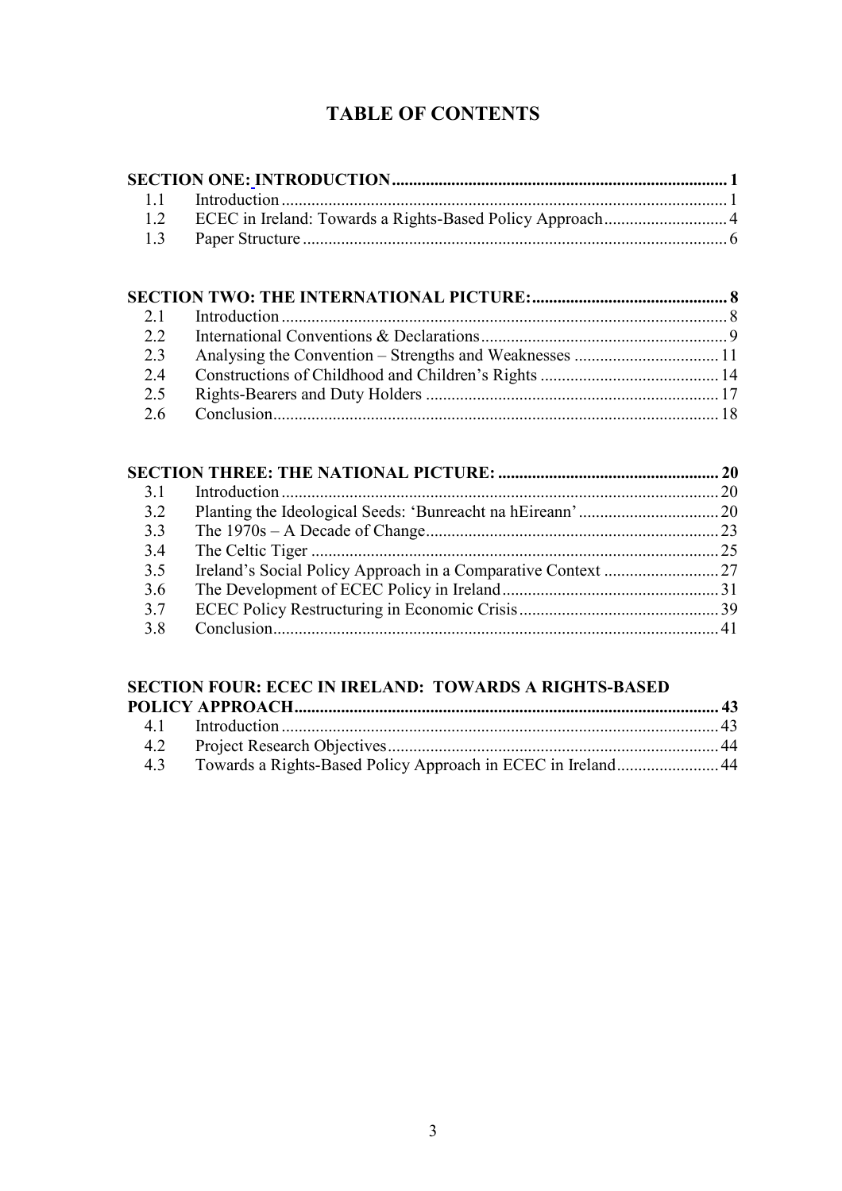# TABLE OF CONTENTS

| | | |
|---|---|---|
| **SECTION ONE: INTRODUCTION** | | **1** |
| 1.1 | Introduction | 1 |
| 1.2 | ECEC in Ireland: Towards a Rights-Based Policy Approach | 4 |
| 1.3 | Paper Structure | 6 |
| **SECTION TWO: THE INTERNATIONAL PICTURE:** | | **8** |
| 2.1 | Introduction | 8 |
| 2.2 | International Conventions & Declarations | 9 |
| 2.3 | Analysing the Convention – Strengths and Weaknesses | 11 |
| 2.4 | Constructions of Childhood and Children's Rights | 14 |
| 2.5 | Rights-Bearers and Duty Holders | 17 |
| 2.6 | Conclusion | 18 |
| **SECTION THREE: THE NATIONAL PICTURE:** | | **20** |
| 3.1 | Introduction | 20 |
| 3.2 | Planting the Ideological Seeds: 'Bunreacht na hEireann' | 20 |
| 3.3 | The 1970s – A Decade of Change | 23 |
| 3.4 | The Celtic Tiger | 25 |
| 3.5 | Ireland's Social Policy Approach in a Comparative Context | 27 |
| 3.6 | The Development of ECEC Policy in Ireland | 31 |
| 3.7 | ECEC Policy Restructuring in Economic Crisis | 39 |
| 3.8 | Conclusion | 41 |
| **SECTION FOUR: ECEC IN IRELAND: TOWARDS A RIGHTS-BASED POLICY APPROACH** | | **43** |
| 4.1 | Introduction | 43 |
| 4.2 | Project Research Objectives | 44 |
| 4.3 | Towards a Rights-Based Policy Approach in ECEC in Ireland | 44 |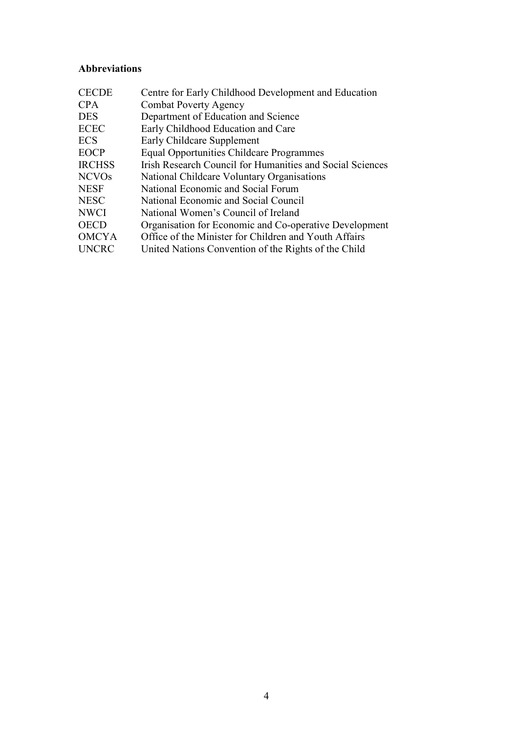**Abbreviations**

| | |
|---|---|
| CECDE | Centre for Early Childhood Development and Education |
| CPA | Combat Poverty Agency |
| DES | Department of Education and Science |
| ECEC | Early Childhood Education and Care |
| ECS | Early Childcare Supplement |
| EOCP | Equal Opportunities Childcare Programmes |
| IRCHSS | Irish Research Council for Humanities and Social Sciences |
| NCVOs | National Childcare Voluntary Organisations |
| NESF | National Economic and Social Forum |
| NESC | National Economic and Social Council |
| NWCI | National Women's Council of Ireland |
| OECD | Organisation for Economic and Co-operative Development |
| OMCYA | Office of the Minister for Children and Youth Affairs |
| UNCRC | United Nations Convention of the Rights of the Child |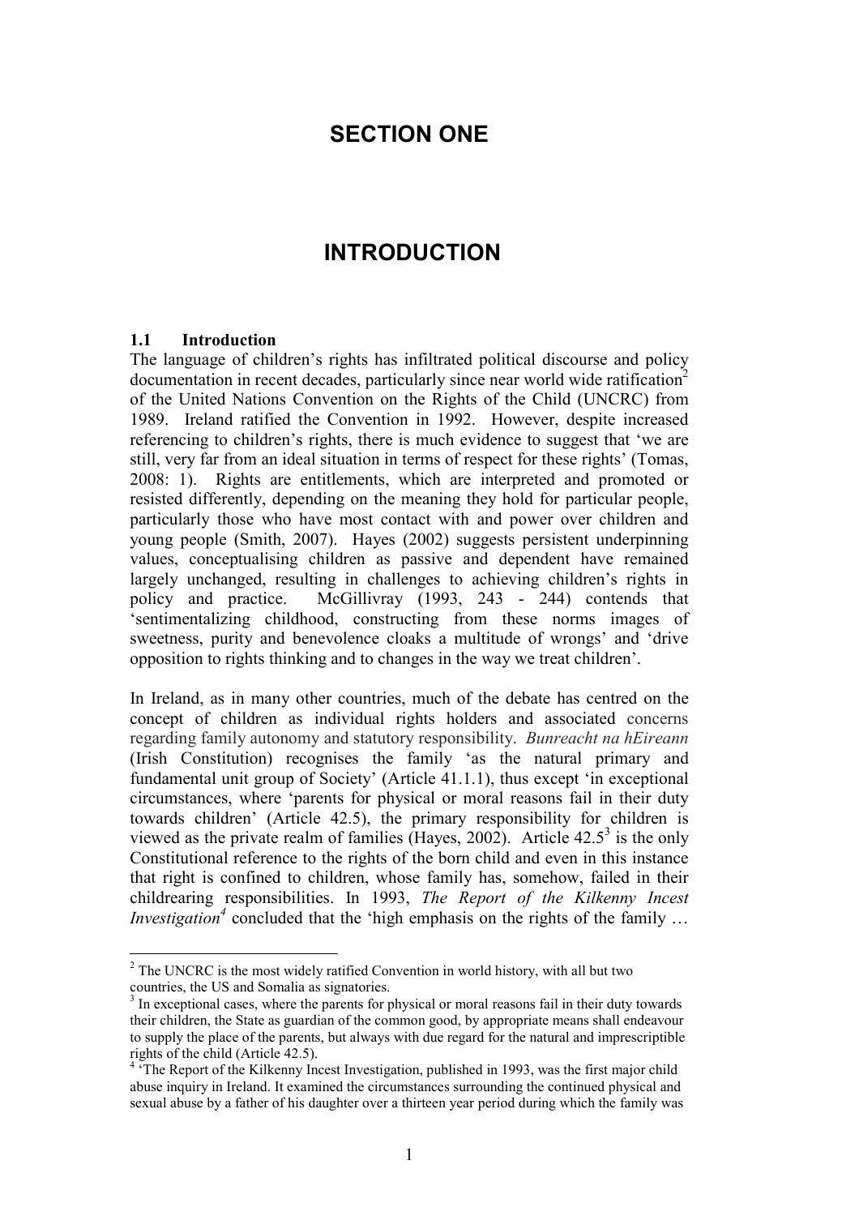# SECTION ONE

# INTRODUCTION

### 1.1 Introduction

The language of children's rights has infiltrated political discourse and policy documentation in recent decades, particularly since near world wide ratification[2] of the United Nations Convention on the Rights of the Child (UNCRC) from 1989. Ireland ratified the Convention in 1992. However, despite increased referencing to children's rights, there is much evidence to suggest that 'we are still, very far from an ideal situation in terms of respect for these rights' (Tomas, 2008: 1). Rights are entitlements, which are interpreted and promoted or resisted differently, depending on the meaning they hold for particular people, particularly those who have most contact with and power over children and young people (Smith, 2007). Hayes (2002) suggests persistent underpinning values, conceptualising children as passive and dependent have remained largely unchanged, resulting in challenges to achieving children's rights in policy and practice. McGillivray (1993, 243 - 244) contends that 'sentimentalizing childhood, constructing from these norms images of sweetness, purity and benevolence cloaks a multitude of wrongs' and 'drive opposition to rights thinking and to changes in the way we treat children'.

In Ireland, as in many other countries, much of the debate has centred on the concept of children as individual rights holders and associated concerns regarding family autonomy and statutory responsibility. *Bunreacht na hEireann* (Irish Constitution) recognises the family 'as the natural primary and fundamental unit group of Society' (Article 41.1.1), thus except 'in exceptional circumstances, where 'parents for physical or moral reasons fail in their duty towards children' (Article 42.5), the primary responsibility for children is viewed as the private realm of families (Hayes, 2002). Article 42.5[3] is the only Constitutional reference to the rights of the born child and even in this instance that right is confined to children, whose family has, somehow, failed in their childrearing responsibilities. In 1993, *The Report of the Kilkenny Incest Investigation*[4] concluded that the 'high emphasis on the rights of the family …

---

[2] The UNCRC is the most widely ratified Convention in world history, with all but two countries, the US and Somalia as signatories.

[3] In exceptional cases, where the parents for physical or moral reasons fail in their duty towards their children, the State as guardian of the common good, by appropriate means shall endeavour to supply the place of the parents, but always with due regard for the natural and imprescriptible rights of the child (Article 42.5).

[4] 'The Report of the Kilkenny Incest Investigation, published in 1993, was the first major child abuse inquiry in Ireland. It examined the circumstances surrounding the continued physical and sexual abuse by a father of his daughter over a thirteen year period during which the family was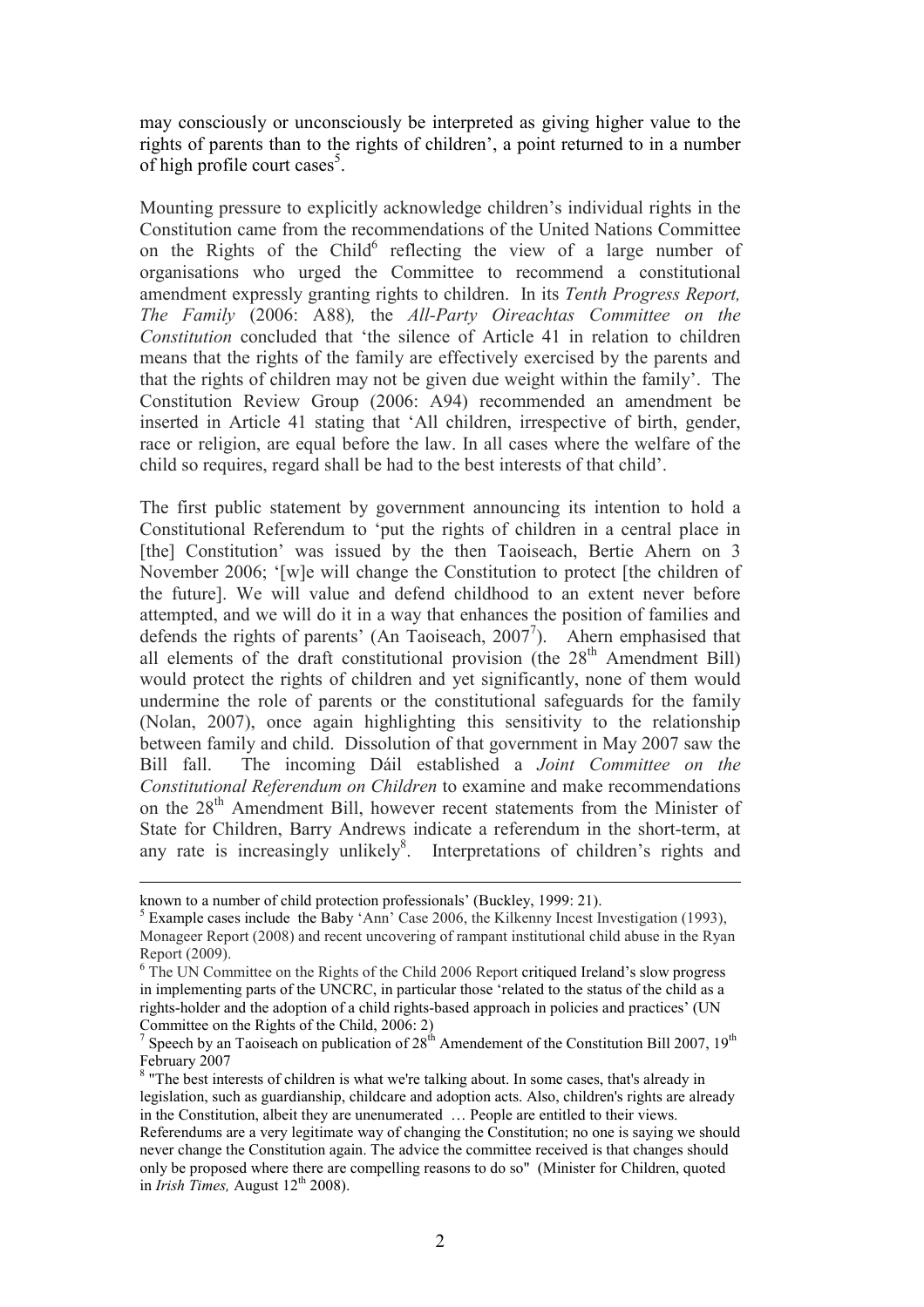may consciously or unconsciously be interpreted as giving higher value to the rights of parents than to the rights of children', a point returned to in a number of high profile court cases[5].

Mounting pressure to explicitly acknowledge children's individual rights in the Constitution came from the recommendations of the United Nations Committee on the Rights of the Child[6] reflecting the view of a large number of organisations who urged the Committee to recommend a constitutional amendment expressly granting rights to children. In its *Tenth Progress Report, The Family* (2006: A88)*,* the *All-Party Oireachtas Committee on the Constitution* concluded that 'the silence of Article 41 in relation to children means that the rights of the family are effectively exercised by the parents and that the rights of children may not be given due weight within the family'. The Constitution Review Group (2006: A94) recommended an amendment be inserted in Article 41 stating that 'All children, irrespective of birth, gender, race or religion, are equal before the law. In all cases where the welfare of the child so requires, regard shall be had to the best interests of that child'.

The first public statement by government announcing its intention to hold a Constitutional Referendum to 'put the rights of children in a central place in [the] Constitution' was issued by the then Taoiseach, Bertie Ahern on 3 November 2006; '[w]e will change the Constitution to protect [the children of the future]. We will value and defend childhood to an extent never before attempted, and we will do it in a way that enhances the position of families and defends the rights of parents' (An Taoiseach, 2007[7]). Ahern emphasised that all elements of the draft constitutional provision (the 28th Amendment Bill) would protect the rights of children and yet significantly, none of them would undermine the role of parents or the constitutional safeguards for the family (Nolan, 2007), once again highlighting this sensitivity to the relationship between family and child. Dissolution of that government in May 2007 saw the Bill fall. The incoming Dáil established a *Joint Committee on the Constitutional Referendum on Children* to examine and make recommendations on the 28th Amendment Bill, however recent statements from the Minister of State for Children, Barry Andrews indicate a referendum in the short-term, at any rate is increasingly unlikely[8]. Interpretations of children's rights and

---

known to a number of child protection professionals' (Buckley, 1999: 21).

[5] Example cases include the Baby 'Ann' Case 2006, the Kilkenny Incest Investigation (1993), Monageer Report (2008) and recent uncovering of rampant institutional child abuse in the Ryan Report (2009).

[6] The UN Committee on the Rights of the Child 2006 Report critiqued Ireland's slow progress in implementing parts of the UNCRC, in particular those 'related to the status of the child as a rights-holder and the adoption of a child rights-based approach in policies and practices' (UN Committee on the Rights of the Child, 2006: 2)

[7] Speech by an Taoiseach on publication of 28th Amendement of the Constitution Bill 2007, 19th February 2007

[8] "The best interests of children is what we're talking about. In some cases, that's already in legislation, such as guardianship, childcare and adoption acts. Also, children's rights are already in the Constitution, albeit they are unenumerated … People are entitled to their views. Referendums are a very legitimate way of changing the Constitution; no one is saying we should never change the Constitution again. The advice the committee received is that changes should only be proposed where there are compelling reasons to do so" (Minister for Children, quoted in *Irish Times,* August 12th 2008).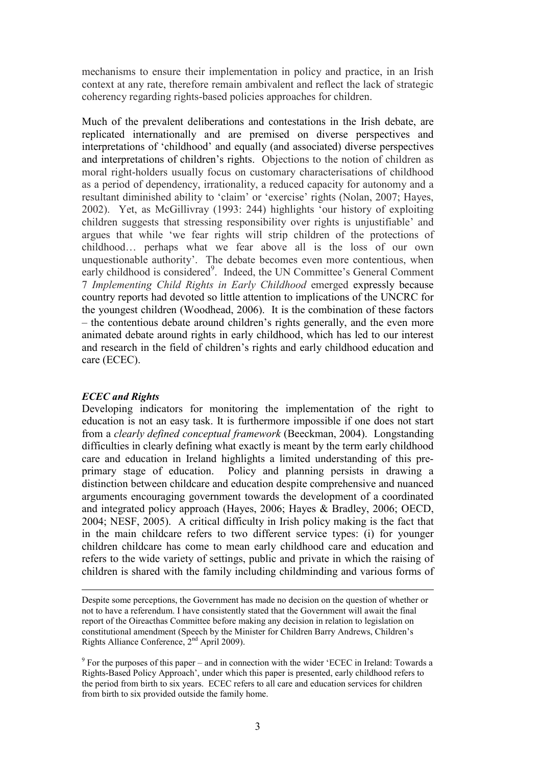mechanisms to ensure their implementation in policy and practice, in an Irish context at any rate, therefore remain ambivalent and reflect the lack of strategic coherency regarding rights-based policies approaches for children.

Much of the prevalent deliberations and contestations in the Irish debate, are replicated internationally and are premised on diverse perspectives and interpretations of 'childhood' and equally (and associated) diverse perspectives and interpretations of children's rights. Objections to the notion of children as moral right-holders usually focus on customary characterisations of childhood as a period of dependency, irrationality, a reduced capacity for autonomy and a resultant diminished ability to 'claim' or 'exercise' rights (Nolan, 2007; Hayes, 2002). Yet, as McGillivray (1993: 244) highlights 'our history of exploiting children suggests that stressing responsibility over rights is unjustifiable' and argues that while 'we fear rights will strip children of the protections of childhood… perhaps what we fear above all is the loss of our own unquestionable authority'. The debate becomes even more contentious, when early childhood is considered[9]. Indeed, the UN Committee's General Comment 7 *Implementing Child Rights in Early Childhood* emerged expressly because country reports had devoted so little attention to implications of the UNCRC for the youngest children (Woodhead, 2006). It is the combination of these factors – the contentious debate around children's rights generally, and the even more animated debate around rights in early childhood, which has led to our interest and research in the field of children's rights and early childhood education and care (ECEC).

### *ECEC and Rights*

Developing indicators for monitoring the implementation of the right to education is not an easy task. It is furthermore impossible if one does not start from a *clearly defined conceptual framework* (Beeckman, 2004). Longstanding difficulties in clearly defining what exactly is meant by the term early childhood care and education in Ireland highlights a limited understanding of this pre-primary stage of education. Policy and planning persists in drawing a distinction between childcare and education despite comprehensive and nuanced arguments encouraging government towards the development of a coordinated and integrated policy approach (Hayes, 2006; Hayes & Bradley, 2006; OECD, 2004; NESF, 2005). A critical difficulty in Irish policy making is the fact that in the main childcare refers to two different service types: (i) for younger children childcare has come to mean early childhood care and education and refers to the wide variety of settings, public and private in which the raising of children is shared with the family including childminding and various forms of

---

Despite some perceptions, the Government has made no decision on the question of whether or not to have a referendum. I have consistently stated that the Government will await the final report of the Oireachtas Committee before making any decision in relation to legislation on constitutional amendment (Speech by the Minister for Children Barry Andrews, Children's Rights Alliance Conference, 2nd April 2009).

[9] For the purposes of this paper – and in connection with the wider 'ECEC in Ireland: Towards a Rights-Based Policy Approach', under which this paper is presented, early childhood refers to the period from birth to six years. ECEC refers to all care and education services for children from birth to six provided outside the family home.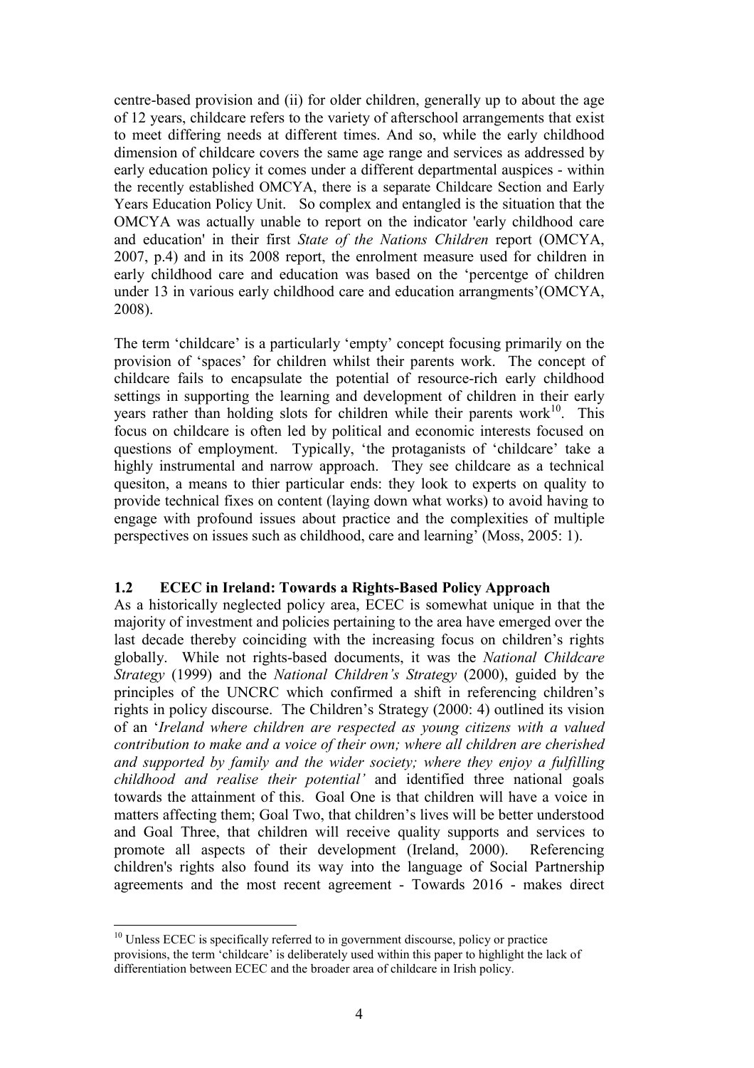centre-based provision and (ii) for older children, generally up to about the age of 12 years, childcare refers to the variety of afterschool arrangements that exist to meet differing needs at different times. And so, while the early childhood dimension of childcare covers the same age range and services as addressed by early education policy it comes under a different departmental auspices - within the recently established OMCYA, there is a separate Childcare Section and Early Years Education Policy Unit. So complex and entangled is the situation that the OMCYA was actually unable to report on the indicator 'early childhood care and education' in their first *State of the Nations Children* report (OMCYA, 2007, p.4) and in its 2008 report, the enrolment measure used for children in early childhood care and education was based on the 'percentge of children under 13 in various early childhood care and education arrangments'(OMCYA, 2008).

The term 'childcare' is a particularly 'empty' concept focusing primarily on the provision of 'spaces' for children whilst their parents work. The concept of childcare fails to encapsulate the potential of resource-rich early childhood settings in supporting the learning and development of children in their early years rather than holding slots for children while their parents work[10]. This focus on childcare is often led by political and economic interests focused on questions of employment. Typically, 'the protaganists of 'childcare' take a highly instrumental and narrow approach. They see childcare as a technical quesiton, a means to thier particular ends: they look to experts on quality to provide technical fixes on content (laying down what works) to avoid having to engage with profound issues about practice and the complexities of multiple perspectives on issues such as childhood, care and learning' (Moss, 2005: 1).

### 1.2 ECEC in Ireland: Towards a Rights-Based Policy Approach

As a historically neglected policy area, ECEC is somewhat unique in that the majority of investment and policies pertaining to the area have emerged over the last decade thereby coinciding with the increasing focus on children's rights globally. While not rights-based documents, it was the *National Childcare Strategy* (1999) and the *National Children's Strategy* (2000), guided by the principles of the UNCRC which confirmed a shift in referencing children's rights in policy discourse. The Children's Strategy (2000: 4) outlined its vision of an '*Ireland where children are respected as young citizens with a valued contribution to make and a voice of their own; where all children are cherished and supported by family and the wider society; where they enjoy a fulfilling childhood and realise their potential'* and identified three national goals towards the attainment of this. Goal One is that children will have a voice in matters affecting them; Goal Two, that children's lives will be better understood and Goal Three, that children will receive quality supports and services to promote all aspects of their development (Ireland, 2000). Referencing children's rights also found its way into the language of Social Partnership agreements and the most recent agreement - Towards 2016 - makes direct

---

[10] Unless ECEC is specifically referred to in government discourse, policy or practice provisions, the term 'childcare' is deliberately used within this paper to highlight the lack of differentiation between ECEC and the broader area of childcare in Irish policy.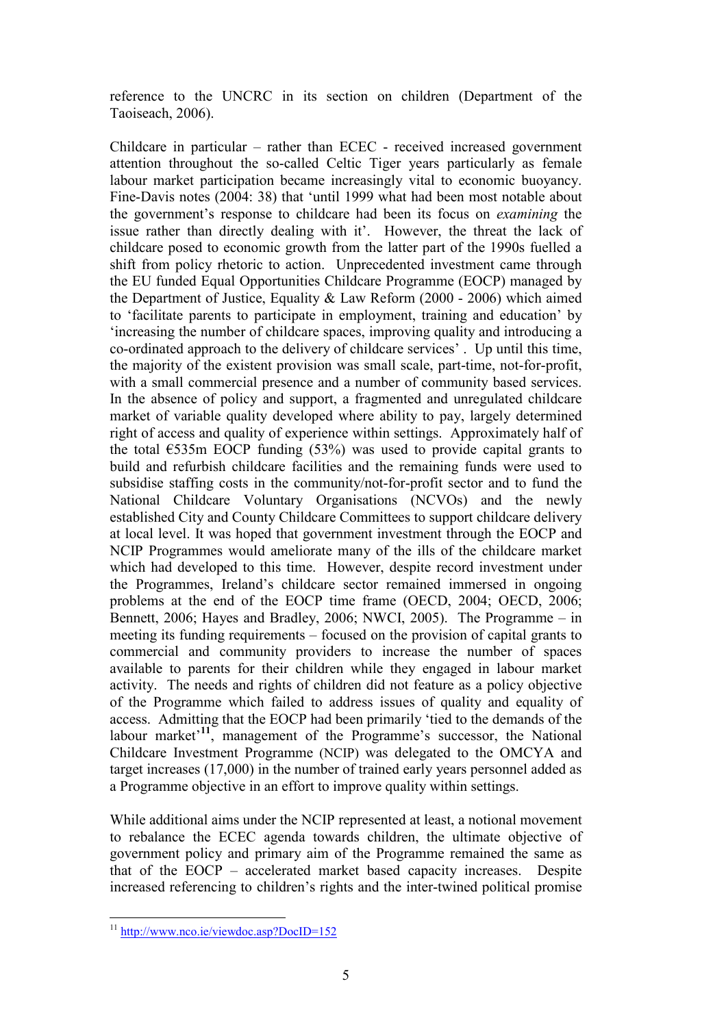reference to the UNCRC in its section on children (Department of the Taoiseach, 2006).

Childcare in particular – rather than ECEC - received increased government attention throughout the so-called Celtic Tiger years particularly as female labour market participation became increasingly vital to economic buoyancy. Fine-Davis notes (2004: 38) that 'until 1999 what had been most notable about the government's response to childcare had been its focus on *examining* the issue rather than directly dealing with it'. However, the threat the lack of childcare posed to economic growth from the latter part of the 1990s fuelled a shift from policy rhetoric to action. Unprecedented investment came through the EU funded Equal Opportunities Childcare Programme (EOCP) managed by the Department of Justice, Equality & Law Reform (2000 - 2006) which aimed to 'facilitate parents to participate in employment, training and education' by 'increasing the number of childcare spaces, improving quality and introducing a co-ordinated approach to the delivery of childcare services' . Up until this time, the majority of the existent provision was small scale, part-time, not-for-profit, with a small commercial presence and a number of community based services. In the absence of policy and support, a fragmented and unregulated childcare market of variable quality developed where ability to pay, largely determined right of access and quality of experience within settings. Approximately half of the total €535m EOCP funding (53%) was used to provide capital grants to build and refurbish childcare facilities and the remaining funds were used to subsidise staffing costs in the community/not-for-profit sector and to fund the National Childcare Voluntary Organisations (NCVOs) and the newly established City and County Childcare Committees to support childcare delivery at local level. It was hoped that government investment through the EOCP and NCIP Programmes would ameliorate many of the ills of the childcare market which had developed to this time. However, despite record investment under the Programmes, Ireland's childcare sector remained immersed in ongoing problems at the end of the EOCP time frame (OECD, 2004; OECD, 2006; Bennett, 2006; Hayes and Bradley, 2006; NWCI, 2005). The Programme – in meeting its funding requirements – focused on the provision of capital grants to commercial and community providers to increase the number of spaces available to parents for their children while they engaged in labour market activity. The needs and rights of children did not feature as a policy objective of the Programme which failed to address issues of quality and equality of access. Admitting that the EOCP had been primarily 'tied to the demands of the labour market'[11], management of the Programme's successor, the National Childcare Investment Programme (NCIP) was delegated to the OMCYA and target increases (17,000) in the number of trained early years personnel added as a Programme objective in an effort to improve quality within settings.

While additional aims under the NCIP represented at least, a notional movement to rebalance the ECEC agenda towards children, the ultimate objective of government policy and primary aim of the Programme remained the same as that of the EOCP – accelerated market based capacity increases. Despite increased referencing to children's rights and the inter-twined political promise

[11] http://www.nco.ie/viewdoc.asp?DocID=152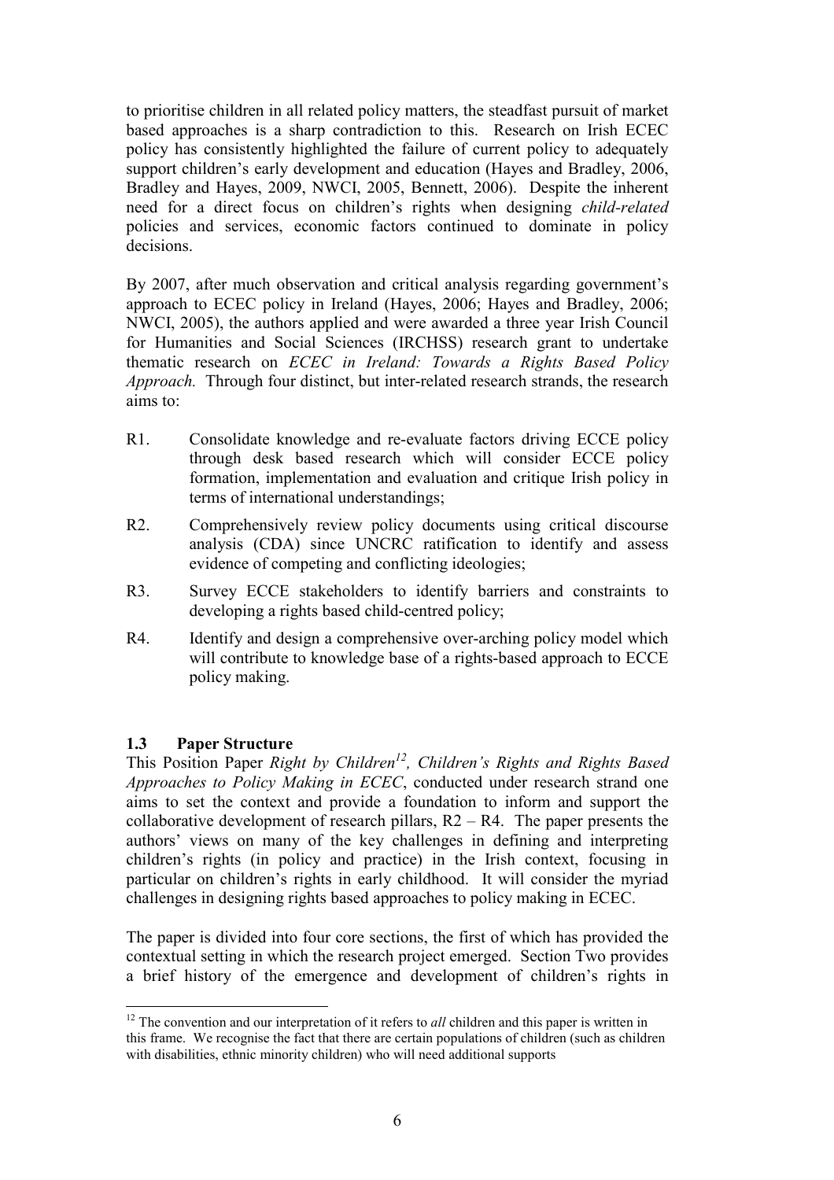to prioritise children in all related policy matters, the steadfast pursuit of market based approaches is a sharp contradiction to this. Research on Irish ECEC policy has consistently highlighted the failure of current policy to adequately support children's early development and education (Hayes and Bradley, 2006, Bradley and Hayes, 2009, NWCI, 2005, Bennett, 2006). Despite the inherent need for a direct focus on children's rights when designing *child-related* policies and services, economic factors continued to dominate in policy decisions.

By 2007, after much observation and critical analysis regarding government's approach to ECEC policy in Ireland (Hayes, 2006; Hayes and Bradley, 2006; NWCI, 2005), the authors applied and were awarded a three year Irish Council for Humanities and Social Sciences (IRCHSS) research grant to undertake thematic research on *ECEC in Ireland: Towards a Rights Based Policy Approach.* Through four distinct, but inter-related research strands, the research aims to:

- R1. Consolidate knowledge and re-evaluate factors driving ECCE policy through desk based research which will consider ECCE policy formation, implementation and evaluation and critique Irish policy in terms of international understandings;
- R2. Comprehensively review policy documents using critical discourse analysis (CDA) since UNCRC ratification to identify and assess evidence of competing and conflicting ideologies;
- R3. Survey ECCE stakeholders to identify barriers and constraints to developing a rights based child-centred policy;
- R4. Identify and design a comprehensive over-arching policy model which will contribute to knowledge base of a rights-based approach to ECCE policy making.

### 1.3 Paper Structure

This Position Paper *Right by Children*[12]*, Children's Rights and Rights Based Approaches to Policy Making in ECEC*, conducted under research strand one aims to set the context and provide a foundation to inform and support the collaborative development of research pillars, R2 – R4. The paper presents the authors' views on many of the key challenges in defining and interpreting children's rights (in policy and practice) in the Irish context, focusing in particular on children's rights in early childhood. It will consider the myriad challenges in designing rights based approaches to policy making in ECEC.

The paper is divided into four core sections, the first of which has provided the contextual setting in which the research project emerged. Section Two provides a brief history of the emergence and development of children's rights in

[12] The convention and our interpretation of it refers to *all* children and this paper is written in this frame. We recognise the fact that there are certain populations of children (such as children with disabilities, ethnic minority children) who will need additional supports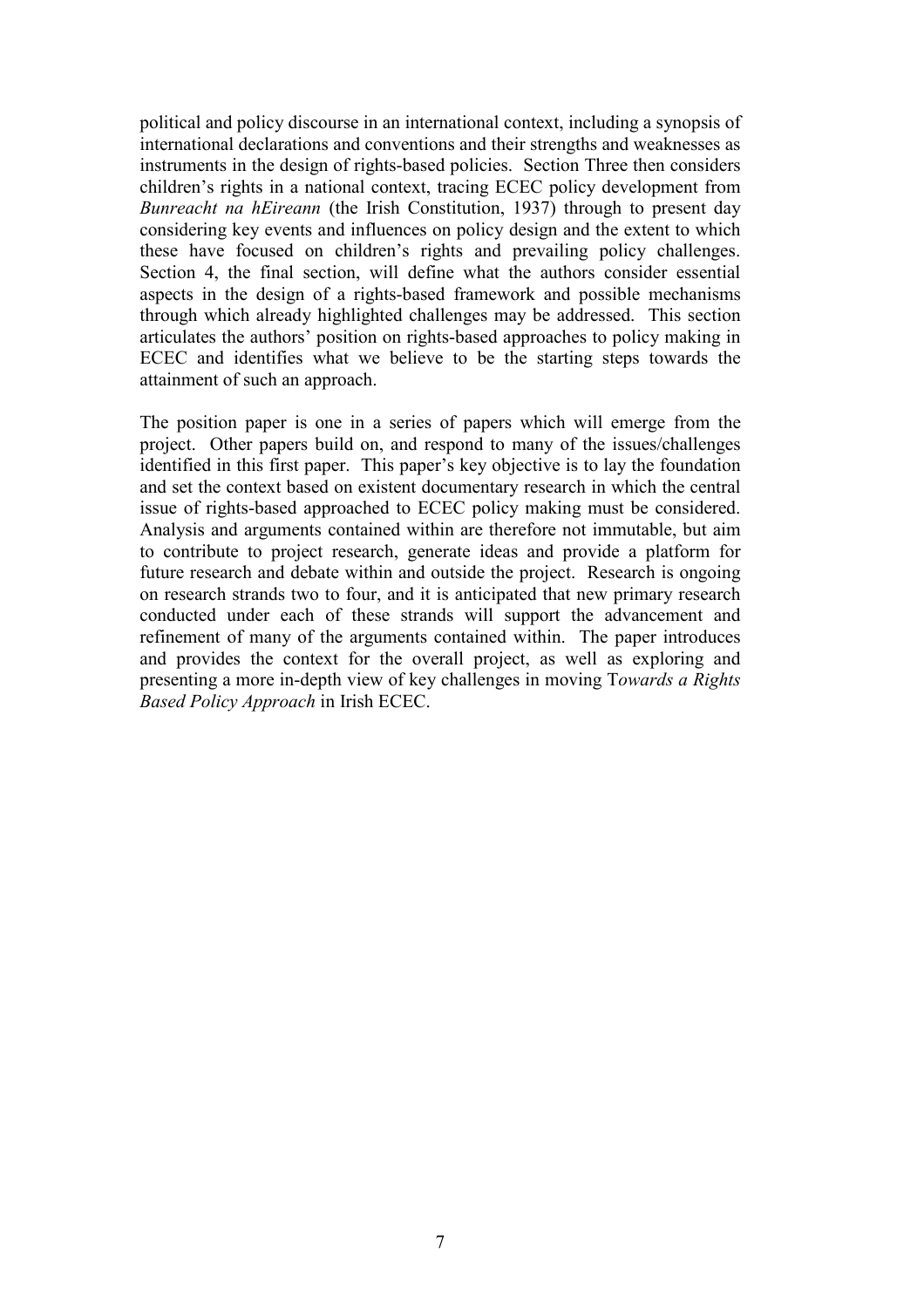political and policy discourse in an international context, including a synopsis of international declarations and conventions and their strengths and weaknesses as instruments in the design of rights-based policies. Section Three then considers children's rights in a national context, tracing ECEC policy development from *Bunreacht na hEireann* (the Irish Constitution, 1937) through to present day considering key events and influences on policy design and the extent to which these have focused on children's rights and prevailing policy challenges. Section 4, the final section, will define what the authors consider essential aspects in the design of a rights-based framework and possible mechanisms through which already highlighted challenges may be addressed. This section articulates the authors' position on rights-based approaches to policy making in ECEC and identifies what we believe to be the starting steps towards the attainment of such an approach.

The position paper is one in a series of papers which will emerge from the project. Other papers build on, and respond to many of the issues/challenges identified in this first paper. This paper's key objective is to lay the foundation and set the context based on existent documentary research in which the central issue of rights-based approached to ECEC policy making must be considered. Analysis and arguments contained within are therefore not immutable, but aim to contribute to project research, generate ideas and provide a platform for future research and debate within and outside the project. Research is ongoing on research strands two to four, and it is anticipated that new primary research conducted under each of these strands will support the advancement and refinement of many of the arguments contained within. The paper introduces and provides the context for the overall project, as well as exploring and presenting a more in-depth view of key challenges in moving T*owards a Rights Based Policy Approach* in Irish ECEC.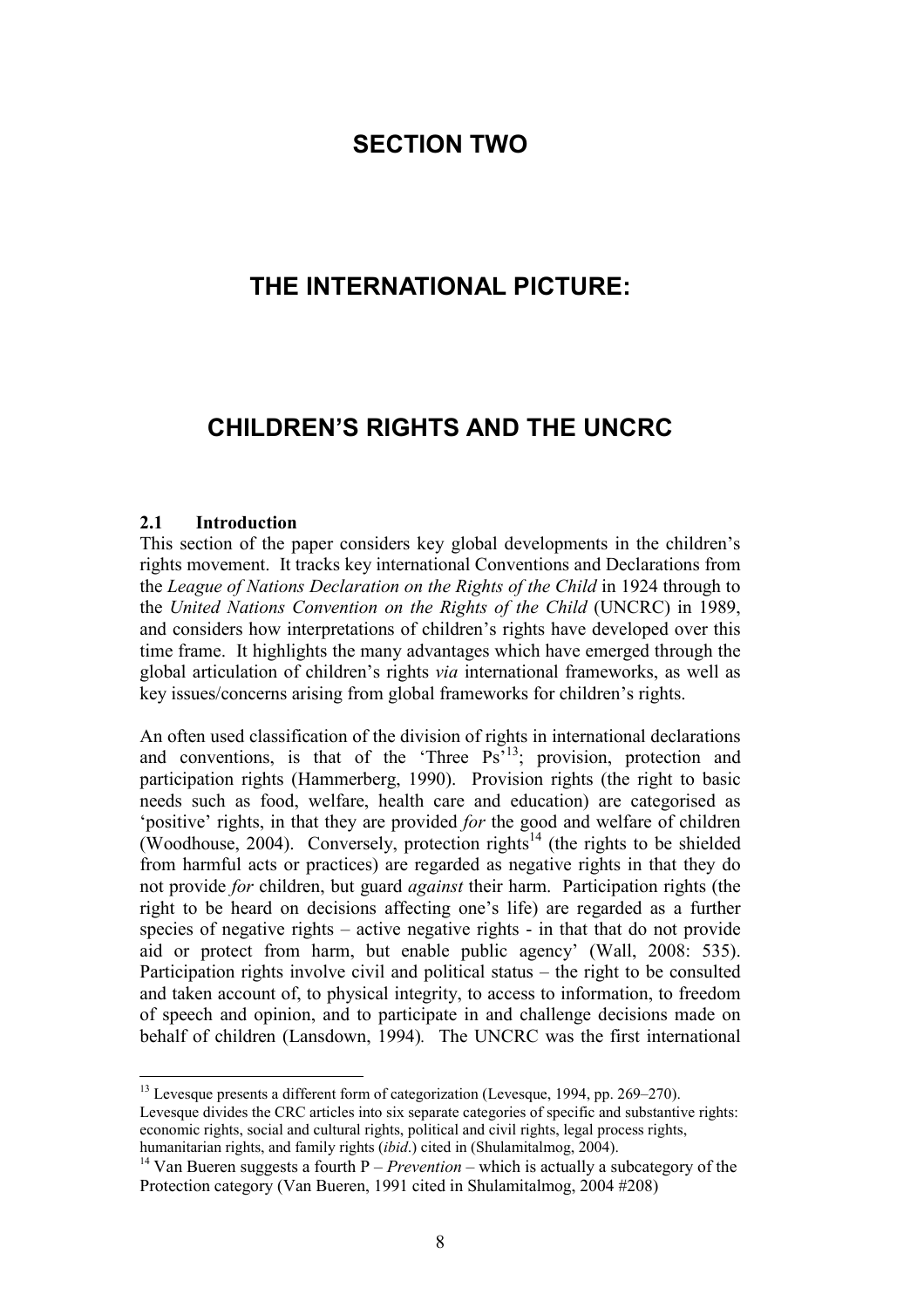# SECTION TWO

# THE INTERNATIONAL PICTURE:

# CHILDREN'S RIGHTS AND THE UNCRC

## 2.1 Introduction

This section of the paper considers key global developments in the children's rights movement. It tracks key international Conventions and Declarations from the *League of Nations Declaration on the Rights of the Child* in 1924 through to the *United Nations Convention on the Rights of the Child* (UNCRC) in 1989, and considers how interpretations of children's rights have developed over this time frame. It highlights the many advantages which have emerged through the global articulation of children's rights *via* international frameworks, as well as key issues/concerns arising from global frameworks for children's rights.

An often used classification of the division of rights in international declarations and conventions, is that of the 'Three Ps'[13]; provision, protection and participation rights (Hammerberg, 1990). Provision rights (the right to basic needs such as food, welfare, health care and education) are categorised as 'positive' rights, in that they are provided *for* the good and welfare of children (Woodhouse, 2004). Conversely, protection rights[14] (the rights to be shielded from harmful acts or practices) are regarded as negative rights in that they do not provide *for* children, but guard *against* their harm. Participation rights (the right to be heard on decisions affecting one's life) are regarded as a further species of negative rights – active negative rights - in that that do not provide aid or protect from harm, but enable public agency' (Wall, 2008: 535). Participation rights involve civil and political status – the right to be consulted and taken account of, to physical integrity, to access to information, to freedom of speech and opinion, and to participate in and challenge decisions made on behalf of children (Lansdown, 1994). The UNCRC was the first international

---

[13] Levesque presents a different form of categorization (Levesque, 1994, pp. 269–270). Levesque divides the CRC articles into six separate categories of specific and substantive rights: economic rights, social and cultural rights, political and civil rights, legal process rights, humanitarian rights, and family rights (*ibid*.) cited in (Shulamitalmog, 2004).

[14] Van Bueren suggests a fourth P – *Prevention* – which is actually a subcategory of the Protection category (Van Bueren, 1991 cited in Shulamitalmog, 2004 #208)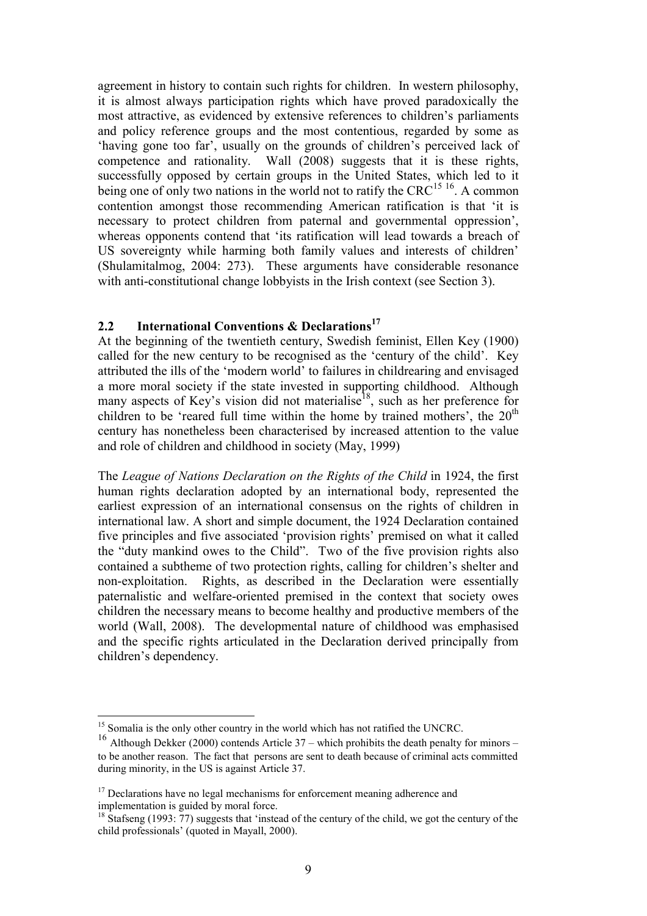agreement in history to contain such rights for children. In western philosophy, it is almost always participation rights which have proved paradoxically the most attractive, as evidenced by extensive references to children's parliaments and policy reference groups and the most contentious, regarded by some as 'having gone too far', usually on the grounds of children's perceived lack of competence and rationality. Wall (2008) suggests that it is these rights, successfully opposed by certain groups in the United States, which led to it being one of only two nations in the world not to ratify the CRC[15] [16]. A common contention amongst those recommending American ratification is that 'it is necessary to protect children from paternal and governmental oppression', whereas opponents contend that 'its ratification will lead towards a breach of US sovereignty while harming both family values and interests of children' (Shulamitalmog, 2004: 273). These arguments have considerable resonance with anti-constitutional change lobbyists in the Irish context (see Section 3).

## 2.2 International Conventions & Declarations[17]

At the beginning of the twentieth century, Swedish feminist, Ellen Key (1900) called for the new century to be recognised as the 'century of the child'. Key attributed the ills of the 'modern world' to failures in childrearing and envisaged a more moral society if the state invested in supporting childhood. Although many aspects of Key's vision did not materialise[18], such as her preference for children to be 'reared full time within the home by trained mothers', the 20th century has nonetheless been characterised by increased attention to the value and role of children and childhood in society (May, 1999)

The *League of Nations Declaration on the Rights of the Child* in 1924, the first human rights declaration adopted by an international body, represented the earliest expression of an international consensus on the rights of children in international law. A short and simple document, the 1924 Declaration contained five principles and five associated 'provision rights' premised on what it called the "duty mankind owes to the Child". Two of the five provision rights also contained a subtheme of two protection rights, calling for children's shelter and non-exploitation. Rights, as described in the Declaration were essentially paternalistic and welfare-oriented premised in the context that society owes children the necessary means to become healthy and productive members of the world (Wall, 2008). The developmental nature of childhood was emphasised and the specific rights articulated in the Declaration derived principally from children's dependency.

---

[15] Somalia is the only other country in the world which has not ratified the UNCRC.

[16] Although Dekker (2000) contends Article 37 – which prohibits the death penalty for minors – to be another reason. The fact that persons are sent to death because of criminal acts committed during minority, in the US is against Article 37.

[17] Declarations have no legal mechanisms for enforcement meaning adherence and implementation is guided by moral force.

[18] Stafseng (1993: 77) suggests that 'instead of the century of the child, we got the century of the child professionals' (quoted in Mayall, 2000).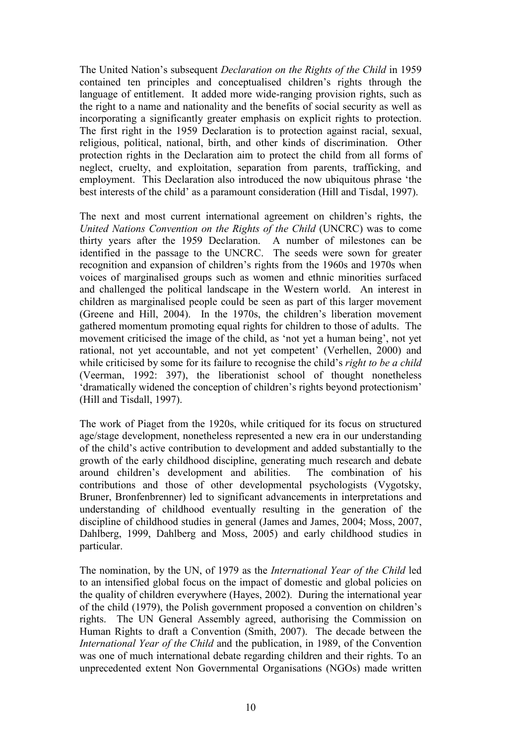The United Nation's subsequent *Declaration on the Rights of the Child* in 1959 contained ten principles and conceptualised children's rights through the language of entitlement. It added more wide-ranging provision rights, such as the right to a name and nationality and the benefits of social security as well as incorporating a significantly greater emphasis on explicit rights to protection. The first right in the 1959 Declaration is to protection against racial, sexual, religious, political, national, birth, and other kinds of discrimination. Other protection rights in the Declaration aim to protect the child from all forms of neglect, cruelty, and exploitation, separation from parents, trafficking, and employment. This Declaration also introduced the now ubiquitous phrase 'the best interests of the child' as a paramount consideration (Hill and Tisdal, 1997).

The next and most current international agreement on children's rights, the *United Nations Convention on the Rights of the Child* (UNCRC) was to come thirty years after the 1959 Declaration. A number of milestones can be identified in the passage to the UNCRC. The seeds were sown for greater recognition and expansion of children's rights from the 1960s and 1970s when voices of marginalised groups such as women and ethnic minorities surfaced and challenged the political landscape in the Western world. An interest in children as marginalised people could be seen as part of this larger movement (Greene and Hill, 2004). In the 1970s, the children's liberation movement gathered momentum promoting equal rights for children to those of adults. The movement criticised the image of the child, as 'not yet a human being', not yet rational, not yet accountable, and not yet competent' (Verhellen, 2000) and while criticised by some for its failure to recognise the child's *right to be a child* (Veerman, 1992: 397), the liberationist school of thought nonetheless 'dramatically widened the conception of children's rights beyond protectionism' (Hill and Tisdall, 1997).

The work of Piaget from the 1920s, while critiqued for its focus on structured age/stage development, nonetheless represented a new era in our understanding of the child's active contribution to development and added substantially to the growth of the early childhood discipline, generating much research and debate around children's development and abilities. The combination of his contributions and those of other developmental psychologists (Vygotsky, Bruner, Bronfenbrenner) led to significant advancements in interpretations and understanding of childhood eventually resulting in the generation of the discipline of childhood studies in general (James and James, 2004; Moss, 2007, Dahlberg, 1999, Dahlberg and Moss, 2005) and early childhood studies in particular.

The nomination, by the UN, of 1979 as the *International Year of the Child* led to an intensified global focus on the impact of domestic and global policies on the quality of children everywhere (Hayes, 2002). During the international year of the child (1979), the Polish government proposed a convention on children's rights. The UN General Assembly agreed, authorising the Commission on Human Rights to draft a Convention (Smith, 2007). The decade between the *International Year of the Child* and the publication, in 1989, of the Convention was one of much international debate regarding children and their rights. To an unprecedented extent Non Governmental Organisations (NGOs) made written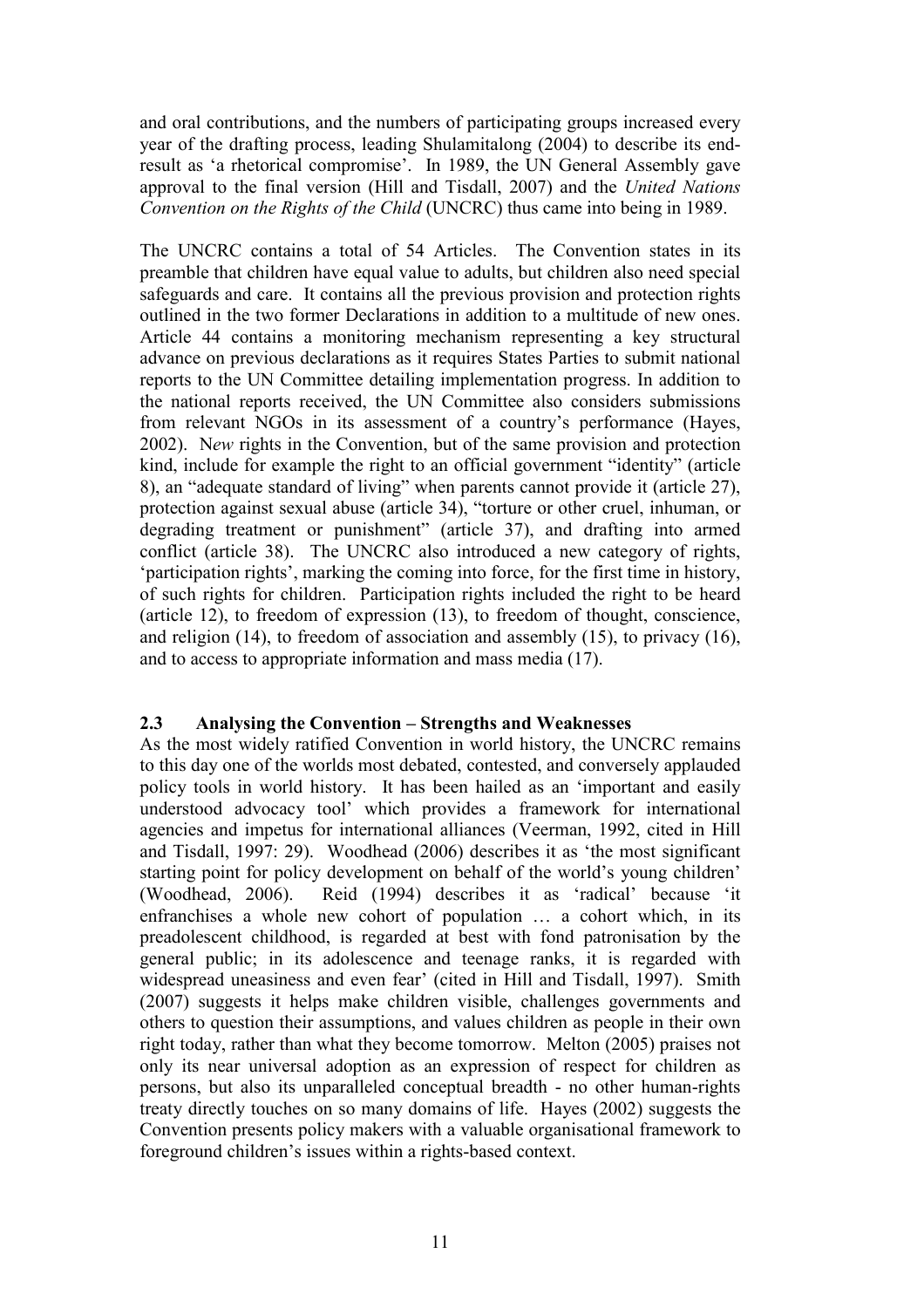and oral contributions, and the numbers of participating groups increased every year of the drafting process, leading Shulamitalong (2004) to describe its end-result as 'a rhetorical compromise'. In 1989, the UN General Assembly gave approval to the final version (Hill and Tisdall, 2007) and the *United Nations Convention on the Rights of the Child* (UNCRC) thus came into being in 1989.

The UNCRC contains a total of 54 Articles. The Convention states in its preamble that children have equal value to adults, but children also need special safeguards and care. It contains all the previous provision and protection rights outlined in the two former Declarations in addition to a multitude of new ones. Article 44 contains a monitoring mechanism representing a key structural advance on previous declarations as it requires States Parties to submit national reports to the UN Committee detailing implementation progress. In addition to the national reports received, the UN Committee also considers submissions from relevant NGOs in its assessment of a country's performance (Hayes, 2002). N*ew* rights in the Convention, but of the same provision and protection kind, include for example the right to an official government "identity" (article 8), an "adequate standard of living" when parents cannot provide it (article 27), protection against sexual abuse (article 34), "torture or other cruel, inhuman, or degrading treatment or punishment" (article 37), and drafting into armed conflict (article 38). The UNCRC also introduced a new category of rights, 'participation rights', marking the coming into force, for the first time in history, of such rights for children. Participation rights included the right to be heard (article 12), to freedom of expression (13), to freedom of thought, conscience, and religion (14), to freedom of association and assembly (15), to privacy (16), and to access to appropriate information and mass media (17).

## 2.3 Analysing the Convention – Strengths and Weaknesses

As the most widely ratified Convention in world history, the UNCRC remains to this day one of the worlds most debated, contested, and conversely applauded policy tools in world history. It has been hailed as an 'important and easily understood advocacy tool' which provides a framework for international agencies and impetus for international alliances (Veerman, 1992, cited in Hill and Tisdall, 1997: 29). Woodhead (2006) describes it as 'the most significant starting point for policy development on behalf of the world's young children' (Woodhead, 2006). Reid (1994) describes it as 'radical' because 'it enfranchises a whole new cohort of population … a cohort which, in its preadolescent childhood, is regarded at best with fond patronisation by the general public; in its adolescence and teenage ranks, it is regarded with widespread uneasiness and even fear' (cited in Hill and Tisdall, 1997). Smith (2007) suggests it helps make children visible, challenges governments and others to question their assumptions, and values children as people in their own right today, rather than what they become tomorrow. Melton (2005) praises not only its near universal adoption as an expression of respect for children as persons, but also its unparalleled conceptual breadth - no other human-rights treaty directly touches on so many domains of life. Hayes (2002) suggests the Convention presents policy makers with a valuable organisational framework to foreground children's issues within a rights-based context.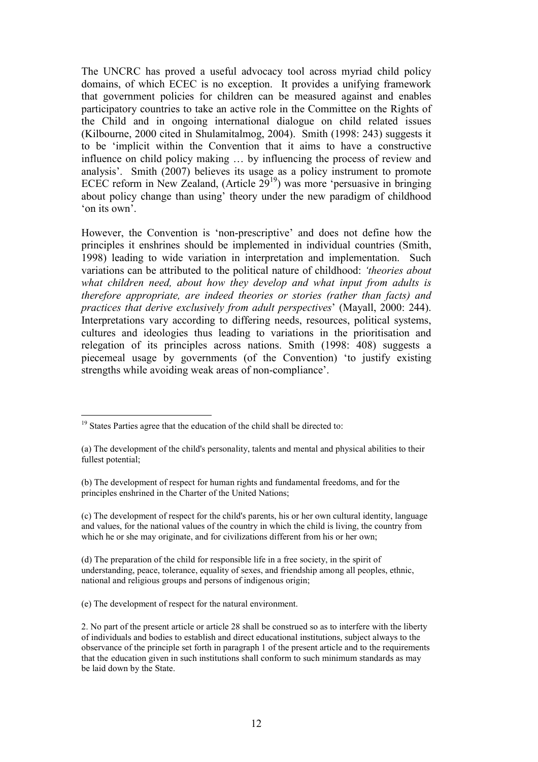The UNCRC has proved a useful advocacy tool across myriad child policy domains, of which ECEC is no exception. It provides a unifying framework that government policies for children can be measured against and enables participatory countries to take an active role in the Committee on the Rights of the Child and in ongoing international dialogue on child related issues (Kilbourne, 2000 cited in Shulamitalmog, 2004). Smith (1998: 243) suggests it to be 'implicit within the Convention that it aims to have a constructive influence on child policy making … by influencing the process of review and analysis'. Smith (2007) believes its usage as a policy instrument to promote ECEC reform in New Zealand, (Article 29[19]) was more 'persuasive in bringing about policy change than using' theory under the new paradigm of childhood 'on its own'.

However, the Convention is 'non-prescriptive' and does not define how the principles it enshrines should be implemented in individual countries (Smith, 1998) leading to wide variation in interpretation and implementation. Such variations can be attributed to the political nature of childhood: *'theories about what children need, about how they develop and what input from adults is therefore appropriate, are indeed theories or stories (rather than facts) and practices that derive exclusively from adult perspectives*' (Mayall, 2000: 244). Interpretations vary according to differing needs, resources, political systems, cultures and ideologies thus leading to variations in the prioritisation and relegation of its principles across nations. Smith (1998: 408) suggests a piecemeal usage by governments (of the Convention) 'to justify existing strengths while avoiding weak areas of non-compliance'.

---

[19] States Parties agree that the education of the child shall be directed to:

(a) The development of the child's personality, talents and mental and physical abilities to their fullest potential;

(b) The development of respect for human rights and fundamental freedoms, and for the principles enshrined in the Charter of the United Nations;

(c) The development of respect for the child's parents, his or her own cultural identity, language and values, for the national values of the country in which the child is living, the country from which he or she may originate, and for civilizations different from his or her own;

(d) The preparation of the child for responsible life in a free society, in the spirit of understanding, peace, tolerance, equality of sexes, and friendship among all peoples, ethnic, national and religious groups and persons of indigenous origin;

(e) The development of respect for the natural environment.

2. No part of the present article or article 28 shall be construed so as to interfere with the liberty of individuals and bodies to establish and direct educational institutions, subject always to the observance of the principle set forth in paragraph 1 of the present article and to the requirements that the education given in such institutions shall conform to such minimum standards as may be laid down by the State.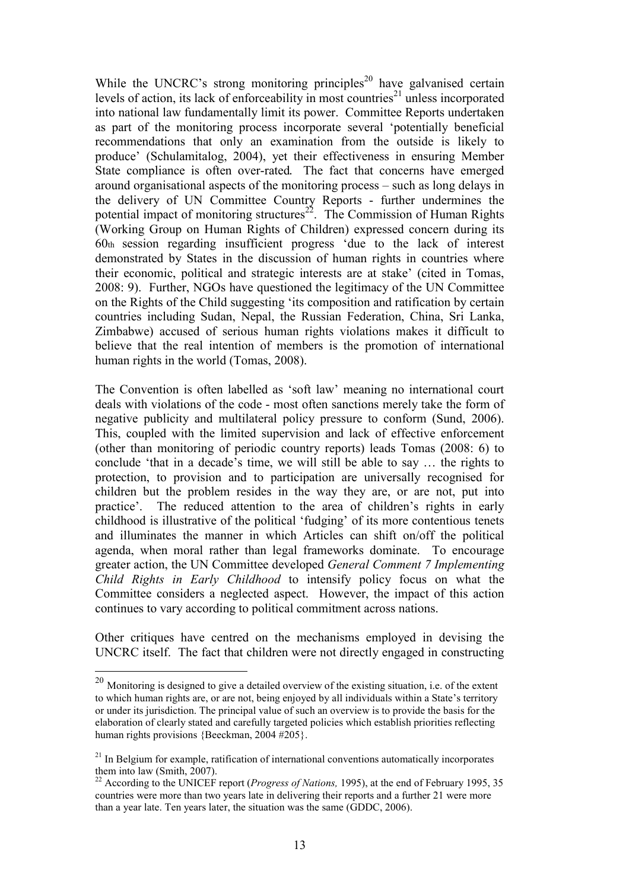While the UNCRC's strong monitoring principles[20] have galvanised certain levels of action, its lack of enforceability in most countries[21] unless incorporated into national law fundamentally limit its power. Committee Reports undertaken as part of the monitoring process incorporate several 'potentially beneficial recommendations that only an examination from the outside is likely to produce' (Schulamitalog, 2004), yet their effectiveness in ensuring Member State compliance is often over-rated. The fact that concerns have emerged around organisational aspects of the monitoring process – such as long delays in the delivery of UN Committee Country Reports - further undermines the potential impact of monitoring structures[22]. The Commission of Human Rights (Working Group on Human Rights of Children) expressed concern during its 60th session regarding insufficient progress 'due to the lack of interest demonstrated by States in the discussion of human rights in countries where their economic, political and strategic interests are at stake' (cited in Tomas, 2008: 9). Further, NGOs have questioned the legitimacy of the UN Committee on the Rights of the Child suggesting 'its composition and ratification by certain countries including Sudan, Nepal, the Russian Federation, China, Sri Lanka, Zimbabwe) accused of serious human rights violations makes it difficult to believe that the real intention of members is the promotion of international human rights in the world (Tomas, 2008).

The Convention is often labelled as 'soft law' meaning no international court deals with violations of the code - most often sanctions merely take the form of negative publicity and multilateral policy pressure to conform (Sund, 2006). This, coupled with the limited supervision and lack of effective enforcement (other than monitoring of periodic country reports) leads Tomas (2008: 6) to conclude 'that in a decade's time, we will still be able to say … the rights to protection, to provision and to participation are universally recognised for children but the problem resides in the way they are, or are not, put into practice'. The reduced attention to the area of children's rights in early childhood is illustrative of the political 'fudging' of its more contentious tenets and illuminates the manner in which Articles can shift on/off the political agenda, when moral rather than legal frameworks dominate. To encourage greater action, the UN Committee developed *General Comment 7 Implementing Child Rights in Early Childhood* to intensify policy focus on what the Committee considers a neglected aspect. However, the impact of this action continues to vary according to political commitment across nations.

Other critiques have centred on the mechanisms employed in devising the UNCRC itself. The fact that children were not directly engaged in constructing

---

[20] Monitoring is designed to give a detailed overview of the existing situation, i.e. of the extent to which human rights are, or are not, being enjoyed by all individuals within a State's territory or under its jurisdiction. The principal value of such an overview is to provide the basis for the elaboration of clearly stated and carefully targeted policies which establish priorities reflecting human rights provisions {Beeckman, 2004 #205}.

[21] In Belgium for example, ratification of international conventions automatically incorporates them into law (Smith, 2007).

[22] According to the UNICEF report (*Progress of Nations,* 1995), at the end of February 1995, 35 countries were more than two years late in delivering their reports and a further 21 were more than a year late. Ten years later, the situation was the same (GDDC, 2006).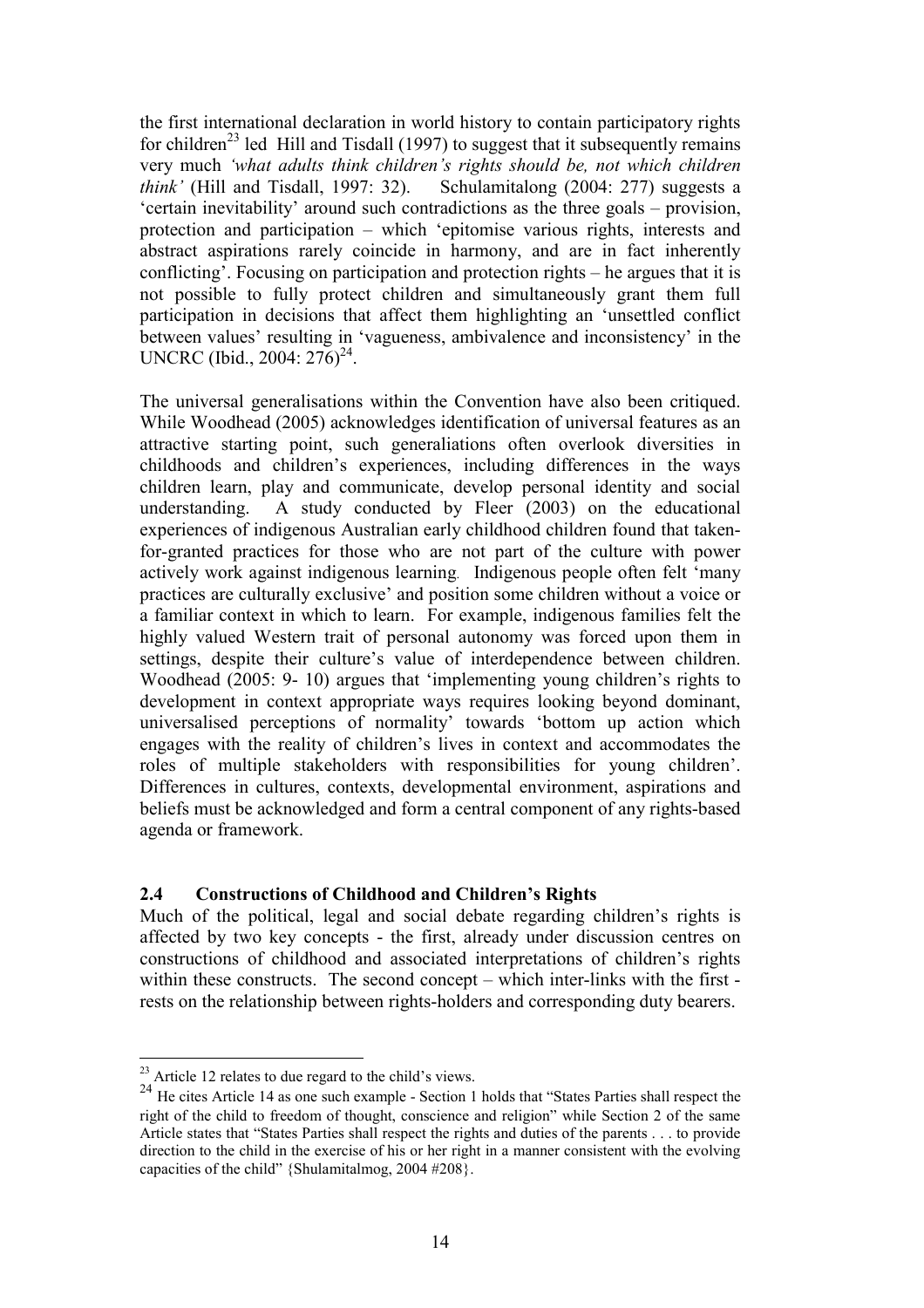the first international declaration in world history to contain participatory rights for children[23] led Hill and Tisdall (1997) to suggest that it subsequently remains very much *'what adults think children's rights should be, not which children think'* (Hill and Tisdall, 1997: 32). Schulamitalong (2004: 277) suggests a 'certain inevitability' around such contradictions as the three goals – provision, protection and participation – which 'epitomise various rights, interests and abstract aspirations rarely coincide in harmony, and are in fact inherently conflicting'. Focusing on participation and protection rights – he argues that it is not possible to fully protect children and simultaneously grant them full participation in decisions that affect them highlighting an 'unsettled conflict between values' resulting in 'vagueness, ambivalence and inconsistency' in the UNCRC (Ibid., 2004: 276)[24].

The universal generalisations within the Convention have also been critiqued. While Woodhead (2005) acknowledges identification of universal features as an attractive starting point, such generaliations often overlook diversities in childhoods and children's experiences, including differences in the ways children learn, play and communicate, develop personal identity and social understanding. A study conducted by Fleer (2003) on the educational experiences of indigenous Australian early childhood children found that taken-for-granted practices for those who are not part of the culture with power actively work against indigenous learning. Indigenous people often felt 'many practices are culturally exclusive' and position some children without a voice or a familiar context in which to learn. For example, indigenous families felt the highly valued Western trait of personal autonomy was forced upon them in settings, despite their culture's value of interdependence between children. Woodhead (2005: 9- 10) argues that 'implementing young children's rights to development in context appropriate ways requires looking beyond dominant, universalised perceptions of normality' towards 'bottom up action which engages with the reality of children's lives in context and accommodates the roles of multiple stakeholders with responsibilities for young children'. Differences in cultures, contexts, developmental environment, aspirations and beliefs must be acknowledged and form a central component of any rights-based agenda or framework.

## 2.4 Constructions of Childhood and Children's Rights

Much of the political, legal and social debate regarding children's rights is affected by two key concepts - the first, already under discussion centres on constructions of childhood and associated interpretations of children's rights within these constructs. The second concept – which inter-links with the first - rests on the relationship between rights-holders and corresponding duty bearers.

---

[23] Article 12 relates to due regard to the child's views.

[24] He cites Article 14 as one such example - Section 1 holds that "States Parties shall respect the right of the child to freedom of thought, conscience and religion" while Section 2 of the same Article states that "States Parties shall respect the rights and duties of the parents . . . to provide direction to the child in the exercise of his or her right in a manner consistent with the evolving capacities of the child" {Shulamitalmog, 2004 #208}.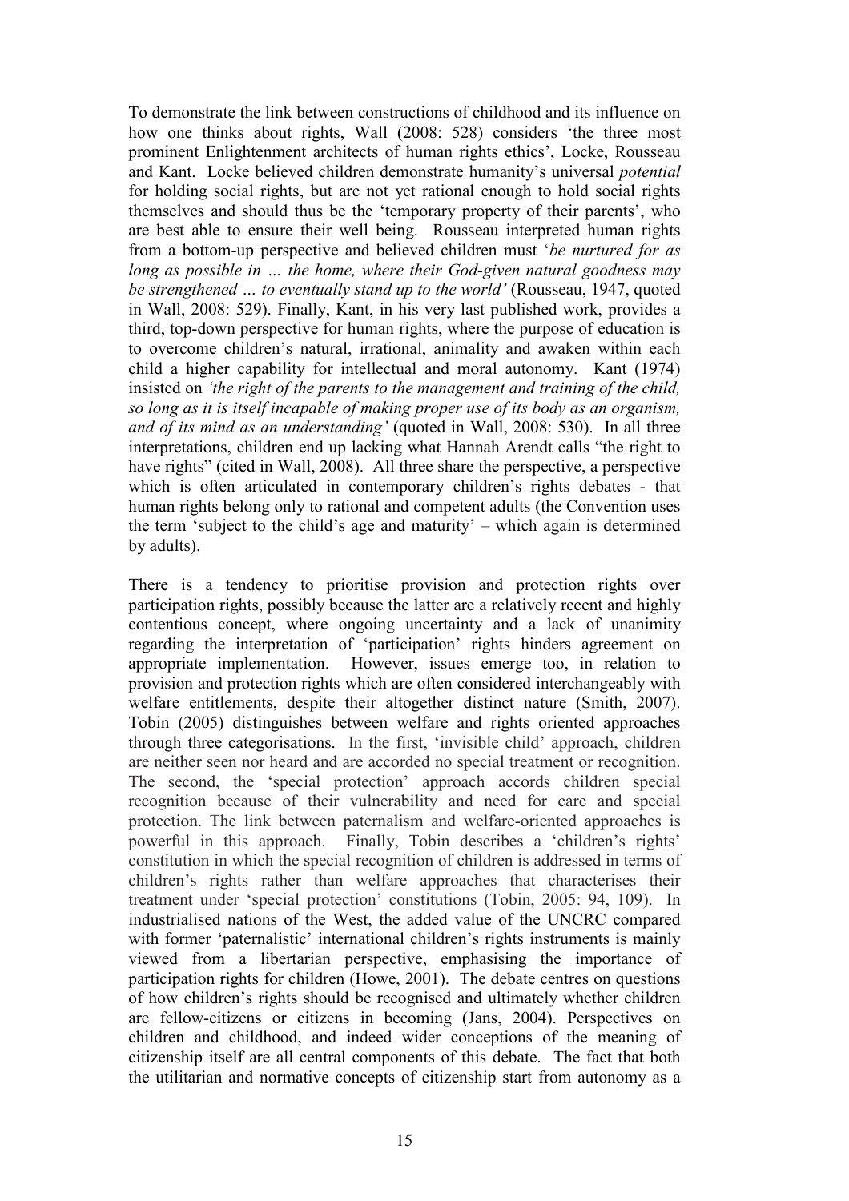To demonstrate the link between constructions of childhood and its influence on how one thinks about rights, Wall (2008: 528) considers 'the three most prominent Enlightenment architects of human rights ethics', Locke, Rousseau and Kant. Locke believed children demonstrate humanity's universal *potential* for holding social rights, but are not yet rational enough to hold social rights themselves and should thus be the 'temporary property of their parents', who are best able to ensure their well being. Rousseau interpreted human rights from a bottom-up perspective and believed children must '*be nurtured for as long as possible in … the home, where their God-given natural goodness may be strengthened … to eventually stand up to the world'* (Rousseau, 1947, quoted in Wall, 2008: 529). Finally, Kant, in his very last published work, provides a third, top-down perspective for human rights, where the purpose of education is to overcome children's natural, irrational, animality and awaken within each child a higher capability for intellectual and moral autonomy. Kant (1974) insisted on *'the right of the parents to the management and training of the child, so long as it is itself incapable of making proper use of its body as an organism, and of its mind as an understanding'* (quoted in Wall, 2008: 530). In all three interpretations, children end up lacking what Hannah Arendt calls "the right to have rights" (cited in Wall, 2008). All three share the perspective, a perspective which is often articulated in contemporary children's rights debates - that human rights belong only to rational and competent adults (the Convention uses the term 'subject to the child's age and maturity' – which again is determined by adults).

There is a tendency to prioritise provision and protection rights over participation rights, possibly because the latter are a relatively recent and highly contentious concept, where ongoing uncertainty and a lack of unanimity regarding the interpretation of 'participation' rights hinders agreement on appropriate implementation. However, issues emerge too, in relation to provision and protection rights which are often considered interchangeably with welfare entitlements, despite their altogether distinct nature (Smith, 2007). Tobin (2005) distinguishes between welfare and rights oriented approaches through three categorisations. In the first, 'invisible child' approach, children are neither seen nor heard and are accorded no special treatment or recognition. The second, the 'special protection' approach accords children special recognition because of their vulnerability and need for care and special protection. The link between paternalism and welfare-oriented approaches is powerful in this approach. Finally, Tobin describes a 'children's rights' constitution in which the special recognition of children is addressed in terms of children's rights rather than welfare approaches that characterises their treatment under 'special protection' constitutions (Tobin, 2005: 94, 109). In industrialised nations of the West, the added value of the UNCRC compared with former 'paternalistic' international children's rights instruments is mainly viewed from a libertarian perspective, emphasising the importance of participation rights for children (Howe, 2001). The debate centres on questions of how children's rights should be recognised and ultimately whether children are fellow-citizens or citizens in becoming (Jans, 2004). Perspectives on children and childhood, and indeed wider conceptions of the meaning of citizenship itself are all central components of this debate. The fact that both the utilitarian and normative concepts of citizenship start from autonomy as a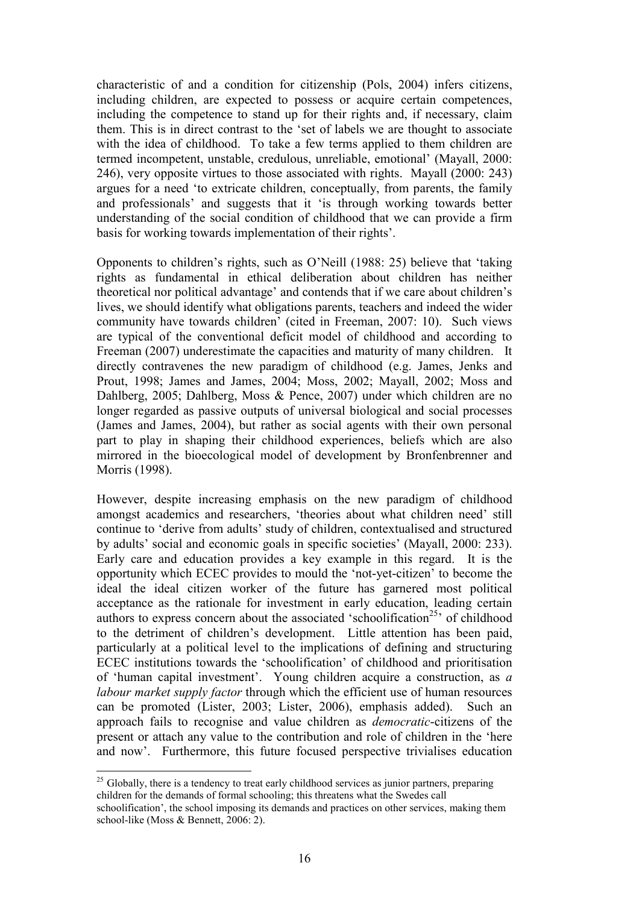characteristic of and a condition for citizenship (Pols, 2004) infers citizens, including children, are expected to possess or acquire certain competences, including the competence to stand up for their rights and, if necessary, claim them. This is in direct contrast to the 'set of labels we are thought to associate with the idea of childhood. To take a few terms applied to them children are termed incompetent, unstable, credulous, unreliable, emotional' (Mayall, 2000: 246), very opposite virtues to those associated with rights. Mayall (2000: 243) argues for a need 'to extricate children, conceptually, from parents, the family and professionals' and suggests that it 'is through working towards better understanding of the social condition of childhood that we can provide a firm basis for working towards implementation of their rights'.

Opponents to children's rights, such as O'Neill (1988: 25) believe that 'taking rights as fundamental in ethical deliberation about children has neither theoretical nor political advantage' and contends that if we care about children's lives, we should identify what obligations parents, teachers and indeed the wider community have towards children' (cited in Freeman, 2007: 10). Such views are typical of the conventional deficit model of childhood and according to Freeman (2007) underestimate the capacities and maturity of many children. It directly contravenes the new paradigm of childhood (e.g. James, Jenks and Prout, 1998; James and James, 2004; Moss, 2002; Mayall, 2002; Moss and Dahlberg, 2005; Dahlberg, Moss & Pence, 2007) under which children are no longer regarded as passive outputs of universal biological and social processes (James and James, 2004), but rather as social agents with their own personal part to play in shaping their childhood experiences, beliefs which are also mirrored in the bioecological model of development by Bronfenbrenner and Morris (1998).

However, despite increasing emphasis on the new paradigm of childhood amongst academics and researchers, 'theories about what children need' still continue to 'derive from adults' study of children, contextualised and structured by adults' social and economic goals in specific societies' (Mayall, 2000: 233). Early care and education provides a key example in this regard. It is the opportunity which ECEC provides to mould the 'not-yet-citizen' to become the ideal the ideal citizen worker of the future has garnered most political acceptance as the rationale for investment in early education, leading certain authors to express concern about the associated 'schoolification[25]' of childhood to the detriment of children's development. Little attention has been paid, particularly at a political level to the implications of defining and structuring ECEC institutions towards the 'schoolification' of childhood and prioritisation of 'human capital investment'. Young children acquire a construction, as *a labour market supply factor* through which the efficient use of human resources can be promoted (Lister, 2003; Lister, 2006), emphasis added). Such an approach fails to recognise and value children as *democratic*-citizens of the present or attach any value to the contribution and role of children in the 'here and now'. Furthermore, this future focused perspective trivialises education

[25] Globally, there is a tendency to treat early childhood services as junior partners, preparing children for the demands of formal schooling; this threatens what the Swedes call schoolification', the school imposing its demands and practices on other services, making them school-like (Moss & Bennett, 2006: 2).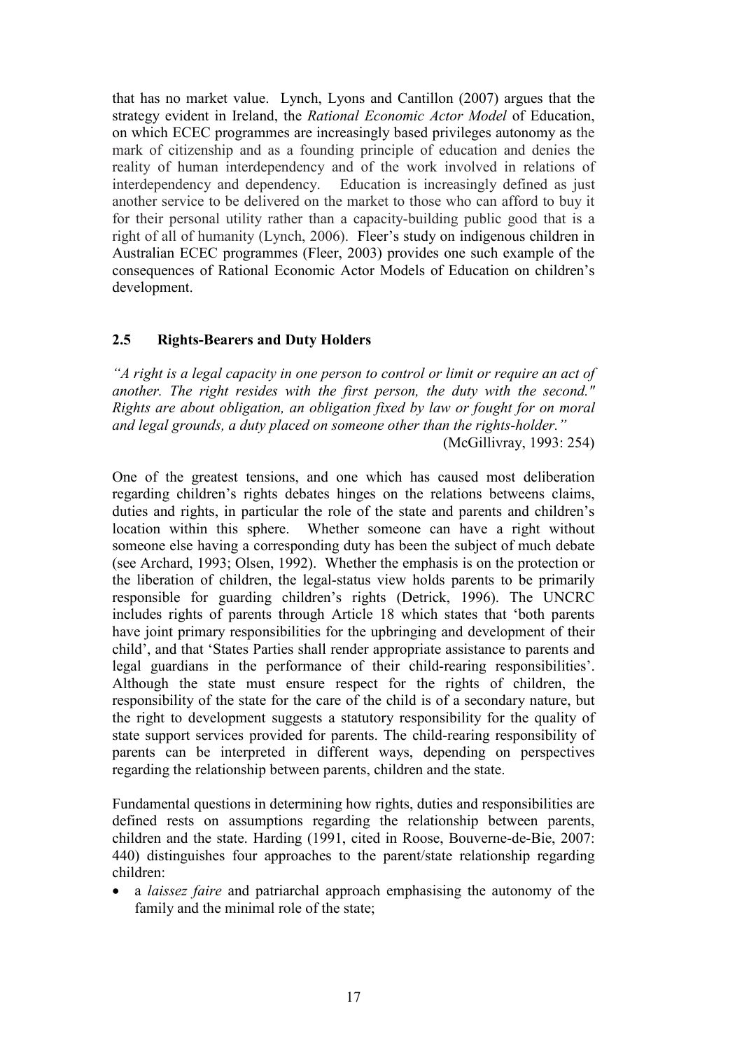that has no market value. Lynch, Lyons and Cantillon (2007) argues that the strategy evident in Ireland, the *Rational Economic Actor Model* of Education, on which ECEC programmes are increasingly based privileges autonomy as the mark of citizenship and as a founding principle of education and denies the reality of human interdependency and of the work involved in relations of interdependency and dependency. Education is increasingly defined as just another service to be delivered on the market to those who can afford to buy it for their personal utility rather than a capacity-building public good that is a right of all of humanity (Lynch, 2006). Fleer's study on indigenous children in Australian ECEC programmes (Fleer, 2003) provides one such example of the consequences of Rational Economic Actor Models of Education on children's development.

## 2.5 Rights-Bearers and Duty Holders

*"A right is a legal capacity in one person to control or limit or require an act of another. The right resides with the first person, the duty with the second." Rights are about obligation, an obligation fixed by law or fought for on moral and legal grounds, a duty placed on someone other than the rights-holder."*

(McGillivray, 1993: 254)

One of the greatest tensions, and one which has caused most deliberation regarding children's rights debates hinges on the relations betweens claims, duties and rights, in particular the role of the state and parents and children's location within this sphere. Whether someone can have a right without someone else having a corresponding duty has been the subject of much debate (see Archard, 1993; Olsen, 1992). Whether the emphasis is on the protection or the liberation of children, the legal-status view holds parents to be primarily responsible for guarding children's rights (Detrick, 1996). The UNCRC includes rights of parents through Article 18 which states that 'both parents have joint primary responsibilities for the upbringing and development of their child', and that 'States Parties shall render appropriate assistance to parents and legal guardians in the performance of their child-rearing responsibilities'. Although the state must ensure respect for the rights of children, the responsibility of the state for the care of the child is of a secondary nature, but the right to development suggests a statutory responsibility for the quality of state support services provided for parents. The child-rearing responsibility of parents can be interpreted in different ways, depending on perspectives regarding the relationship between parents, children and the state.

Fundamental questions in determining how rights, duties and responsibilities are defined rests on assumptions regarding the relationship between parents, children and the state. Harding (1991, cited in Roose, Bouverne-de-Bie, 2007: 440) distinguishes four approaches to the parent/state relationship regarding children:

- a *laissez faire* and patriarchal approach emphasising the autonomy of the family and the minimal role of the state;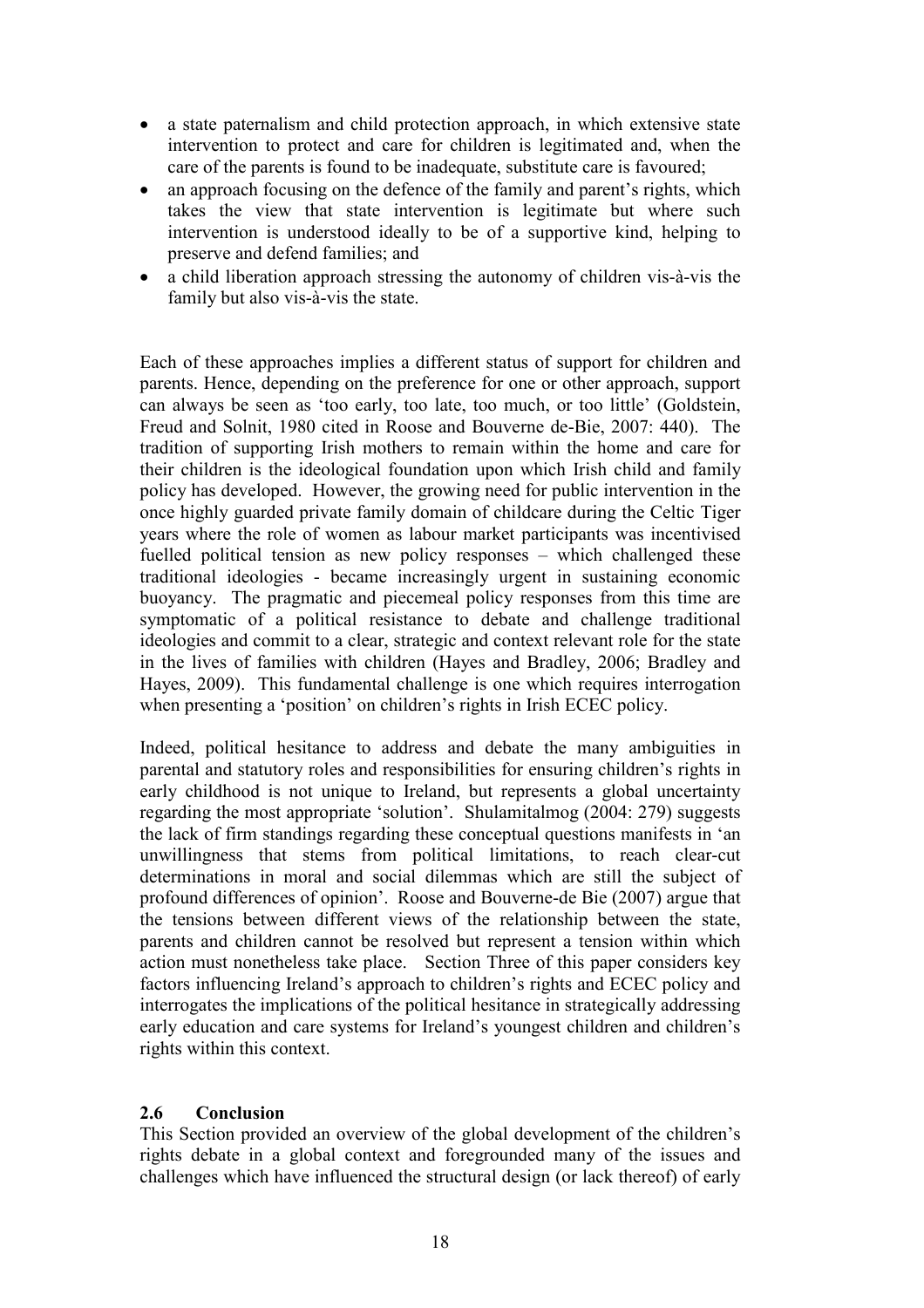- a state paternalism and child protection approach, in which extensive state intervention to protect and care for children is legitimated and, when the care of the parents is found to be inadequate, substitute care is favoured;
- an approach focusing on the defence of the family and parent's rights, which takes the view that state intervention is legitimate but where such intervention is understood ideally to be of a supportive kind, helping to preserve and defend families; and
- a child liberation approach stressing the autonomy of children vis-à-vis the family but also vis-à-vis the state.

Each of these approaches implies a different status of support for children and parents. Hence, depending on the preference for one or other approach, support can always be seen as 'too early, too late, too much, or too little' (Goldstein, Freud and Solnit, 1980 cited in Roose and Bouverne de-Bie, 2007: 440). The tradition of supporting Irish mothers to remain within the home and care for their children is the ideological foundation upon which Irish child and family policy has developed. However, the growing need for public intervention in the once highly guarded private family domain of childcare during the Celtic Tiger years where the role of women as labour market participants was incentivised fuelled political tension as new policy responses – which challenged these traditional ideologies - became increasingly urgent in sustaining economic buoyancy. The pragmatic and piecemeal policy responses from this time are symptomatic of a political resistance to debate and challenge traditional ideologies and commit to a clear, strategic and context relevant role for the state in the lives of families with children (Hayes and Bradley, 2006; Bradley and Hayes, 2009). This fundamental challenge is one which requires interrogation when presenting a 'position' on children's rights in Irish ECEC policy.

Indeed, political hesitance to address and debate the many ambiguities in parental and statutory roles and responsibilities for ensuring children's rights in early childhood is not unique to Ireland, but represents a global uncertainty regarding the most appropriate 'solution'. Shulamitalmog (2004: 279) suggests the lack of firm standings regarding these conceptual questions manifests in 'an unwillingness that stems from political limitations, to reach clear-cut determinations in moral and social dilemmas which are still the subject of profound differences of opinion'. Roose and Bouverne-de Bie (2007) argue that the tensions between different views of the relationship between the state, parents and children cannot be resolved but represent a tension within which action must nonetheless take place. Section Three of this paper considers key factors influencing Ireland's approach to children's rights and ECEC policy and interrogates the implications of the political hesitance in strategically addressing early education and care systems for Ireland's youngest children and children's rights within this context.

### 2.6 Conclusion

This Section provided an overview of the global development of the children's rights debate in a global context and foregrounded many of the issues and challenges which have influenced the structural design (or lack thereof) of early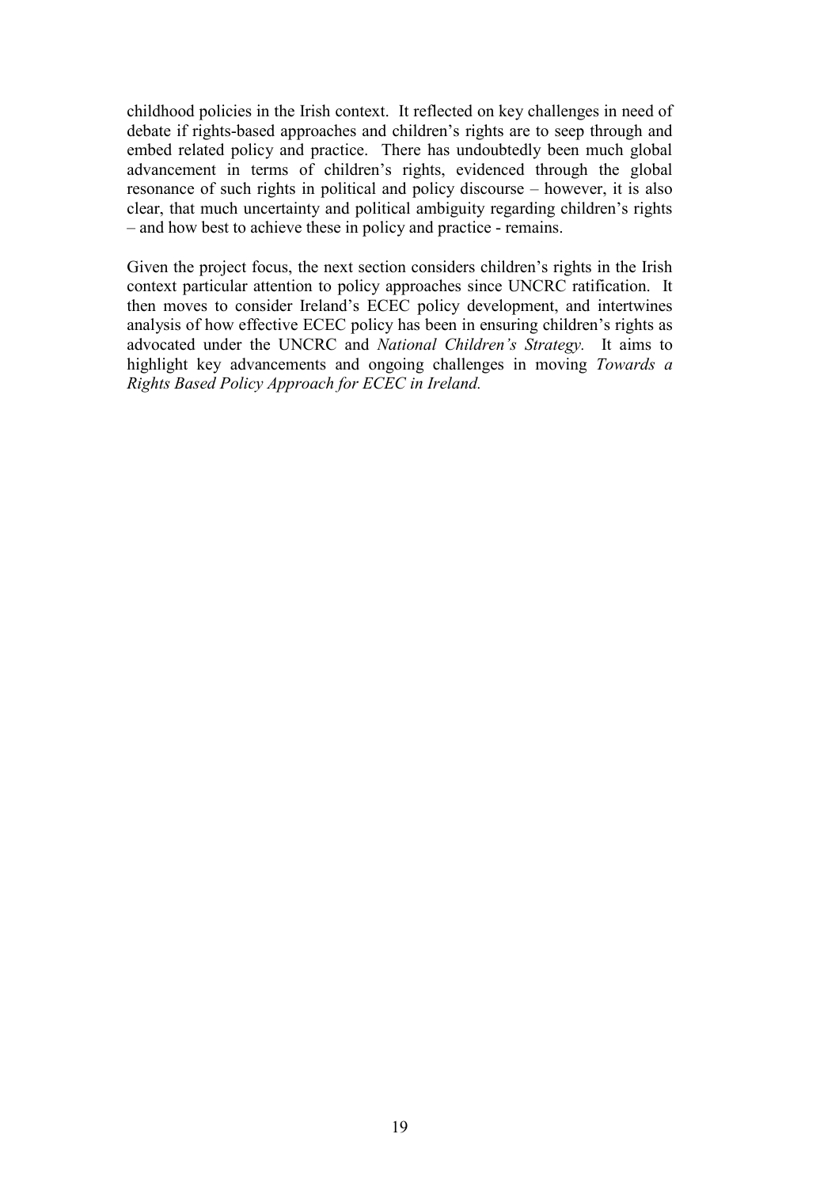childhood policies in the Irish context. It reflected on key challenges in need of debate if rights-based approaches and children's rights are to seep through and embed related policy and practice. There has undoubtedly been much global advancement in terms of children's rights, evidenced through the global resonance of such rights in political and policy discourse – however, it is also clear, that much uncertainty and political ambiguity regarding children's rights – and how best to achieve these in policy and practice - remains.

Given the project focus, the next section considers children's rights in the Irish context particular attention to policy approaches since UNCRC ratification. It then moves to consider Ireland's ECEC policy development, and intertwines analysis of how effective ECEC policy has been in ensuring children's rights as advocated under the UNCRC and *National Children's Strategy.* It aims to highlight key advancements and ongoing challenges in moving *Towards a Rights Based Policy Approach for ECEC in Ireland.*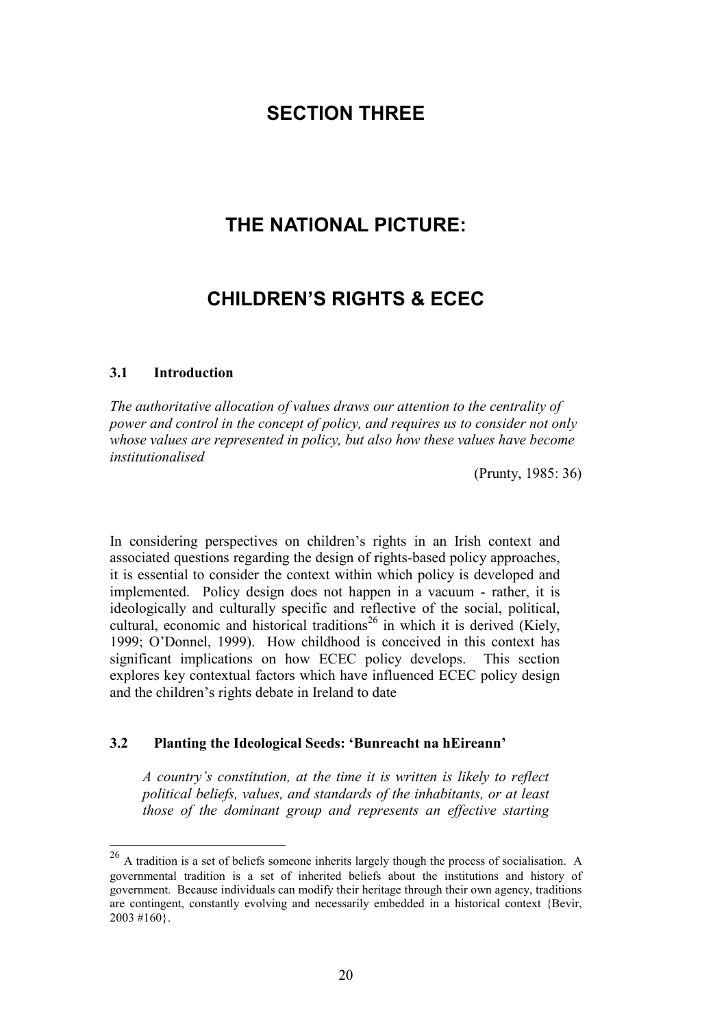# SECTION THREE

# THE NATIONAL PICTURE:

# CHILDREN'S RIGHTS & ECEC

### 3.1 Introduction

*The authoritative allocation of values draws our attention to the centrality of power and control in the concept of policy, and requires us to consider not only whose values are represented in policy, but also how these values have become institutionalised*

(Prunty, 1985: 36)

In considering perspectives on children's rights in an Irish context and associated questions regarding the design of rights-based policy approaches, it is essential to consider the context within which policy is developed and implemented. Policy design does not happen in a vacuum - rather, it is ideologically and culturally specific and reflective of the social, political, cultural, economic and historical traditions[26] in which it is derived (Kiely, 1999; O'Donnel, 1999). How childhood is conceived in this context has significant implications on how ECEC policy develops. This section explores key contextual factors which have influenced ECEC policy design and the children's rights debate in Ireland to date

### 3.2 Planting the Ideological Seeds: 'Bunreacht na hEireann'

> *A country's constitution, at the time it is written is likely to reflect political beliefs, values, and standards of the inhabitants, or at least those of the dominant group and represents an effective starting*

[26] A tradition is a set of beliefs someone inherits largely though the process of socialisation. A governmental tradition is a set of inherited beliefs about the institutions and history of government. Because individuals can modify their heritage through their own agency, traditions are contingent, constantly evolving and necessarily embedded in a historical context {Bevir, 2003 #160}.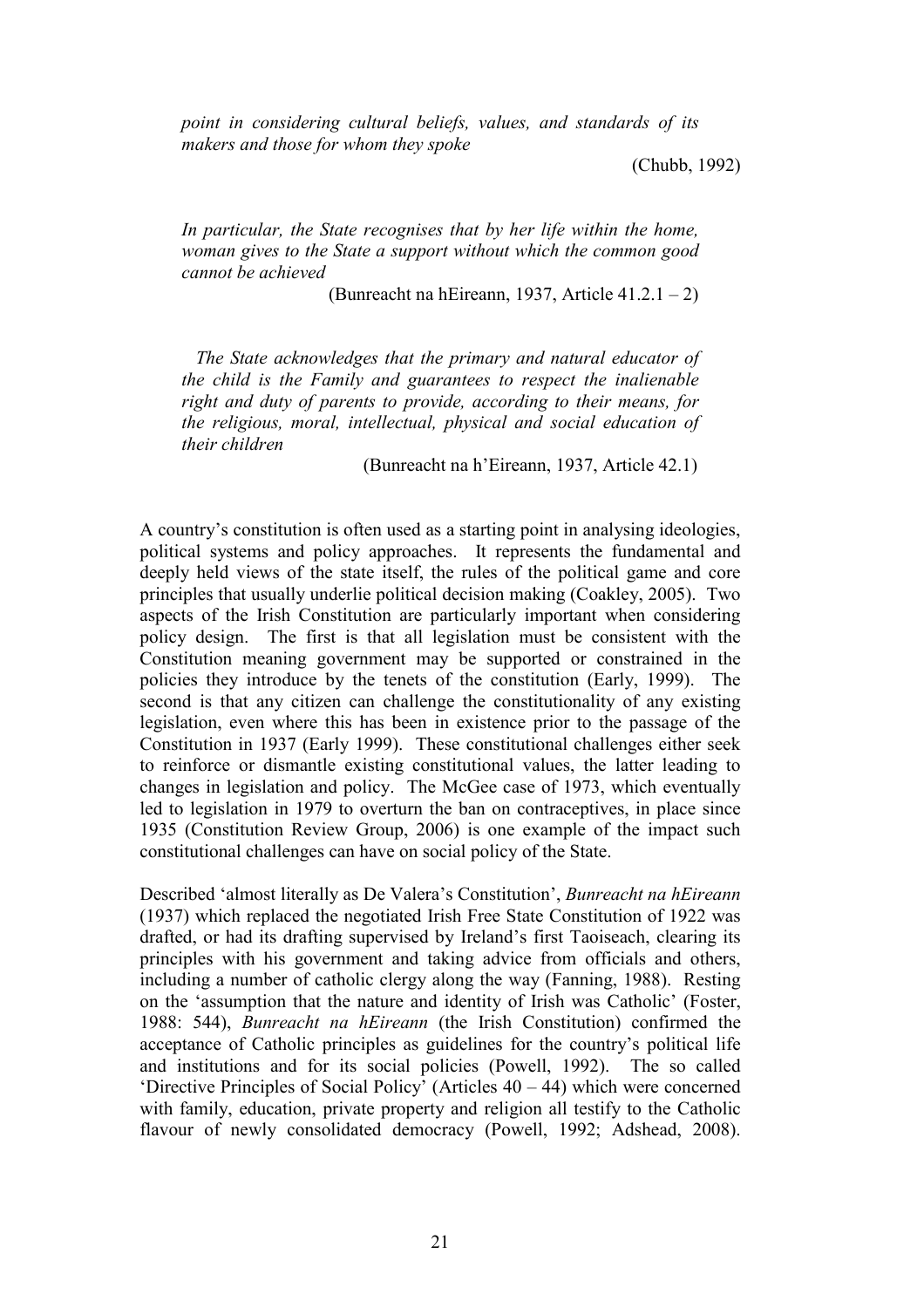*point in considering cultural beliefs, values, and standards of its makers and those for whom they spoke*

(Chubb, 1992)

*In particular, the State recognises that by her life within the home, woman gives to the State a support without which the common good cannot be achieved*

(Bunreacht na hEireann, 1937, Article 41.2.1 – 2)

*The State acknowledges that the primary and natural educator of the child is the Family and guarantees to respect the inalienable right and duty of parents to provide, according to their means, for the religious, moral, intellectual, physical and social education of their children*

(Bunreacht na h'Eireann, 1937, Article 42.1)

A country's constitution is often used as a starting point in analysing ideologies, political systems and policy approaches. It represents the fundamental and deeply held views of the state itself, the rules of the political game and core principles that usually underlie political decision making (Coakley, 2005). Two aspects of the Irish Constitution are particularly important when considering policy design. The first is that all legislation must be consistent with the Constitution meaning government may be supported or constrained in the policies they introduce by the tenets of the constitution (Early, 1999). The second is that any citizen can challenge the constitutionality of any existing legislation, even where this has been in existence prior to the passage of the Constitution in 1937 (Early 1999). These constitutional challenges either seek to reinforce or dismantle existing constitutional values, the latter leading to changes in legislation and policy. The McGee case of 1973, which eventually led to legislation in 1979 to overturn the ban on contraceptives, in place since 1935 (Constitution Review Group, 2006) is one example of the impact such constitutional challenges can have on social policy of the State.

Described 'almost literally as De Valera's Constitution', *Bunreacht na hEireann* (1937) which replaced the negotiated Irish Free State Constitution of 1922 was drafted, or had its drafting supervised by Ireland's first Taoiseach, clearing its principles with his government and taking advice from officials and others, including a number of catholic clergy along the way (Fanning, 1988). Resting on the 'assumption that the nature and identity of Irish was Catholic' (Foster, 1988: 544), *Bunreacht na hEireann* (the Irish Constitution) confirmed the acceptance of Catholic principles as guidelines for the country's political life and institutions and for its social policies (Powell, 1992). The so called 'Directive Principles of Social Policy' (Articles 40 – 44) which were concerned with family, education, private property and religion all testify to the Catholic flavour of newly consolidated democracy (Powell, 1992; Adshead, 2008).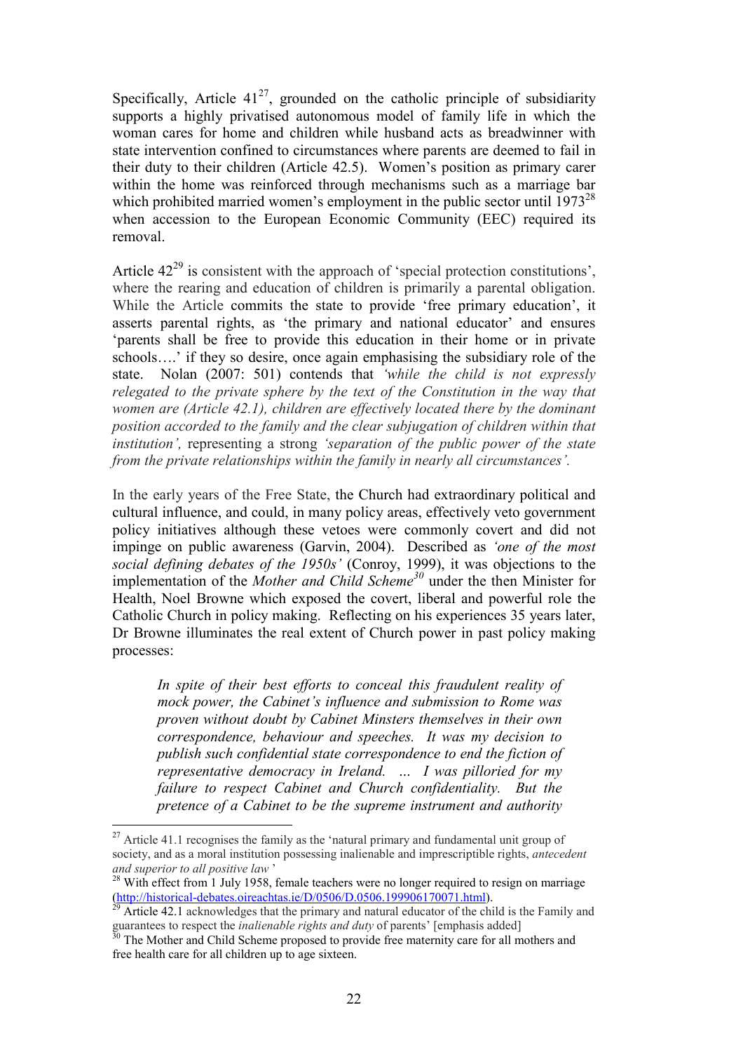Specifically, Article 41[27], grounded on the catholic principle of subsidiarity supports a highly privatised autonomous model of family life in which the woman cares for home and children while husband acts as breadwinner with state intervention confined to circumstances where parents are deemed to fail in their duty to their children (Article 42.5). Women's position as primary carer within the home was reinforced through mechanisms such as a marriage bar which prohibited married women's employment in the public sector until 1973[28] when accession to the European Economic Community (EEC) required its removal.

Article 42[29] is consistent with the approach of 'special protection constitutions', where the rearing and education of children is primarily a parental obligation. While the Article commits the state to provide 'free primary education', it asserts parental rights, as 'the primary and national educator' and ensures 'parents shall be free to provide this education in their home or in private schools….' if they so desire, once again emphasising the subsidiary role of the state. Nolan (2007: 501) contends that *'while the child is not expressly relegated to the private sphere by the text of the Constitution in the way that women are (Article 42.1), children are effectively located there by the dominant position accorded to the family and the clear subjugation of children within that institution',* representing a strong *'separation of the public power of the state from the private relationships within the family in nearly all circumstances'.*

In the early years of the Free State, the Church had extraordinary political and cultural influence, and could, in many policy areas, effectively veto government policy initiatives although these vetoes were commonly covert and did not impinge on public awareness (Garvin, 2004). Described as *'one of the most social defining debates of the 1950s'* (Conroy, 1999), it was objections to the implementation of the *Mother and Child Scheme*[30] under the then Minister for Health, Noel Browne which exposed the covert, liberal and powerful role the Catholic Church in policy making. Reflecting on his experiences 35 years later, Dr Browne illuminates the real extent of Church power in past policy making processes:

> *In spite of their best efforts to conceal this fraudulent reality of mock power, the Cabinet's influence and submission to Rome was proven without doubt by Cabinet Minsters themselves in their own correspondence, behaviour and speeches. It was my decision to publish such confidential state correspondence to end the fiction of representative democracy in Ireland. … I was pilloried for my failure to respect Cabinet and Church confidentiality. But the pretence of a Cabinet to be the supreme instrument and authority*

---

[27] Article 41.1 recognises the family as the 'natural primary and fundamental unit group of society, and as a moral institution possessing inalienable and imprescriptible rights, *antecedent and superior to all positive law* '

[28] With effect from 1 July 1958, female teachers were no longer required to resign on marriage (http://historical-debates.oireachtas.ie/D/0506/D.0506.199906170071.html).

[29] Article 42.1 acknowledges that the primary and natural educator of the child is the Family and guarantees to respect the *inalienable rights and duty* of parents' [emphasis added]

[30] The Mother and Child Scheme proposed to provide free maternity care for all mothers and free health care for all children up to age sixteen.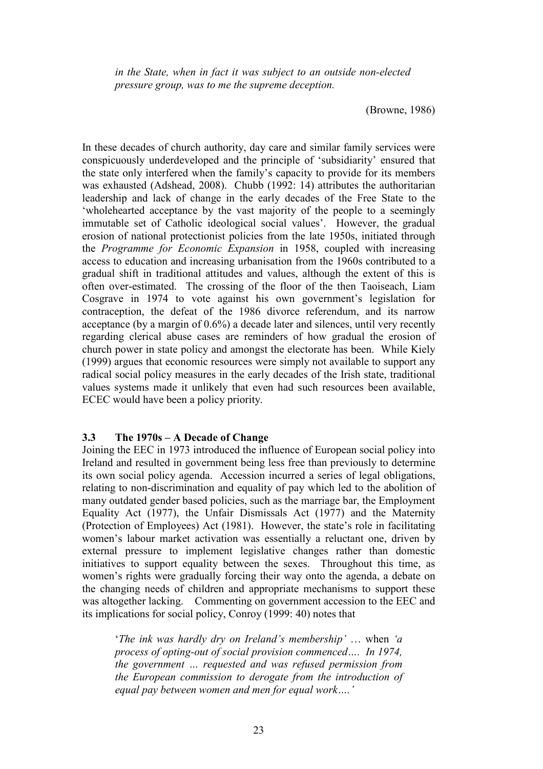*in the State, when in fact it was subject to an outside non-elected pressure group, was to me the supreme deception.*

(Browne, 1986)

In these decades of church authority, day care and similar family services were conspicuously underdeveloped and the principle of 'subsidiarity' ensured that the state only interfered when the family's capacity to provide for its members was exhausted (Adshead, 2008). Chubb (1992: 14) attributes the authoritarian leadership and lack of change in the early decades of the Free State to the 'wholehearted acceptance by the vast majority of the people to a seemingly immutable set of Catholic ideological social values'. However, the gradual erosion of national protectionist policies from the late 1950s, initiated through the *Programme for Economic Expansion* in 1958, coupled with increasing access to education and increasing urbanisation from the 1960s contributed to a gradual shift in traditional attitudes and values, although the extent of this is often over-estimated. The crossing of the floor of the then Taoiseach, Liam Cosgrave in 1974 to vote against his own government's legislation for contraception, the defeat of the 1986 divorce referendum, and its narrow acceptance (by a margin of 0.6%) a decade later and silences, until very recently regarding clerical abuse cases are reminders of how gradual the erosion of church power in state policy and amongst the electorate has been. While Kiely (1999) argues that economic resources were simply not available to support any radical social policy measures in the early decades of the Irish state, traditional values systems made it unlikely that even had such resources been available, ECEC would have been a policy priority.

### 3.3 The 1970s – A Decade of Change

Joining the EEC in 1973 introduced the influence of European social policy into Ireland and resulted in government being less free than previously to determine its own social policy agenda. Accession incurred a series of legal obligations, relating to non-discrimination and equality of pay which led to the abolition of many outdated gender based policies, such as the marriage bar, the Employment Equality Act (1977), the Unfair Dismissals Act (1977) and the Maternity (Protection of Employees) Act (1981). However, the state's role in facilitating women's labour market activation was essentially a reluctant one, driven by external pressure to implement legislative changes rather than domestic initiatives to support equality between the sexes. Throughout this time, as women's rights were gradually forcing their way onto the agenda, a debate on the changing needs of children and appropriate mechanisms to support these was altogether lacking. Commenting on government accession to the EEC and its implications for social policy, Conroy (1999: 40) notes that

> '*The ink was hardly dry on Ireland's membership'* … when *'a process of opting-out of social provision commenced…. In 1974, the government … requested and was refused permission from the European commission to derogate from the introduction of equal pay between women and men for equal work….'*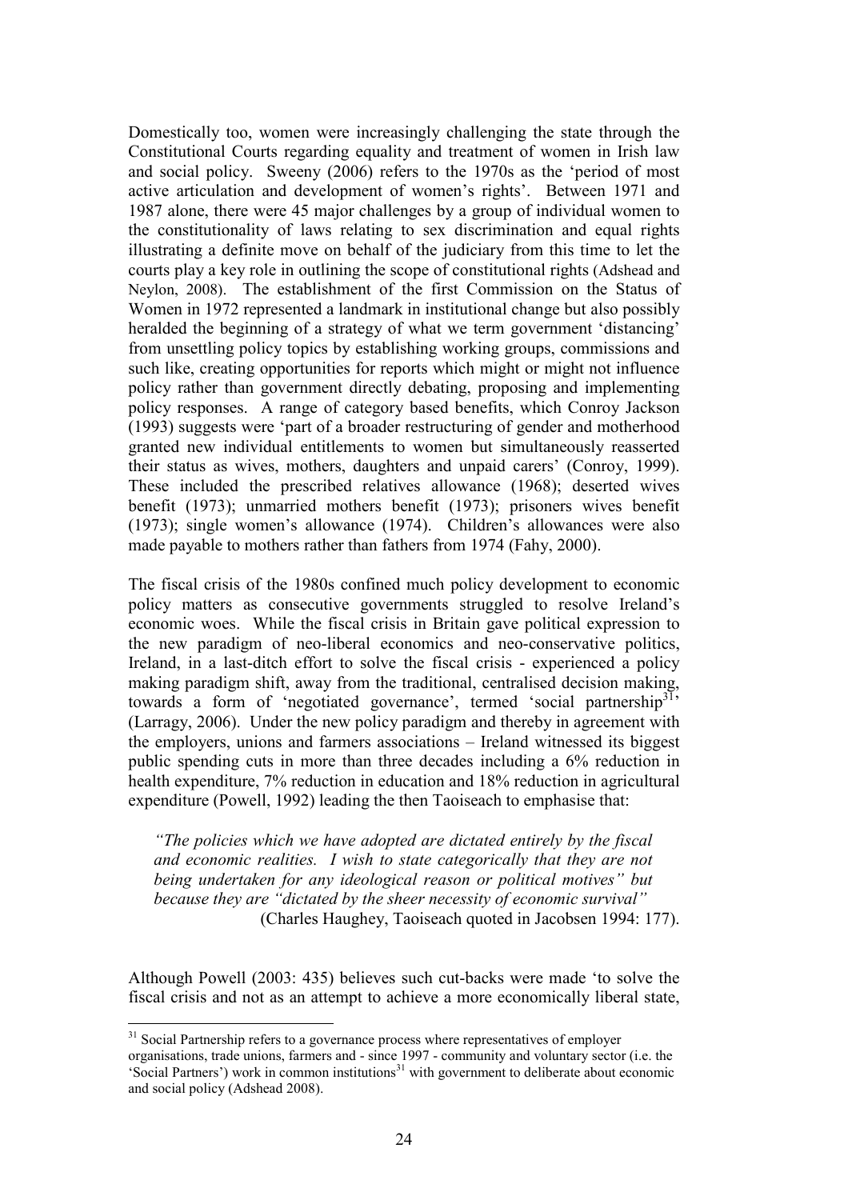Domestically too, women were increasingly challenging the state through the Constitutional Courts regarding equality and treatment of women in Irish law and social policy. Sweeny (2006) refers to the 1970s as the 'period of most active articulation and development of women's rights'. Between 1971 and 1987 alone, there were 45 major challenges by a group of individual women to the constitutionality of laws relating to sex discrimination and equal rights illustrating a definite move on behalf of the judiciary from this time to let the courts play a key role in outlining the scope of constitutional rights (Adshead and Neylon, 2008). The establishment of the first Commission on the Status of Women in 1972 represented a landmark in institutional change but also possibly heralded the beginning of a strategy of what we term government 'distancing' from unsettling policy topics by establishing working groups, commissions and such like, creating opportunities for reports which might or might not influence policy rather than government directly debating, proposing and implementing policy responses. A range of category based benefits, which Conroy Jackson (1993) suggests were 'part of a broader restructuring of gender and motherhood granted new individual entitlements to women but simultaneously reasserted their status as wives, mothers, daughters and unpaid carers' (Conroy, 1999). These included the prescribed relatives allowance (1968); deserted wives benefit (1973); unmarried mothers benefit (1973); prisoners wives benefit (1973); single women's allowance (1974). Children's allowances were also made payable to mothers rather than fathers from 1974 (Fahy, 2000).

The fiscal crisis of the 1980s confined much policy development to economic policy matters as consecutive governments struggled to resolve Ireland's economic woes. While the fiscal crisis in Britain gave political expression to the new paradigm of neo-liberal economics and neo-conservative politics, Ireland, in a last-ditch effort to solve the fiscal crisis - experienced a policy making paradigm shift, away from the traditional, centralised decision making, towards a form of 'negotiated governance', termed 'social partnership[31]' (Larragy, 2006). Under the new policy paradigm and thereby in agreement with the employers, unions and farmers associations – Ireland witnessed its biggest public spending cuts in more than three decades including a 6% reduction in health expenditure, 7% reduction in education and 18% reduction in agricultural expenditure (Powell, 1992) leading the then Taoiseach to emphasise that:

> *"The policies which we have adopted are dictated entirely by the fiscal and economic realities. I wish to state categorically that they are not being undertaken for any ideological reason or political motives" but because they are "dictated by the sheer necessity of economic survival"*
>
> (Charles Haughey, Taoiseach quoted in Jacobsen 1994: 177).

Although Powell (2003: 435) believes such cut-backs were made 'to solve the fiscal crisis and not as an attempt to achieve a more economically liberal state,

---

[31] Social Partnership refers to a governance process where representatives of employer organisations, trade unions, farmers and - since 1997 - community and voluntary sector (i.e. the 'Social Partners') work in common institutions[31] with government to deliberate about economic and social policy (Adshead 2008).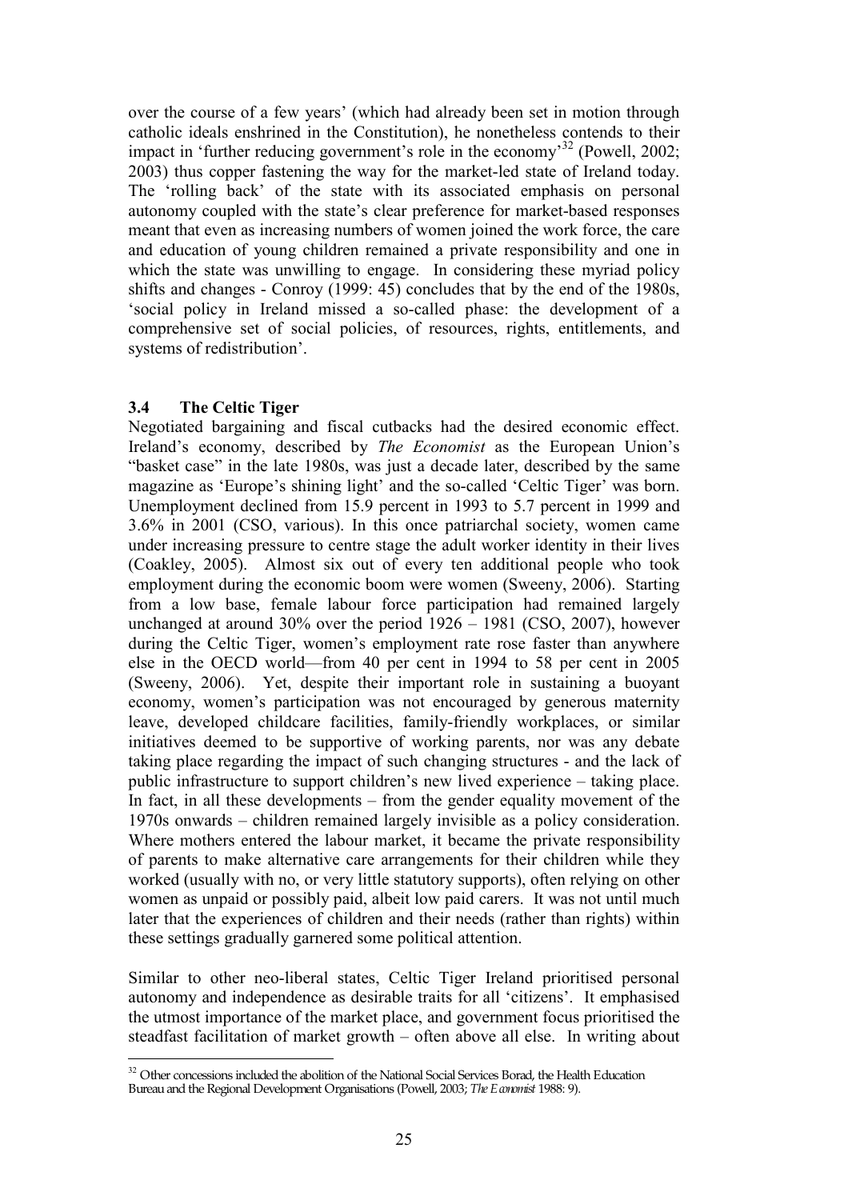over the course of a few years' (which had already been set in motion through catholic ideals enshrined in the Constitution), he nonetheless contends to their impact in 'further reducing government's role in the economy'[32] (Powell, 2002; 2003) thus copper fastening the way for the market-led state of Ireland today. The 'rolling back' of the state with its associated emphasis on personal autonomy coupled with the state's clear preference for market-based responses meant that even as increasing numbers of women joined the work force, the care and education of young children remained a private responsibility and one in which the state was unwilling to engage. In considering these myriad policy shifts and changes - Conroy (1999: 45) concludes that by the end of the 1980s, 'social policy in Ireland missed a so-called phase: the development of a comprehensive set of social policies, of resources, rights, entitlements, and systems of redistribution'.

### 3.4 The Celtic Tiger

Negotiated bargaining and fiscal cutbacks had the desired economic effect. Ireland's economy, described by *The Economist* as the European Union's "basket case" in the late 1980s, was just a decade later, described by the same magazine as 'Europe's shining light' and the so-called 'Celtic Tiger' was born. Unemployment declined from 15.9 percent in 1993 to 5.7 percent in 1999 and 3.6% in 2001 (CSO, various). In this once patriarchal society, women came under increasing pressure to centre stage the adult worker identity in their lives (Coakley, 2005). Almost six out of every ten additional people who took employment during the economic boom were women (Sweeny, 2006). Starting from a low base, female labour force participation had remained largely unchanged at around 30% over the period 1926 – 1981 (CSO, 2007), however during the Celtic Tiger, women's employment rate rose faster than anywhere else in the OECD world—from 40 per cent in 1994 to 58 per cent in 2005 (Sweeny, 2006). Yet, despite their important role in sustaining a buoyant economy, women's participation was not encouraged by generous maternity leave, developed childcare facilities, family-friendly workplaces, or similar initiatives deemed to be supportive of working parents, nor was any debate taking place regarding the impact of such changing structures - and the lack of public infrastructure to support children's new lived experience – taking place. In fact, in all these developments – from the gender equality movement of the 1970s onwards – children remained largely invisible as a policy consideration. Where mothers entered the labour market, it became the private responsibility of parents to make alternative care arrangements for their children while they worked (usually with no, or very little statutory supports), often relying on other women as unpaid or possibly paid, albeit low paid carers. It was not until much later that the experiences of children and their needs (rather than rights) within these settings gradually garnered some political attention.

Similar to other neo-liberal states, Celtic Tiger Ireland prioritised personal autonomy and independence as desirable traits for all 'citizens'. It emphasised the utmost importance of the market place, and government focus prioritised the steadfast facilitation of market growth – often above all else. In writing about

---

[32] Other concessions included the abolition of the National Social Services Borad, the Health Education Bureau and the Regional Development Organisations (Powell, 2003; *The Economist* 1988: 9).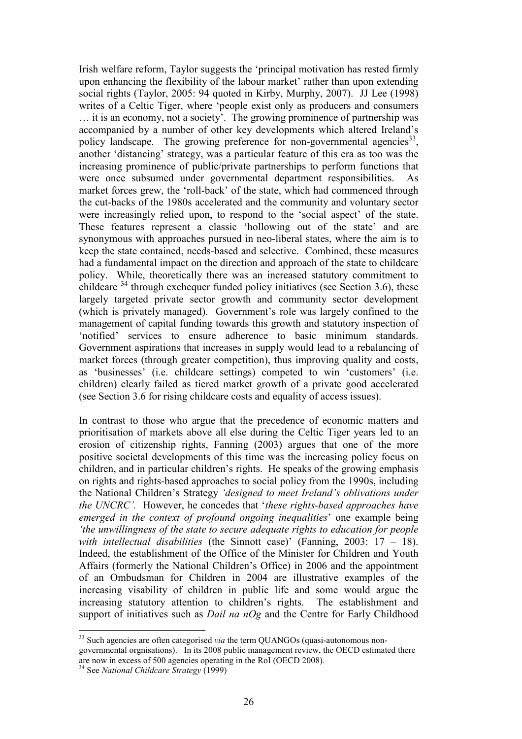Irish welfare reform, Taylor suggests the 'principal motivation has rested firmly upon enhancing the flexibility of the labour market' rather than upon extending social rights (Taylor, 2005: 94 quoted in Kirby, Murphy, 2007). JJ Lee (1998) writes of a Celtic Tiger, where 'people exist only as producers and consumers … it is an economy, not a society'. The growing prominence of partnership was accompanied by a number of other key developments which altered Ireland's policy landscape. The growing preference for non-governmental agencies[33], another 'distancing' strategy, was a particular feature of this era as too was the increasing prominence of public/private partnerships to perform functions that were once subsumed under governmental department responsibilities. As market forces grew, the 'roll-back' of the state, which had commenced through the cut-backs of the 1980s accelerated and the community and voluntary sector were increasingly relied upon, to respond to the 'social aspect' of the state. These features represent a classic 'hollowing out of the state' and are synonymous with approaches pursued in neo-liberal states, where the aim is to keep the state contained, needs-based and selective. Combined, these measures had a fundamental impact on the direction and approach of the state to childcare policy. While, theoretically there was an increased statutory commitment to childcare [34] through exchequer funded policy initiatives (see Section 3.6), these largely targeted private sector growth and community sector development (which is privately managed). Government's role was largely confined to the management of capital funding towards this growth and statutory inspection of 'notified' services to ensure adherence to basic minimum standards. Government aspirations that increases in supply would lead to a rebalancing of market forces (through greater competition), thus improving quality and costs, as 'businesses' (i.e. childcare settings) competed to win 'customers' (i.e. children) clearly failed as tiered market growth of a private good accelerated (see Section 3.6 for rising childcare costs and equality of access issues).

In contrast to those who argue that the precedence of economic matters and prioritisation of markets above all else during the Celtic Tiger years led to an erosion of citizenship rights, Fanning (2003) argues that one of the more positive societal developments of this time was the increasing policy focus on children, and in particular children's rights. He speaks of the growing emphasis on rights and rights-based approaches to social policy from the 1990s, including the National Children's Strategy *'designed to meet Ireland's oblivations under the UNCRC'.* However, he concedes that '*these rights-based approaches have emerged in the context of profound ongoing inequalities*' one example being *'the unwillingness of the state to secure adequate rights to education for people with intellectual disabilities* (the Sinnott case)' (Fanning, 2003: 17 – 18). Indeed, the establishment of the Office of the Minister for Children and Youth Affairs (formerly the National Children's Office) in 2006 and the appointment of an Ombudsman for Children in 2004 are illustrative examples of the increasing visability of children in public life and some would argue the increasing statutory attention to children's rights. The establishment and support of initiatives such as *Dail na nOg* and the Centre for Early Childhood

---

[33] Such agencies are often categorised *via* the term QUANGOs (quasi-autonomous non-governmental orgnisations). In its 2008 public management review, the OECD estimated there are now in excess of 500 agencies operating in the RoI (OECD 2008).

[34] See *National Childcare Strategy* (1999)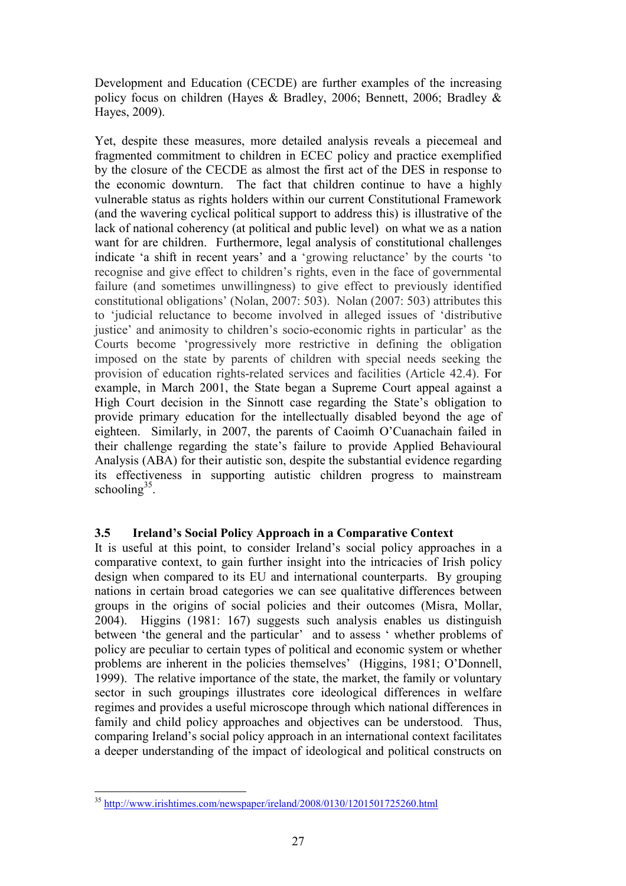Development and Education (CECDE) are further examples of the increasing policy focus on children (Hayes & Bradley, 2006; Bennett, 2006; Bradley & Hayes, 2009).

Yet, despite these measures, more detailed analysis reveals a piecemeal and fragmented commitment to children in ECEC policy and practice exemplified by the closure of the CECDE as almost the first act of the DES in response to the economic downturn. The fact that children continue to have a highly vulnerable status as rights holders within our current Constitutional Framework (and the wavering cyclical political support to address this) is illustrative of the lack of national coherency (at political and public level) on what we as a nation want for are children. Furthermore, legal analysis of constitutional challenges indicate 'a shift in recent years' and a 'growing reluctance' by the courts 'to recognise and give effect to children's rights, even in the face of governmental failure (and sometimes unwillingness) to give effect to previously identified constitutional obligations' (Nolan, 2007: 503). Nolan (2007: 503) attributes this to 'judicial reluctance to become involved in alleged issues of 'distributive justice' and animosity to children's socio-economic rights in particular' as the Courts become 'progressively more restrictive in defining the obligation imposed on the state by parents of children with special needs seeking the provision of education rights-related services and facilities (Article 42.4). For example, in March 2001, the State began a Supreme Court appeal against a High Court decision in the Sinnott case regarding the State's obligation to provide primary education for the intellectually disabled beyond the age of eighteen. Similarly, in 2007, the parents of Caoimh O'Cuanachain failed in their challenge regarding the state's failure to provide Applied Behavioural Analysis (ABA) for their autistic son, despite the substantial evidence regarding its effectiveness in supporting autistic children progress to mainstream schooling[35].

### 3.5 Ireland's Social Policy Approach in a Comparative Context

It is useful at this point, to consider Ireland's social policy approaches in a comparative context, to gain further insight into the intricacies of Irish policy design when compared to its EU and international counterparts. By grouping nations in certain broad categories we can see qualitative differences between groups in the origins of social policies and their outcomes (Misra, Mollar, 2004). Higgins (1981: 167) suggests such analysis enables us distinguish between 'the general and the particular' and to assess ' whether problems of policy are peculiar to certain types of political and economic system or whether problems are inherent in the policies themselves' (Higgins, 1981; O'Donnell, 1999). The relative importance of the state, the market, the family or voluntary sector in such groupings illustrates core ideological differences in welfare regimes and provides a useful microscope through which national differences in family and child policy approaches and objectives can be understood. Thus, comparing Ireland's social policy approach in an international context facilitates a deeper understanding of the impact of ideological and political constructs on

---

[35] http://www.irishtimes.com/newspaper/ireland/2008/0130/1201501725260.html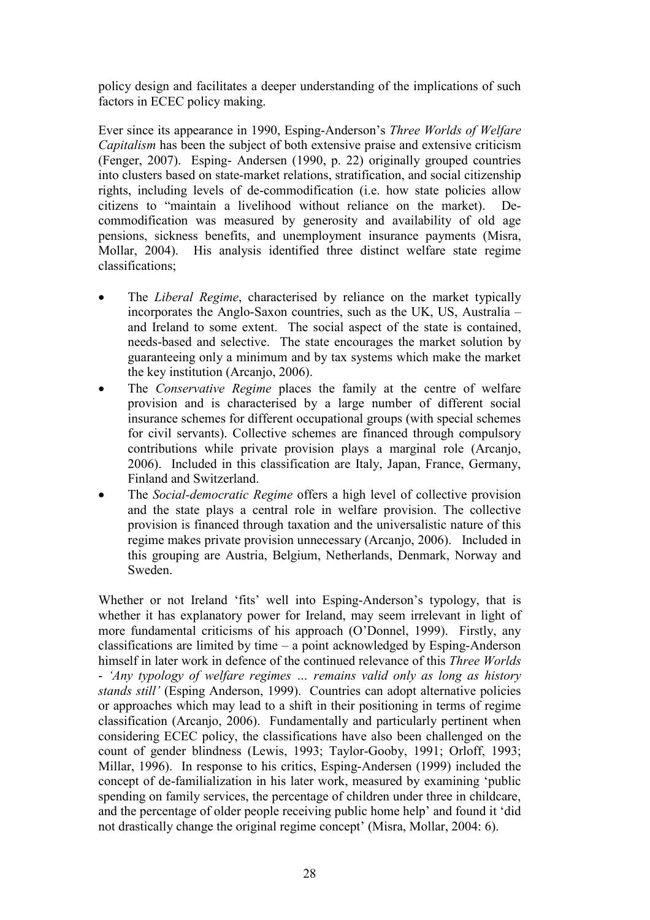policy design and facilitates a deeper understanding of the implications of such factors in ECEC policy making.

Ever since its appearance in 1990, Esping-Anderson's *Three Worlds of Welfare Capitalism* has been the subject of both extensive praise and extensive criticism (Fenger, 2007). Esping- Andersen (1990, p. 22) originally grouped countries into clusters based on state-market relations, stratification, and social citizenship rights, including levels of de-commodification (i.e. how state policies allow citizens to "maintain a livelihood without reliance on the market). De-commodification was measured by generosity and availability of old age pensions, sickness benefits, and unemployment insurance payments (Misra, Mollar, 2004). His analysis identified three distinct welfare state regime classifications;

- The *Liberal Regime*, characterised by reliance on the market typically incorporates the Anglo-Saxon countries, such as the UK, US, Australia – and Ireland to some extent. The social aspect of the state is contained, needs-based and selective. The state encourages the market solution by guaranteeing only a minimum and by tax systems which make the market the key institution (Arcanjo, 2006).
- The *Conservative Regime* places the family at the centre of welfare provision and is characterised by a large number of different social insurance schemes for different occupational groups (with special schemes for civil servants). Collective schemes are financed through compulsory contributions while private provision plays a marginal role (Arcanjo, 2006). Included in this classification are Italy, Japan, France, Germany, Finland and Switzerland.
- The *Social-democratic Regime* offers a high level of collective provision and the state plays a central role in welfare provision. The collective provision is financed through taxation and the universalistic nature of this regime makes private provision unnecessary (Arcanjo, 2006). Included in this grouping are Austria, Belgium, Netherlands, Denmark, Norway and Sweden.

Whether or not Ireland 'fits' well into Esping-Anderson's typology, that is whether it has explanatory power for Ireland, may seem irrelevant in light of more fundamental criticisms of his approach (O'Donnel, 1999). Firstly, any classifications are limited by time – a point acknowledged by Esping-Anderson himself in later work in defence of the continued relevance of this *Three Worlds* - *'Any typology of welfare regimes … remains valid only as long as history stands still'* (Esping Anderson, 1999). Countries can adopt alternative policies or approaches which may lead to a shift in their positioning in terms of regime classification (Arcanjo, 2006). Fundamentally and particularly pertinent when considering ECEC policy, the classifications have also been challenged on the count of gender blindness (Lewis, 1993; Taylor-Gooby, 1991; Orloff, 1993; Millar, 1996). In response to his critics, Esping-Andersen (1999) included the concept of de-familialization in his later work, measured by examining 'public spending on family services, the percentage of children under three in childcare, and the percentage of older people receiving public home help' and found it 'did not drastically change the original regime concept' (Misra, Mollar, 2004: 6).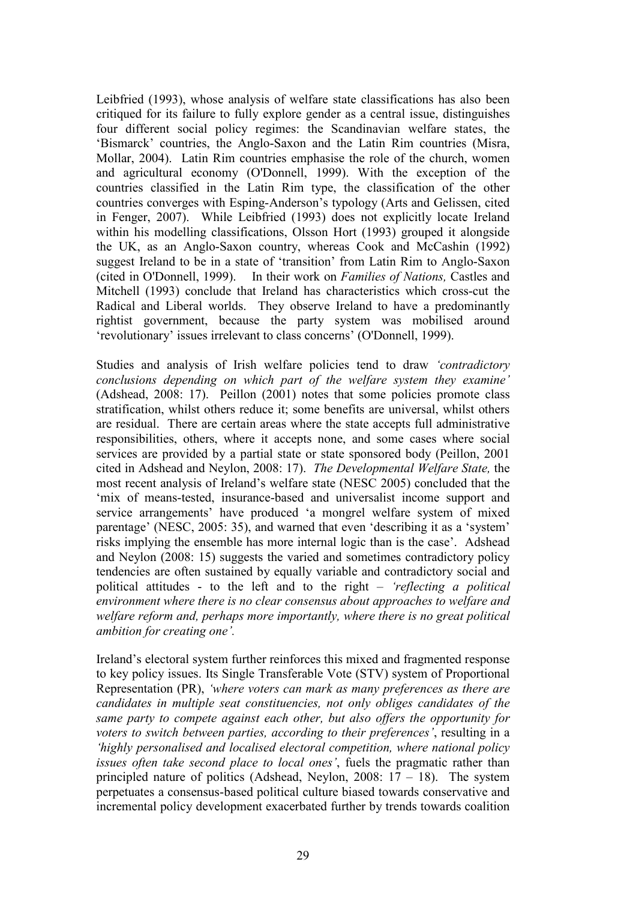Leibfried (1993), whose analysis of welfare state classifications has also been critiqued for its failure to fully explore gender as a central issue, distinguishes four different social policy regimes: the Scandinavian welfare states, the 'Bismarck' countries, the Anglo-Saxon and the Latin Rim countries (Misra, Mollar, 2004). Latin Rim countries emphasise the role of the church, women and agricultural economy (O'Donnell, 1999). With the exception of the countries classified in the Latin Rim type, the classification of the other countries converges with Esping-Anderson's typology (Arts and Gelissen, cited in Fenger, 2007). While Leibfried (1993) does not explicitly locate Ireland within his modelling classifications, Olsson Hort (1993) grouped it alongside the UK, as an Anglo-Saxon country, whereas Cook and McCashin (1992) suggest Ireland to be in a state of 'transition' from Latin Rim to Anglo-Saxon (cited in O'Donnell, 1999). In their work on *Families of Nations,* Castles and Mitchell (1993) conclude that Ireland has characteristics which cross-cut the Radical and Liberal worlds. They observe Ireland to have a predominantly rightist government, because the party system was mobilised around 'revolutionary' issues irrelevant to class concerns' (O'Donnell, 1999).

Studies and analysis of Irish welfare policies tend to draw *'contradictory conclusions depending on which part of the welfare system they examine'* (Adshead, 2008: 17). Peillon (2001) notes that some policies promote class stratification, whilst others reduce it; some benefits are universal, whilst others are residual. There are certain areas where the state accepts full administrative responsibilities, others, where it accepts none, and some cases where social services are provided by a partial state or state sponsored body (Peillon, 2001 cited in Adshead and Neylon, 2008: 17). *The Developmental Welfare State,* the most recent analysis of Ireland's welfare state (NESC 2005) concluded that the 'mix of means-tested, insurance-based and universalist income support and service arrangements' have produced 'a mongrel welfare system of mixed parentage' (NESC, 2005: 35), and warned that even 'describing it as a 'system' risks implying the ensemble has more internal logic than is the case'. Adshead and Neylon (2008: 15) suggests the varied and sometimes contradictory policy tendencies are often sustained by equally variable and contradictory social and political attitudes - to the left and to the right – *'reflecting a political environment where there is no clear consensus about approaches to welfare and welfare reform and, perhaps more importantly, where there is no great political ambition for creating one'.*

Ireland's electoral system further reinforces this mixed and fragmented response to key policy issues. Its Single Transferable Vote (STV) system of Proportional Representation (PR), *'where voters can mark as many preferences as there are candidates in multiple seat constituencies, not only obliges candidates of the same party to compete against each other, but also offers the opportunity for voters to switch between parties, according to their preferences'*, resulting in a *'highly personalised and localised electoral competition, where national policy issues often take second place to local ones'*, fuels the pragmatic rather than principled nature of politics (Adshead, Neylon, 2008: 17 – 18). The system perpetuates a consensus-based political culture biased towards conservative and incremental policy development exacerbated further by trends towards coalition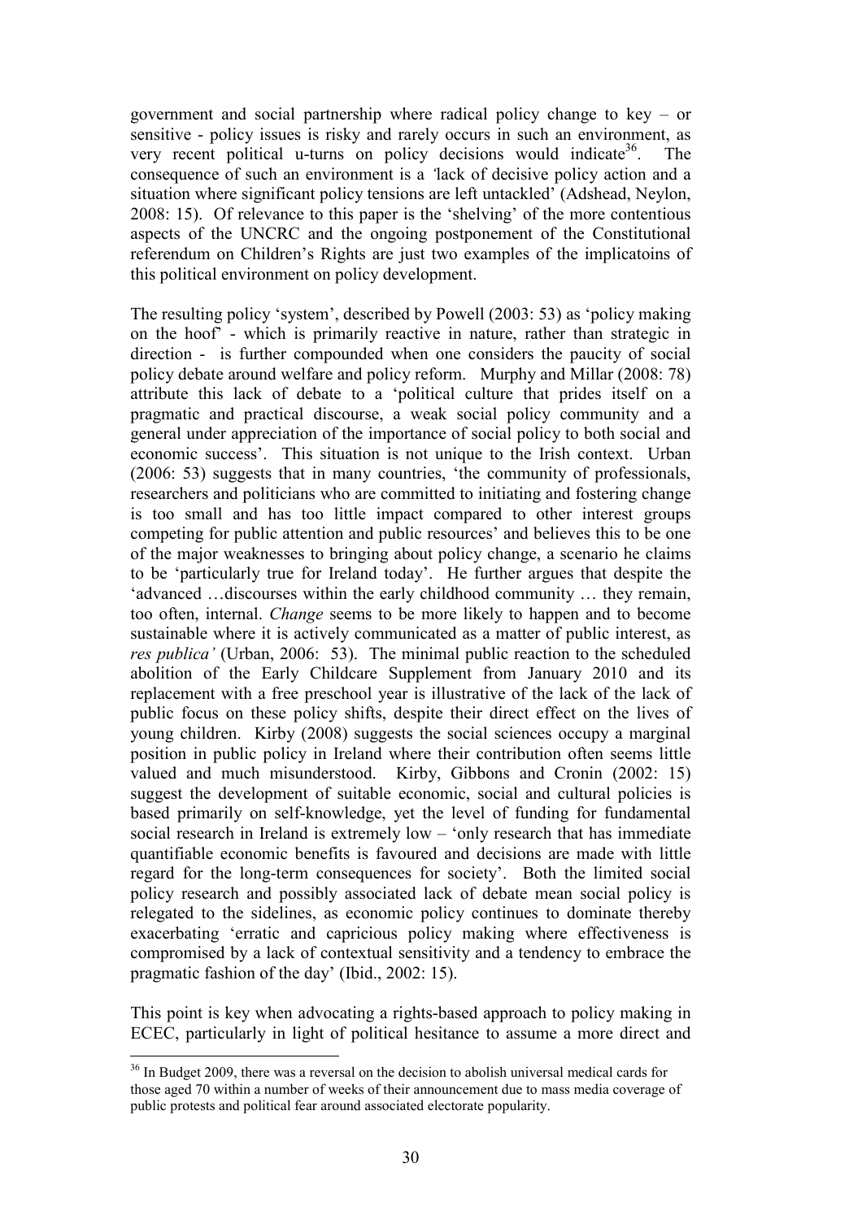government and social partnership where radical policy change to key – or sensitive - policy issues is risky and rarely occurs in such an environment, as very recent political u-turns on policy decisions would indicate[36]. The consequence of such an environment is a *'*lack of decisive policy action and a situation where significant policy tensions are left untackled' (Adshead, Neylon, 2008: 15). Of relevance to this paper is the 'shelving' of the more contentious aspects of the UNCRC and the ongoing postponement of the Constitutional referendum on Children's Rights are just two examples of the implicatoins of this political environment on policy development.

The resulting policy 'system', described by Powell (2003: 53) as 'policy making on the hoof' - which is primarily reactive in nature, rather than strategic in direction - is further compounded when one considers the paucity of social policy debate around welfare and policy reform. Murphy and Millar (2008: 78) attribute this lack of debate to a 'political culture that prides itself on a pragmatic and practical discourse, a weak social policy community and a general under appreciation of the importance of social policy to both social and economic success'. This situation is not unique to the Irish context. Urban (2006: 53) suggests that in many countries, 'the community of professionals, researchers and politicians who are committed to initiating and fostering change is too small and has too little impact compared to other interest groups competing for public attention and public resources' and believes this to be one of the major weaknesses to bringing about policy change, a scenario he claims to be 'particularly true for Ireland today'. He further argues that despite the 'advanced …discourses within the early childhood community … they remain, too often, internal. *Change* seems to be more likely to happen and to become sustainable where it is actively communicated as a matter of public interest, as *res publica'* (Urban, 2006: 53). The minimal public reaction to the scheduled abolition of the Early Childcare Supplement from January 2010 and its replacement with a free preschool year is illustrative of the lack of the lack of public focus on these policy shifts, despite their direct effect on the lives of young children. Kirby (2008) suggests the social sciences occupy a marginal position in public policy in Ireland where their contribution often seems little valued and much misunderstood. Kirby, Gibbons and Cronin (2002: 15) suggest the development of suitable economic, social and cultural policies is based primarily on self-knowledge, yet the level of funding for fundamental social research in Ireland is extremely low – 'only research that has immediate quantifiable economic benefits is favoured and decisions are made with little regard for the long-term consequences for society'. Both the limited social policy research and possibly associated lack of debate mean social policy is relegated to the sidelines, as economic policy continues to dominate thereby exacerbating 'erratic and capricious policy making where effectiveness is compromised by a lack of contextual sensitivity and a tendency to embrace the pragmatic fashion of the day' (Ibid., 2002: 15).

This point is key when advocating a rights-based approach to policy making in ECEC, particularly in light of political hesitance to assume a more direct and

[36] In Budget 2009, there was a reversal on the decision to abolish universal medical cards for those aged 70 within a number of weeks of their announcement due to mass media coverage of public protests and political fear around associated electorate popularity.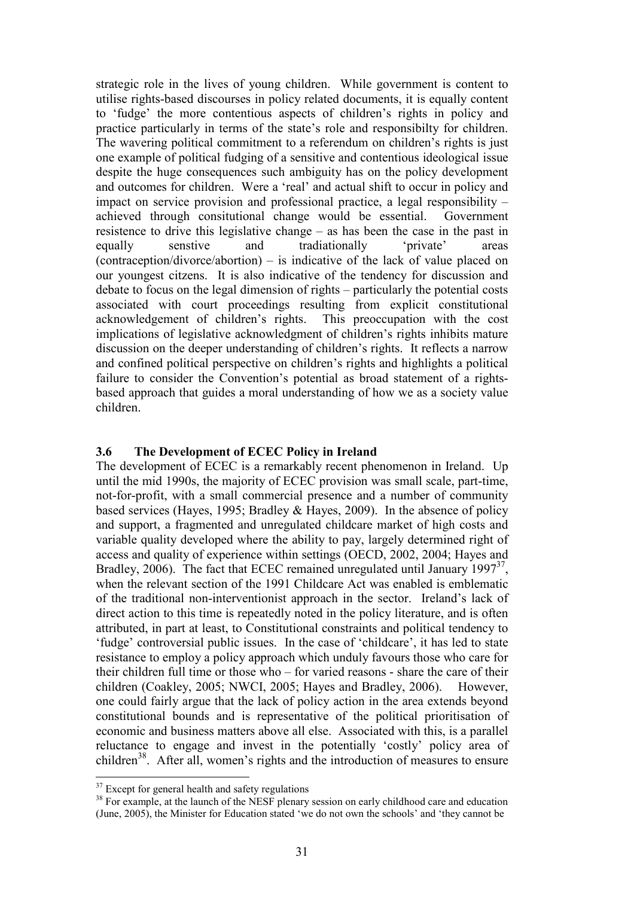strategic role in the lives of young children. While government is content to utilise rights-based discourses in policy related documents, it is equally content to 'fudge' the more contentious aspects of children's rights in policy and practice particularly in terms of the state's role and responsibilty for children. The wavering political commitment to a referendum on children's rights is just one example of political fudging of a sensitive and contentious ideological issue despite the huge consequences such ambiguity has on the policy development and outcomes for children. Were a 'real' and actual shift to occur in policy and impact on service provision and professional practice, a legal responsibility – achieved through consitutional change would be essential. Government resistence to drive this legislative change – as has been the case in the past in equally senstive and tradiationally 'private' areas (contraception/divorce/abortion) – is indicative of the lack of value placed on our youngest citizens. It is also indicative of the tendency for discussion and debate to focus on the legal dimension of rights – particularly the potential costs associated with court proceedings resulting from explicit constitutional acknowledgement of children's rights. This preoccupation with the cost implications of legislative acknowledgment of children's rights inhibits mature discussion on the deeper understanding of children's rights. It reflects a narrow and confined political perspective on children's rights and highlights a political failure to consider the Convention's potential as broad statement of a rights-based approach that guides a moral understanding of how we as a society value children.

### 3.6 The Development of ECEC Policy in Ireland

The development of ECEC is a remarkably recent phenomenon in Ireland. Up until the mid 1990s, the majority of ECEC provision was small scale, part-time, not-for-profit, with a small commercial presence and a number of community based services (Hayes, 1995; Bradley & Hayes, 2009). In the absence of policy and support, a fragmented and unregulated childcare market of high costs and variable quality developed where the ability to pay, largely determined right of access and quality of experience within settings (OECD, 2002, 2004; Hayes and Bradley, 2006). The fact that ECEC remained unregulated until January 1997[37], when the relevant section of the 1991 Childcare Act was enabled is emblematic of the traditional non-interventionist approach in the sector. Ireland's lack of direct action to this time is repeatedly noted in the policy literature, and is often attributed, in part at least, to Constitutional constraints and political tendency to 'fudge' controversial public issues. In the case of 'childcare', it has led to state resistance to employ a policy approach which unduly favours those who care for their children full time or those who – for varied reasons - share the care of their children (Coakley, 2005; NWCI, 2005; Hayes and Bradley, 2006). However, one could fairly argue that the lack of policy action in the area extends beyond constitutional bounds and is representative of the political prioritisation of economic and business matters above all else. Associated with this, is a parallel reluctance to engage and invest in the potentially 'costly' policy area of children[38]. After all, women's rights and the introduction of measures to ensure

[37] Except for general health and safety regulations

[38] For example, at the launch of the NESF plenary session on early childhood care and education (June, 2005), the Minister for Education stated 'we do not own the schools' and 'they cannot be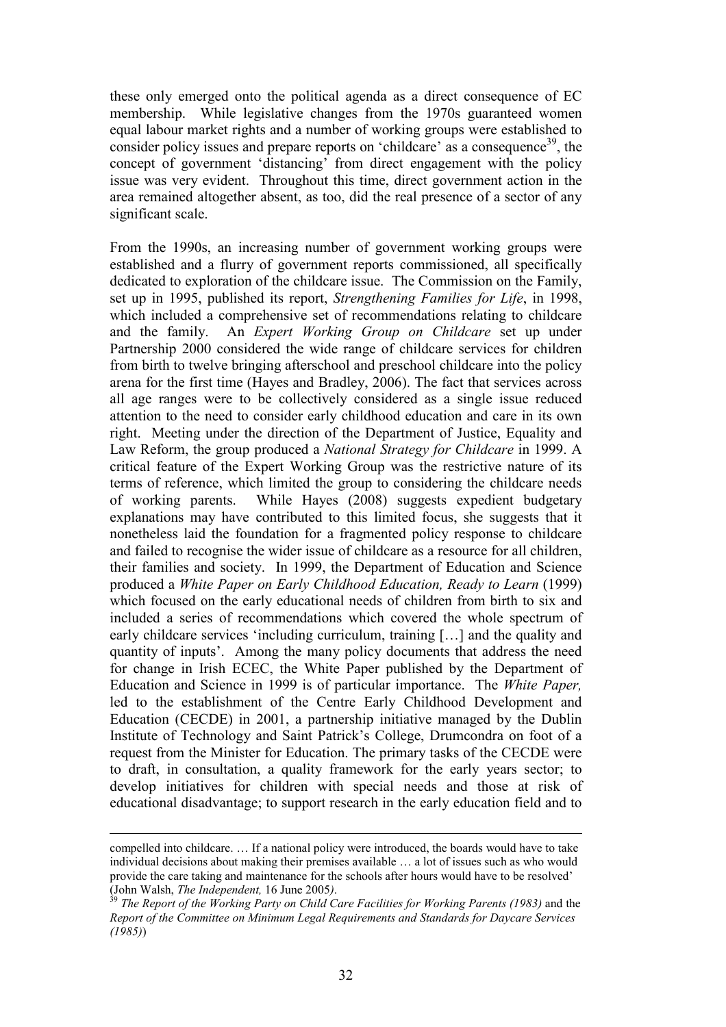these only emerged onto the political agenda as a direct consequence of EC membership. While legislative changes from the 1970s guaranteed women equal labour market rights and a number of working groups were established to consider policy issues and prepare reports on 'childcare' as a consequence[39], the concept of government 'distancing' from direct engagement with the policy issue was very evident. Throughout this time, direct government action in the area remained altogether absent, as too, did the real presence of a sector of any significant scale.

From the 1990s, an increasing number of government working groups were established and a flurry of government reports commissioned, all specifically dedicated to exploration of the childcare issue. The Commission on the Family, set up in 1995, published its report, *Strengthening Families for Life*, in 1998, which included a comprehensive set of recommendations relating to childcare and the family. An *Expert Working Group on Childcare* set up under Partnership 2000 considered the wide range of childcare services for children from birth to twelve bringing afterschool and preschool childcare into the policy arena for the first time (Hayes and Bradley, 2006). The fact that services across all age ranges were to be collectively considered as a single issue reduced attention to the need to consider early childhood education and care in its own right. Meeting under the direction of the Department of Justice, Equality and Law Reform, the group produced a *National Strategy for Childcare* in 1999. A critical feature of the Expert Working Group was the restrictive nature of its terms of reference, which limited the group to considering the childcare needs of working parents. While Hayes (2008) suggests expedient budgetary explanations may have contributed to this limited focus, she suggests that it nonetheless laid the foundation for a fragmented policy response to childcare and failed to recognise the wider issue of childcare as a resource for all children, their families and society. In 1999, the Department of Education and Science produced a *White Paper on Early Childhood Education, Ready to Learn* (1999) which focused on the early educational needs of children from birth to six and included a series of recommendations which covered the whole spectrum of early childcare services 'including curriculum, training […] and the quality and quantity of inputs'. Among the many policy documents that address the need for change in Irish ECEC, the White Paper published by the Department of Education and Science in 1999 is of particular importance. The *White Paper,* led to the establishment of the Centre Early Childhood Development and Education (CECDE) in 2001, a partnership initiative managed by the Dublin Institute of Technology and Saint Patrick's College, Drumcondra on foot of a request from the Minister for Education. The primary tasks of the CECDE were to draft, in consultation, a quality framework for the early years sector; to develop initiatives for children with special needs and those at risk of educational disadvantage; to support research in the early education field and to

---

compelled into childcare. … If a national policy were introduced, the boards would have to take individual decisions about making their premises available … a lot of issues such as who would provide the care taking and maintenance for the schools after hours would have to be resolved' (John Walsh, *The Independent,* 16 June 2005*)*.

[39] *The Report of the Working Party on Child Care Facilities for Working Parents (1983)* and the *Report of the Committee on Minimum Legal Requirements and Standards for Daycare Services (1985)*)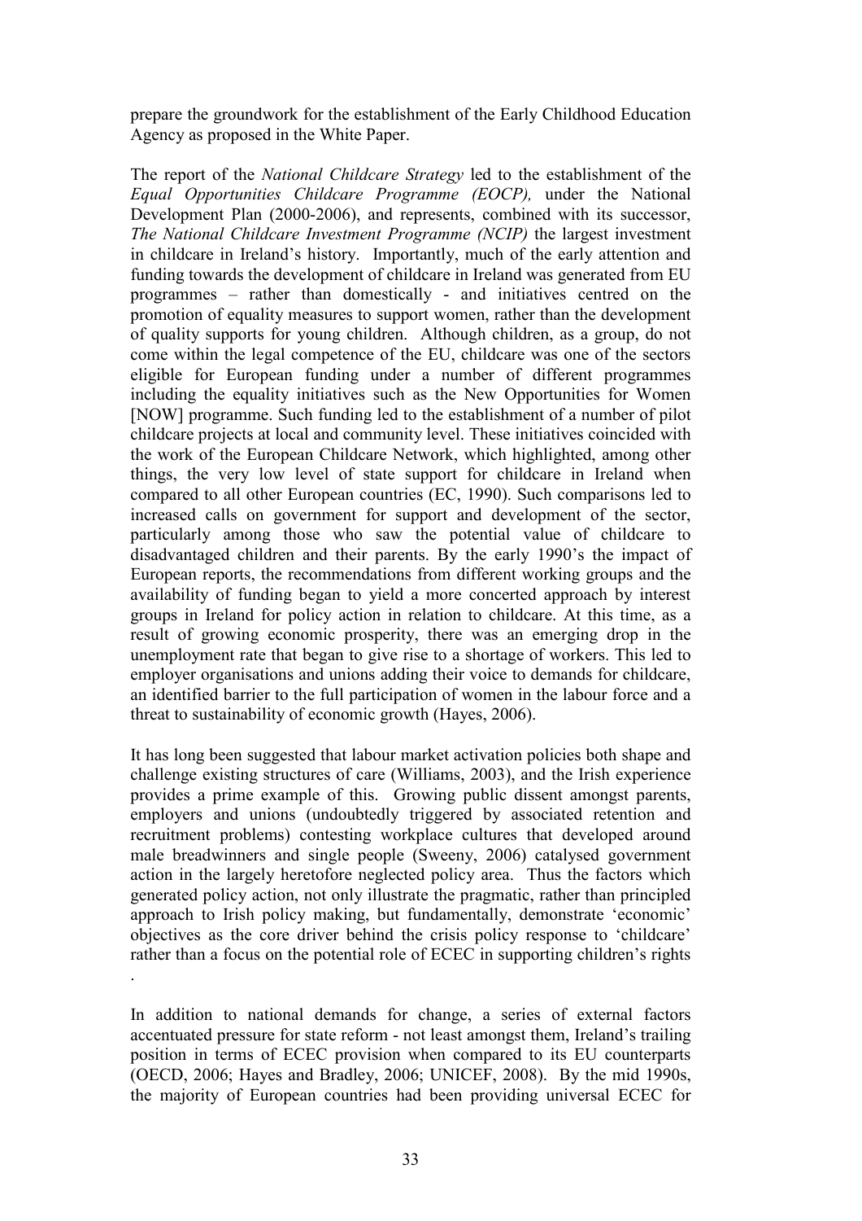prepare the groundwork for the establishment of the Early Childhood Education Agency as proposed in the White Paper.

The report of the *National Childcare Strategy* led to the establishment of the *Equal Opportunities Childcare Programme (EOCP),* under the National Development Plan (2000-2006), and represents, combined with its successor, *The National Childcare Investment Programme (NCIP)* the largest investment in childcare in Ireland's history. Importantly, much of the early attention and funding towards the development of childcare in Ireland was generated from EU programmes – rather than domestically - and initiatives centred on the promotion of equality measures to support women, rather than the development of quality supports for young children. Although children, as a group, do not come within the legal competence of the EU, childcare was one of the sectors eligible for European funding under a number of different programmes including the equality initiatives such as the New Opportunities for Women [NOW] programme. Such funding led to the establishment of a number of pilot childcare projects at local and community level. These initiatives coincided with the work of the European Childcare Network, which highlighted, among other things, the very low level of state support for childcare in Ireland when compared to all other European countries (EC, 1990). Such comparisons led to increased calls on government for support and development of the sector, particularly among those who saw the potential value of childcare to disadvantaged children and their parents. By the early 1990's the impact of European reports, the recommendations from different working groups and the availability of funding began to yield a more concerted approach by interest groups in Ireland for policy action in relation to childcare. At this time, as a result of growing economic prosperity, there was an emerging drop in the unemployment rate that began to give rise to a shortage of workers. This led to employer organisations and unions adding their voice to demands for childcare, an identified barrier to the full participation of women in the labour force and a threat to sustainability of economic growth (Hayes, 2006).

It has long been suggested that labour market activation policies both shape and challenge existing structures of care (Williams, 2003), and the Irish experience provides a prime example of this. Growing public dissent amongst parents, employers and unions (undoubtedly triggered by associated retention and recruitment problems) contesting workplace cultures that developed around male breadwinners and single people (Sweeny, 2006) catalysed government action in the largely heretofore neglected policy area. Thus the factors which generated policy action, not only illustrate the pragmatic, rather than principled approach to Irish policy making, but fundamentally, demonstrate 'economic' objectives as the core driver behind the crisis policy response to 'childcare' rather than a focus on the potential role of ECEC in supporting children's rights .

In addition to national demands for change, a series of external factors accentuated pressure for state reform - not least amongst them, Ireland's trailing position in terms of ECEC provision when compared to its EU counterparts (OECD, 2006; Hayes and Bradley, 2006; UNICEF, 2008). By the mid 1990s, the majority of European countries had been providing universal ECEC for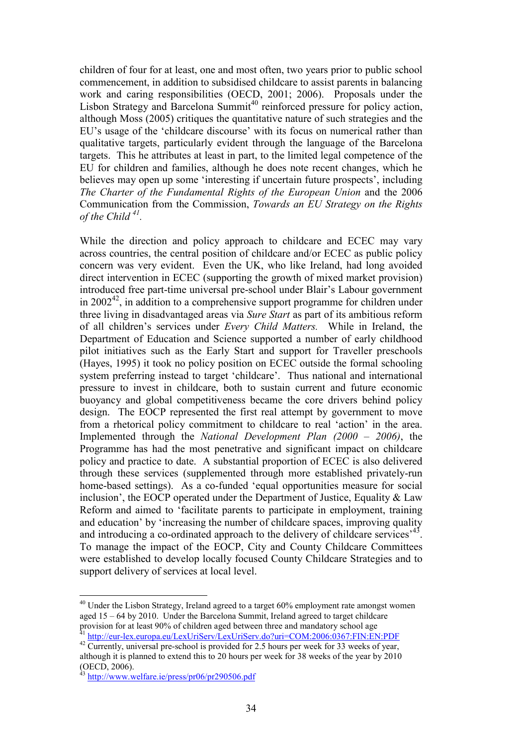children of four for at least, one and most often, two years prior to public school commencement, in addition to subsidised childcare to assist parents in balancing work and caring responsibilities (OECD, 2001; 2006). Proposals under the Lisbon Strategy and Barcelona Summit[40] reinforced pressure for policy action, although Moss (2005) critiques the quantitative nature of such strategies and the EU's usage of the 'childcare discourse' with its focus on numerical rather than qualitative targets, particularly evident through the language of the Barcelona targets. This he attributes at least in part, to the limited legal competence of the EU for children and families, although he does note recent changes, which he believes may open up some 'interesting if uncertain future prospects', including *The Charter of the Fundamental Rights of the European Union* and the 2006 Communication from the Commission, *Towards an EU Strategy on the Rights of the Child* [41].

While the direction and policy approach to childcare and ECEC may vary across countries, the central position of childcare and/or ECEC as public policy concern was very evident. Even the UK, who like Ireland, had long avoided direct intervention in ECEC (supporting the growth of mixed market provision) introduced free part-time universal pre-school under Blair's Labour government in 2002[42], in addition to a comprehensive support programme for children under three living in disadvantaged areas via *Sure Start* as part of its ambitious reform of all children's services under *Every Child Matters.* While in Ireland, the Department of Education and Science supported a number of early childhood pilot initiatives such as the Early Start and support for Traveller preschools (Hayes, 1995) it took no policy position on ECEC outside the formal schooling system preferring instead to target 'childcare'. Thus national and international pressure to invest in childcare, both to sustain current and future economic buoyancy and global competitiveness became the core drivers behind policy design. The EOCP represented the first real attempt by government to move from a rhetorical policy commitment to childcare to real 'action' in the area. Implemented through the *National Development Plan (2000 – 2006)*, the Programme has had the most penetrative and significant impact on childcare policy and practice to date. A substantial proportion of ECEC is also delivered through these services (supplemented through more established privately-run home-based settings). As a co-funded 'equal opportunities measure for social inclusion', the EOCP operated under the Department of Justice, Equality & Law Reform and aimed to 'facilitate parents to participate in employment, training and education' by 'increasing the number of childcare spaces, improving quality and introducing a co-ordinated approach to the delivery of childcare services'[43]. To manage the impact of the EOCP, City and County Childcare Committees were established to develop locally focused County Childcare Strategies and to support delivery of services at local level.

---

[40] Under the Lisbon Strategy, Ireland agreed to a target 60% employment rate amongst women aged 15 – 64 by 2010. Under the Barcelona Summit, Ireland agreed to target childcare provision for at least 90% of children aged between three and mandatory school age

[41] http://eur-lex.europa.eu/LexUriServ/LexUriServ.do?uri=COM:2006:0367:FIN:EN:PDF

[42] Currently, universal pre-school is provided for 2.5 hours per week for 33 weeks of year, although it is planned to extend this to 20 hours per week for 38 weeks of the year by 2010 (OECD, 2006).

[43] http://www.welfare.ie/press/pr06/pr290506.pdf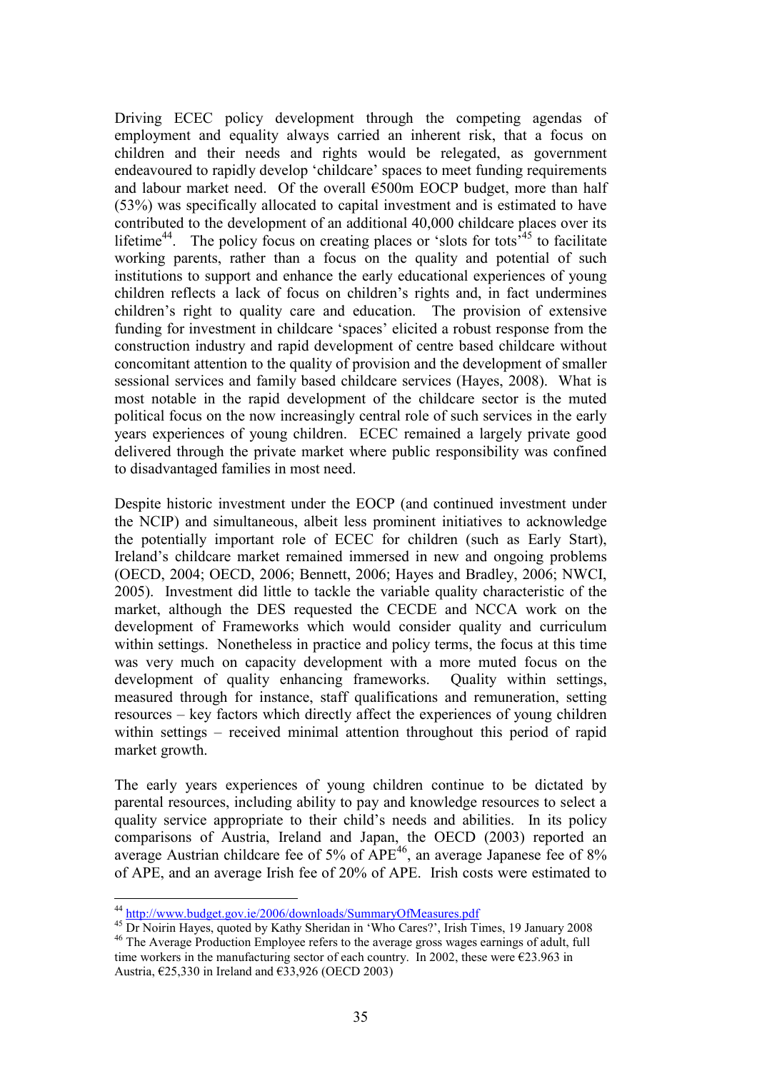Driving ECEC policy development through the competing agendas of employment and equality always carried an inherent risk, that a focus on children and their needs and rights would be relegated, as government endeavoured to rapidly develop 'childcare' spaces to meet funding requirements and labour market need. Of the overall €500m EOCP budget, more than half (53%) was specifically allocated to capital investment and is estimated to have contributed to the development of an additional 40,000 childcare places over its lifetime[44]. The policy focus on creating places or 'slots for tots'[45] to facilitate working parents, rather than a focus on the quality and potential of such institutions to support and enhance the early educational experiences of young children reflects a lack of focus on children's rights and, in fact undermines children's right to quality care and education. The provision of extensive funding for investment in childcare 'spaces' elicited a robust response from the construction industry and rapid development of centre based childcare without concomitant attention to the quality of provision and the development of smaller sessional services and family based childcare services (Hayes, 2008). What is most notable in the rapid development of the childcare sector is the muted political focus on the now increasingly central role of such services in the early years experiences of young children. ECEC remained a largely private good delivered through the private market where public responsibility was confined to disadvantaged families in most need.

Despite historic investment under the EOCP (and continued investment under the NCIP) and simultaneous, albeit less prominent initiatives to acknowledge the potentially important role of ECEC for children (such as Early Start), Ireland's childcare market remained immersed in new and ongoing problems (OECD, 2004; OECD, 2006; Bennett, 2006; Hayes and Bradley, 2006; NWCI, 2005). Investment did little to tackle the variable quality characteristic of the market, although the DES requested the CECDE and NCCA work on the development of Frameworks which would consider quality and curriculum within settings. Nonetheless in practice and policy terms, the focus at this time was very much on capacity development with a more muted focus on the development of quality enhancing frameworks. Quality within settings, measured through for instance, staff qualifications and remuneration, setting resources – key factors which directly affect the experiences of young children within settings – received minimal attention throughout this period of rapid market growth.

The early years experiences of young children continue to be dictated by parental resources, including ability to pay and knowledge resources to select a quality service appropriate to their child's needs and abilities. In its policy comparisons of Austria, Ireland and Japan, the OECD (2003) reported an average Austrian childcare fee of 5% of APE[46], an average Japanese fee of 8% of APE, and an average Irish fee of 20% of APE. Irish costs were estimated to

---

[44] http://www.budget.gov.ie/2006/downloads/SummaryOfMeasures.pdf

[45] Dr Noirin Hayes, quoted by Kathy Sheridan in 'Who Cares?', Irish Times, 19 January 2008

[46] The Average Production Employee refers to the average gross wages earnings of adult, full time workers in the manufacturing sector of each country. In 2002, these were €23.963 in Austria, €25,330 in Ireland and €33,926 (OECD 2003)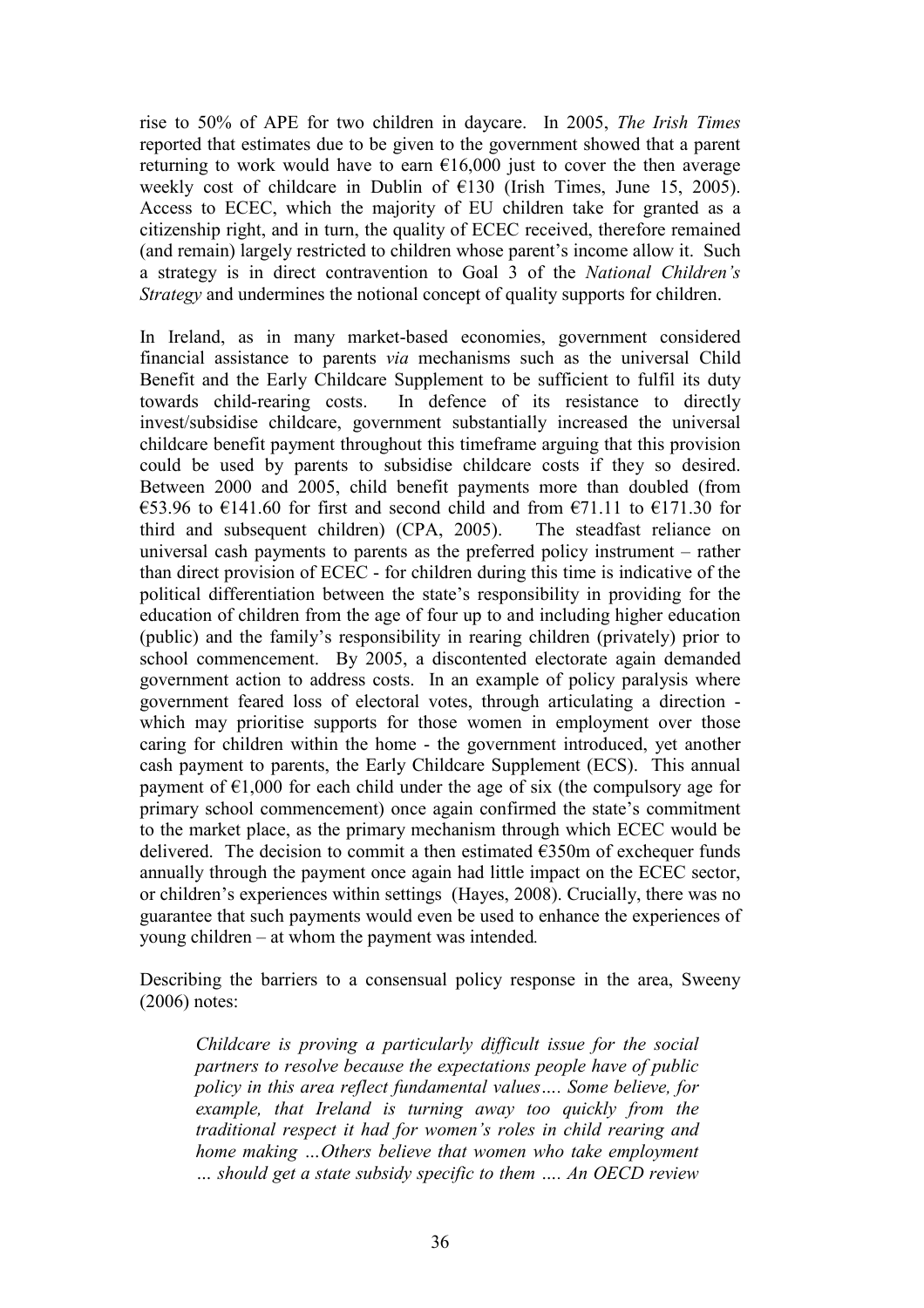rise to 50% of APE for two children in daycare. In 2005, *The Irish Times* reported that estimates due to be given to the government showed that a parent returning to work would have to earn €16,000 just to cover the then average weekly cost of childcare in Dublin of €130 (Irish Times, June 15, 2005). Access to ECEC, which the majority of EU children take for granted as a citizenship right, and in turn, the quality of ECEC received, therefore remained (and remain) largely restricted to children whose parent's income allow it. Such a strategy is in direct contravention to Goal 3 of the *National Children's Strategy* and undermines the notional concept of quality supports for children.

In Ireland, as in many market-based economies, government considered financial assistance to parents *via* mechanisms such as the universal Child Benefit and the Early Childcare Supplement to be sufficient to fulfil its duty towards child-rearing costs. In defence of its resistance to directly invest/subsidise childcare, government substantially increased the universal childcare benefit payment throughout this timeframe arguing that this provision could be used by parents to subsidise childcare costs if they so desired. Between 2000 and 2005, child benefit payments more than doubled (from €53.96 to €141.60 for first and second child and from €71.11 to €171.30 for third and subsequent children) (CPA, 2005). The steadfast reliance on universal cash payments to parents as the preferred policy instrument – rather than direct provision of ECEC - for children during this time is indicative of the political differentiation between the state's responsibility in providing for the education of children from the age of four up to and including higher education (public) and the family's responsibility in rearing children (privately) prior to school commencement. By 2005, a discontented electorate again demanded government action to address costs. In an example of policy paralysis where government feared loss of electoral votes, through articulating a direction - which may prioritise supports for those women in employment over those caring for children within the home - the government introduced, yet another cash payment to parents, the Early Childcare Supplement (ECS). This annual payment of €1,000 for each child under the age of six (the compulsory age for primary school commencement) once again confirmed the state's commitment to the market place, as the primary mechanism through which ECEC would be delivered. The decision to commit a then estimated €350m of exchequer funds annually through the payment once again had little impact on the ECEC sector, or children's experiences within settings (Hayes, 2008). Crucially, there was no guarantee that such payments would even be used to enhance the experiences of young children – at whom the payment was intended.

Describing the barriers to a consensual policy response in the area, Sweeny (2006) notes:

> *Childcare is proving a particularly difficult issue for the social partners to resolve because the expectations people have of public policy in this area reflect fundamental values…. Some believe, for example, that Ireland is turning away too quickly from the traditional respect it had for women's roles in child rearing and home making …Others believe that women who take employment … should get a state subsidy specific to them …. An OECD review*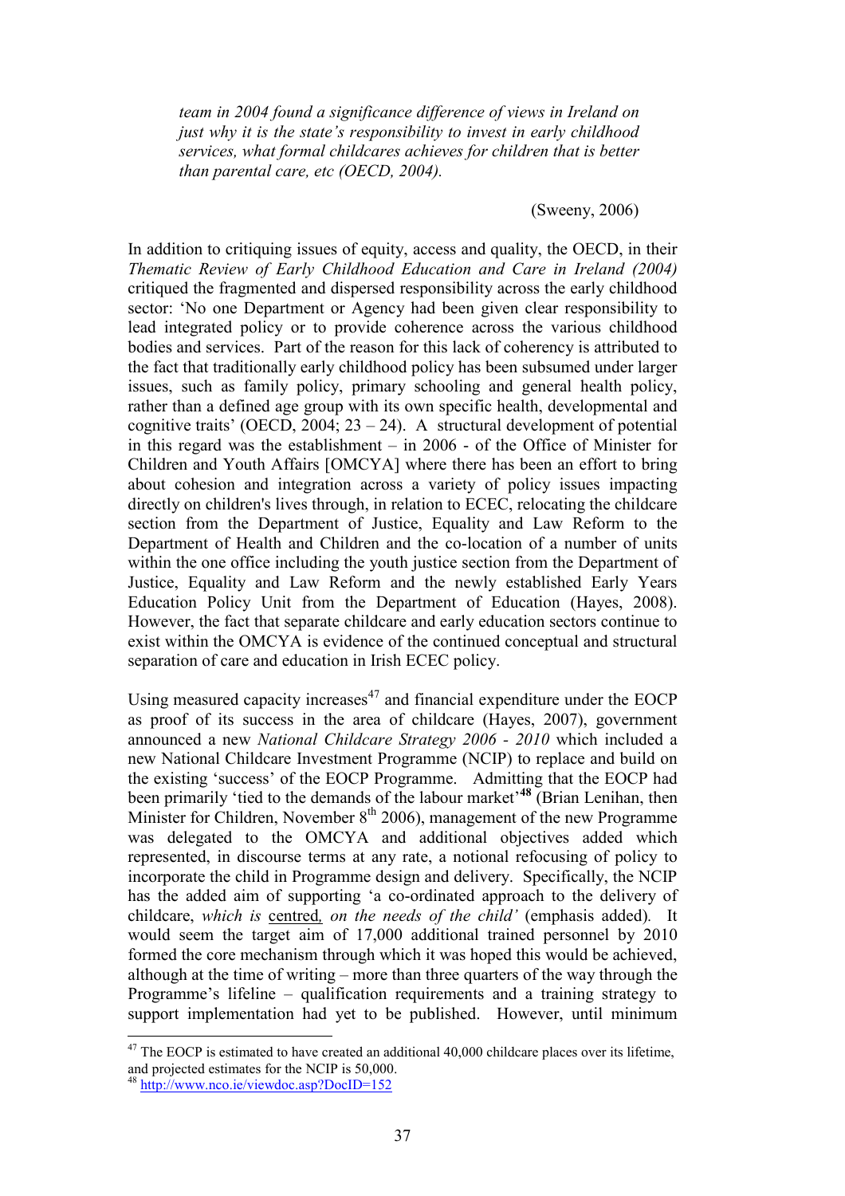> *team in 2004 found a significance difference of views in Ireland on just why it is the state's responsibility to invest in early childhood services, what formal childcares achieves for children that is better than parental care, etc (OECD, 2004).*
>
> (Sweeny, 2006)

In addition to critiquing issues of equity, access and quality, the OECD, in their *Thematic Review of Early Childhood Education and Care in Ireland (2004)* critiqued the fragmented and dispersed responsibility across the early childhood sector: 'No one Department or Agency had been given clear responsibility to lead integrated policy or to provide coherence across the various childhood bodies and services. Part of the reason for this lack of coherency is attributed to the fact that traditionally early childhood policy has been subsumed under larger issues, such as family policy, primary schooling and general health policy, rather than a defined age group with its own specific health, developmental and cognitive traits' (OECD, 2004; 23 – 24). A structural development of potential in this regard was the establishment – in 2006 - of the Office of Minister for Children and Youth Affairs [OMCYA] where there has been an effort to bring about cohesion and integration across a variety of policy issues impacting directly on children's lives through, in relation to ECEC, relocating the childcare section from the Department of Justice, Equality and Law Reform to the Department of Health and Children and the co-location of a number of units within the one office including the youth justice section from the Department of Justice, Equality and Law Reform and the newly established Early Years Education Policy Unit from the Department of Education (Hayes, 2008). However, the fact that separate childcare and early education sectors continue to exist within the OMCYA is evidence of the continued conceptual and structural separation of care and education in Irish ECEC policy.

Using measured capacity increases[47] and financial expenditure under the EOCP as proof of its success in the area of childcare (Hayes, 2007), government announced a new *National Childcare Strategy 2006 - 2010* which included a new National Childcare Investment Programme (NCIP) to replace and build on the existing 'success' of the EOCP Programme. Admitting that the EOCP had been primarily 'tied to the demands of the labour market'**[48]** (Brian Lenihan, then Minister for Children, November 8th 2006), management of the new Programme was delegated to the OMCYA and additional objectives added which represented, in discourse terms at any rate, a notional refocusing of policy to incorporate the child in Programme design and delivery. Specifically, the NCIP has the added aim of supporting 'a co-ordinated approach to the delivery of childcare, *which is* <u>centred</u>*, on the needs of the child'* (emphasis added). It would seem the target aim of 17,000 additional trained personnel by 2010 formed the core mechanism through which it was hoped this would be achieved, although at the time of writing – more than three quarters of the way through the Programme's lifeline – qualification requirements and a training strategy to support implementation had yet to be published. However, until minimum

---

[47] The EOCP is estimated to have created an additional 40,000 childcare places over its lifetime, and projected estimates for the NCIP is 50,000.

[48] http://www.nco.ie/viewdoc.asp?DocID=152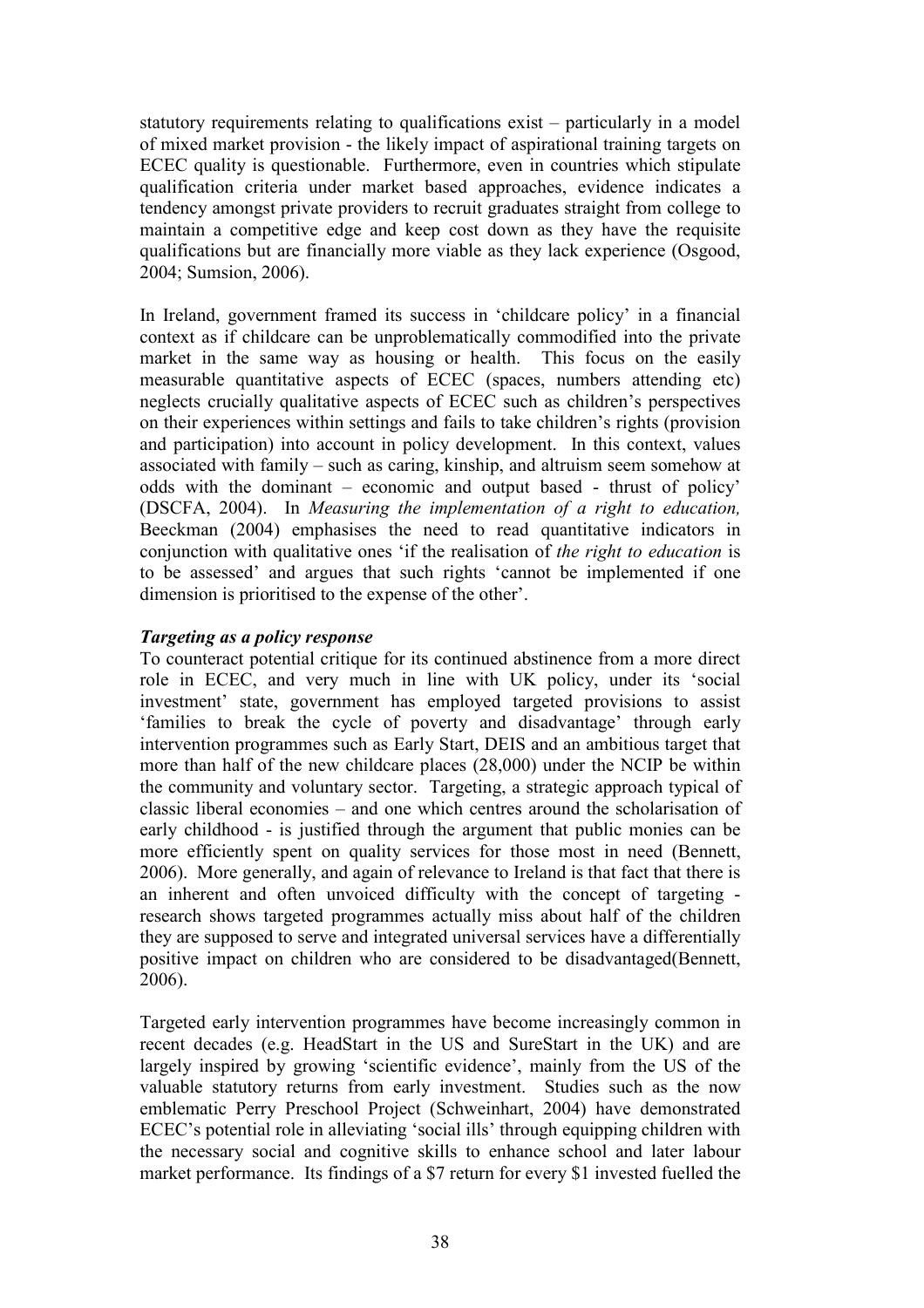statutory requirements relating to qualifications exist – particularly in a model of mixed market provision - the likely impact of aspirational training targets on ECEC quality is questionable. Furthermore, even in countries which stipulate qualification criteria under market based approaches, evidence indicates a tendency amongst private providers to recruit graduates straight from college to maintain a competitive edge and keep cost down as they have the requisite qualifications but are financially more viable as they lack experience (Osgood, 2004; Sumsion, 2006).

In Ireland, government framed its success in 'childcare policy' in a financial context as if childcare can be unproblematically commodified into the private market in the same way as housing or health. This focus on the easily measurable quantitative aspects of ECEC (spaces, numbers attending etc) neglects crucially qualitative aspects of ECEC such as children's perspectives on their experiences within settings and fails to take children's rights (provision and participation) into account in policy development. In this context, values associated with family – such as caring, kinship, and altruism seem somehow at odds with the dominant – economic and output based - thrust of policy' (DSCFA, 2004). In *Measuring the implementation of a right to education,* Beeckman (2004) emphasises the need to read quantitative indicators in conjunction with qualitative ones 'if the realisation of *the right to education* is to be assessed' and argues that such rights 'cannot be implemented if one dimension is prioritised to the expense of the other'.

***Targeting as a policy response***

To counteract potential critique for its continued abstinence from a more direct role in ECEC, and very much in line with UK policy, under its 'social investment' state, government has employed targeted provisions to assist 'families to break the cycle of poverty and disadvantage' through early intervention programmes such as Early Start, DEIS and an ambitious target that more than half of the new childcare places (28,000) under the NCIP be within the community and voluntary sector. Targeting, a strategic approach typical of classic liberal economies – and one which centres around the scholarisation of early childhood - is justified through the argument that public monies can be more efficiently spent on quality services for those most in need (Bennett, 2006). More generally, and again of relevance to Ireland is that fact that there is an inherent and often unvoiced difficulty with the concept of targeting - research shows targeted programmes actually miss about half of the children they are supposed to serve and integrated universal services have a differentially positive impact on children who are considered to be disadvantaged(Bennett, 2006).

Targeted early intervention programmes have become increasingly common in recent decades (e.g. HeadStart in the US and SureStart in the UK) and are largely inspired by growing 'scientific evidence', mainly from the US of the valuable statutory returns from early investment. Studies such as the now emblematic Perry Preschool Project (Schweinhart, 2004) have demonstrated ECEC's potential role in alleviating 'social ills' through equipping children with the necessary social and cognitive skills to enhance school and later labour market performance. Its findings of a $7 return for every $1 invested fuelled the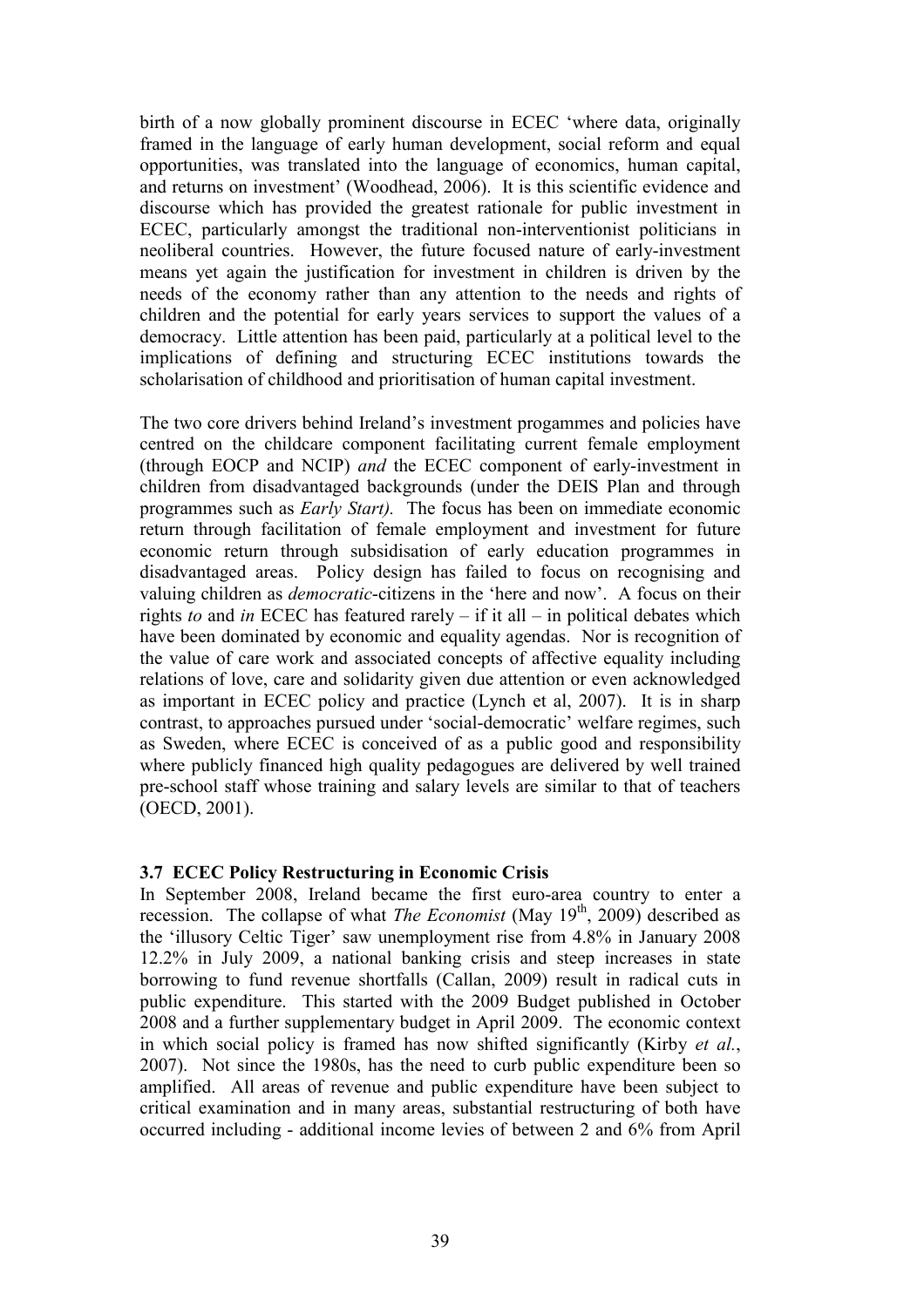birth of a now globally prominent discourse in ECEC 'where data, originally framed in the language of early human development, social reform and equal opportunities, was translated into the language of economics, human capital, and returns on investment' (Woodhead, 2006). It is this scientific evidence and discourse which has provided the greatest rationale for public investment in ECEC, particularly amongst the traditional non-interventionist politicians in neoliberal countries. However, the future focused nature of early-investment means yet again the justification for investment in children is driven by the needs of the economy rather than any attention to the needs and rights of children and the potential for early years services to support the values of a democracy. Little attention has been paid, particularly at a political level to the implications of defining and structuring ECEC institutions towards the scholarisation of childhood and prioritisation of human capital investment.

The two core drivers behind Ireland's investment progammes and policies have centred on the childcare component facilitating current female employment (through EOCP and NCIP) *and* the ECEC component of early-investment in children from disadvantaged backgrounds (under the DEIS Plan and through programmes such as *Early Start).* The focus has been on immediate economic return through facilitation of female employment and investment for future economic return through subsidisation of early education programmes in disadvantaged areas. Policy design has failed to focus on recognising and valuing children as *democratic*-citizens in the 'here and now'. A focus on their rights *to* and *in* ECEC has featured rarely – if it all – in political debates which have been dominated by economic and equality agendas. Nor is recognition of the value of care work and associated concepts of affective equality including relations of love, care and solidarity given due attention or even acknowledged as important in ECEC policy and practice (Lynch et al, 2007). It is in sharp contrast, to approaches pursued under 'social-democratic' welfare regimes, such as Sweden, where ECEC is conceived of as a public good and responsibility where publicly financed high quality pedagogues are delivered by well trained pre-school staff whose training and salary levels are similar to that of teachers (OECD, 2001).

### 3.7 ECEC Policy Restructuring in Economic Crisis

In September 2008, Ireland became the first euro-area country to enter a recession. The collapse of what *The Economist* (May 19th, 2009) described as the 'illusory Celtic Tiger' saw unemployment rise from 4.8% in January 2008 12.2% in July 2009, a national banking crisis and steep increases in state borrowing to fund revenue shortfalls (Callan, 2009) result in radical cuts in public expenditure. This started with the 2009 Budget published in October 2008 and a further supplementary budget in April 2009. The economic context in which social policy is framed has now shifted significantly (Kirby *et al.*, 2007). Not since the 1980s, has the need to curb public expenditure been so amplified. All areas of revenue and public expenditure have been subject to critical examination and in many areas, substantial restructuring of both have occurred including - additional income levies of between 2 and 6% from April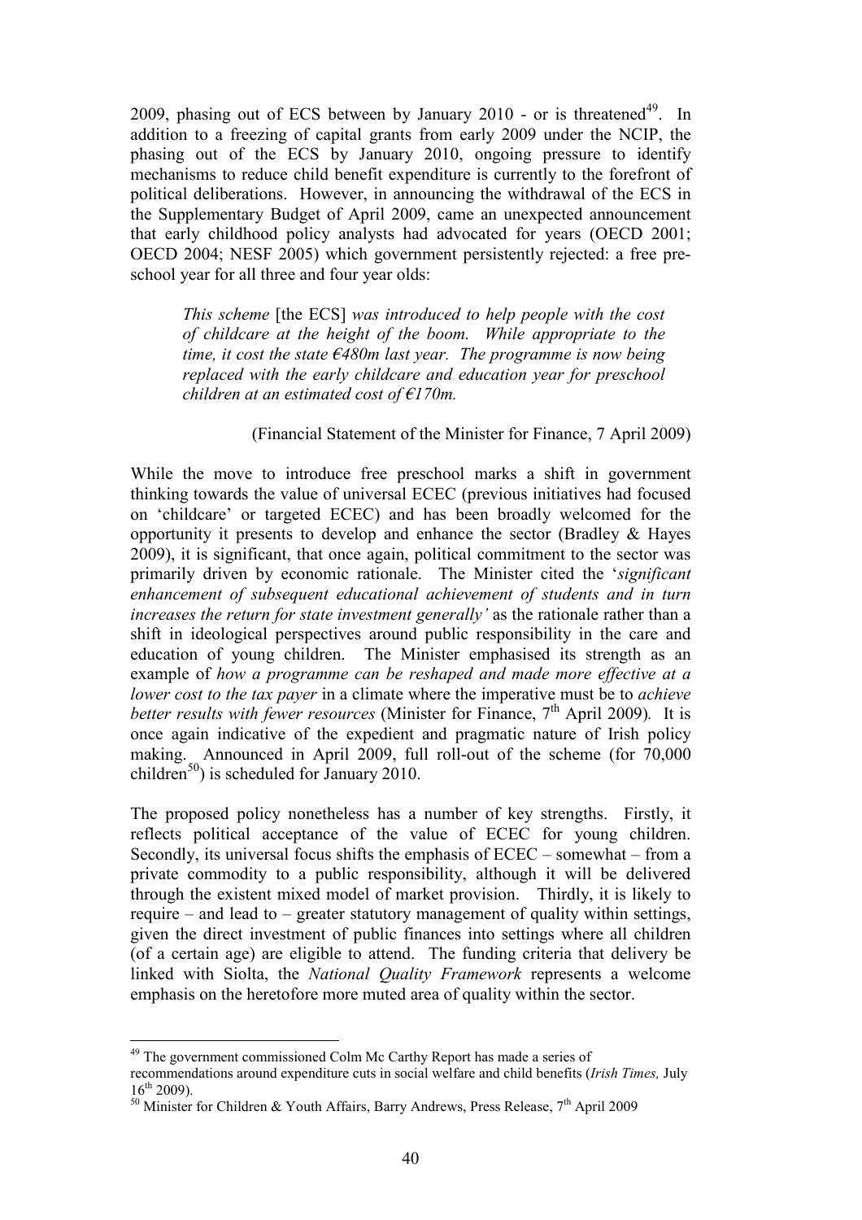2009, phasing out of ECS between by January 2010 - or is threatened[49]. In addition to a freezing of capital grants from early 2009 under the NCIP, the phasing out of the ECS by January 2010, ongoing pressure to identify mechanisms to reduce child benefit expenditure is currently to the forefront of political deliberations. However, in announcing the withdrawal of the ECS in the Supplementary Budget of April 2009, came an unexpected announcement that early childhood policy analysts had advocated for years (OECD 2001; OECD 2004; NESF 2005) which government persistently rejected: a free pre-school year for all three and four year olds:

> *This scheme* [the ECS] *was introduced to help people with the cost of childcare at the height of the boom. While appropriate to the time, it cost the state €480m last year. The programme is now being replaced with the early childcare and education year for preschool children at an estimated cost of €170m.*
>
> (Financial Statement of the Minister for Finance, 7 April 2009)

While the move to introduce free preschool marks a shift in government thinking towards the value of universal ECEC (previous initiatives had focused on 'childcare' or targeted ECEC) and has been broadly welcomed for the opportunity it presents to develop and enhance the sector (Bradley & Hayes 2009), it is significant, that once again, political commitment to the sector was primarily driven by economic rationale. The Minister cited the '*significant enhancement of subsequent educational achievement of students and in turn increases the return for state investment generally'* as the rationale rather than a shift in ideological perspectives around public responsibility in the care and education of young children. The Minister emphasised its strength as an example of *how a programme can be reshaped and made more effective at a lower cost to the tax payer* in a climate where the imperative must be to *achieve better results with fewer resources* (Minister for Finance, 7th April 2009). It is once again indicative of the expedient and pragmatic nature of Irish policy making. Announced in April 2009, full roll-out of the scheme (for 70,000 children[50]) is scheduled for January 2010.

The proposed policy nonetheless has a number of key strengths. Firstly, it reflects political acceptance of the value of ECEC for young children. Secondly, its universal focus shifts the emphasis of ECEC – somewhat – from a private commodity to a public responsibility, although it will be delivered through the existent mixed model of market provision. Thirdly, it is likely to require – and lead to – greater statutory management of quality within settings, given the direct investment of public finances into settings where all children (of a certain age) are eligible to attend. The funding criteria that delivery be linked with Siolta, the *National Quality Framework* represents a welcome emphasis on the heretofore more muted area of quality within the sector.

---

[49] The government commissioned Colm Mc Carthy Report has made a series of recommendations around expenditure cuts in social welfare and child benefits (*Irish Times,* July 16th 2009).

[50] Minister for Children & Youth Affairs, Barry Andrews, Press Release, 7th April 2009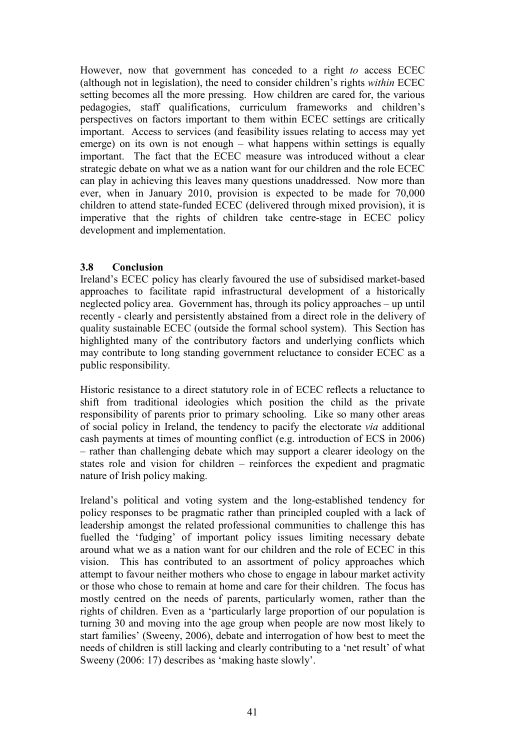However, now that government has conceded to a right *to* access ECEC (although not in legislation), the need to consider children's rights *within* ECEC setting becomes all the more pressing. How children are cared for, the various pedagogies, staff qualifications, curriculum frameworks and children's perspectives on factors important to them within ECEC settings are critically important. Access to services (and feasibility issues relating to access may yet emerge) on its own is not enough – what happens within settings is equally important. The fact that the ECEC measure was introduced without a clear strategic debate on what we as a nation want for our children and the role ECEC can play in achieving this leaves many questions unaddressed. Now more than ever, when in January 2010, provision is expected to be made for 70,000 children to attend state-funded ECEC (delivered through mixed provision), it is imperative that the rights of children take centre-stage in ECEC policy development and implementation.

### 3.8 Conclusion

Ireland's ECEC policy has clearly favoured the use of subsidised market-based approaches to facilitate rapid infrastructural development of a historically neglected policy area. Government has, through its policy approaches – up until recently - clearly and persistently abstained from a direct role in the delivery of quality sustainable ECEC (outside the formal school system). This Section has highlighted many of the contributory factors and underlying conflicts which may contribute to long standing government reluctance to consider ECEC as a public responsibility.

Historic resistance to a direct statutory role in of ECEC reflects a reluctance to shift from traditional ideologies which position the child as the private responsibility of parents prior to primary schooling. Like so many other areas of social policy in Ireland, the tendency to pacify the electorate *via* additional cash payments at times of mounting conflict (e.g. introduction of ECS in 2006) – rather than challenging debate which may support a clearer ideology on the states role and vision for children – reinforces the expedient and pragmatic nature of Irish policy making.

Ireland's political and voting system and the long-established tendency for policy responses to be pragmatic rather than principled coupled with a lack of leadership amongst the related professional communities to challenge this has fuelled the 'fudging' of important policy issues limiting necessary debate around what we as a nation want for our children and the role of ECEC in this vision. This has contributed to an assortment of policy approaches which attempt to favour neither mothers who chose to engage in labour market activity or those who chose to remain at home and care for their children. The focus has mostly centred on the needs of parents, particularly women, rather than the rights of children. Even as a 'particularly large proportion of our population is turning 30 and moving into the age group when people are now most likely to start families' (Sweeny, 2006), debate and interrogation of how best to meet the needs of children is still lacking and clearly contributing to a 'net result' of what Sweeny (2006: 17) describes as 'making haste slowly'.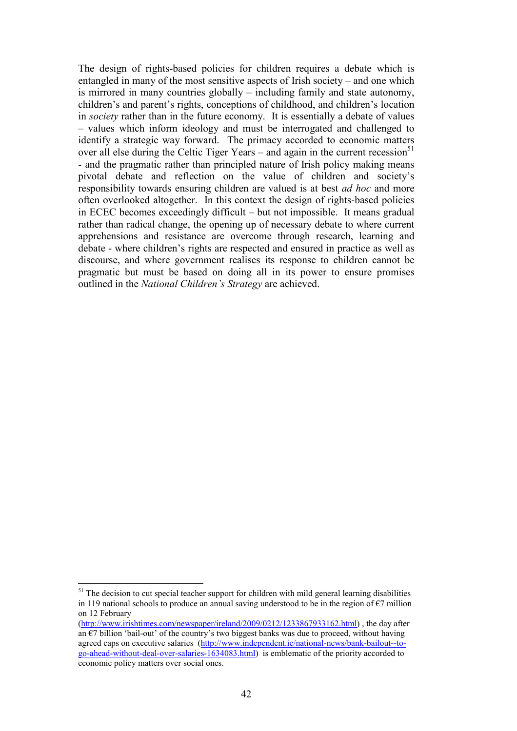The design of rights-based policies for children requires a debate which is entangled in many of the most sensitive aspects of Irish society – and one which is mirrored in many countries globally – including family and state autonomy, children's and parent's rights, conceptions of childhood, and children's location in *society* rather than in the future economy. It is essentially a debate of values – values which inform ideology and must be interrogated and challenged to identify a strategic way forward. The primacy accorded to economic matters over all else during the Celtic Tiger Years – and again in the current recession[51] - and the pragmatic rather than principled nature of Irish policy making means pivotal debate and reflection on the value of children and society's responsibility towards ensuring children are valued is at best *ad hoc* and more often overlooked altogether. In this context the design of rights-based policies in ECEC becomes exceedingly difficult – but not impossible. It means gradual rather than radical change, the opening up of necessary debate to where current apprehensions and resistance are overcome through research, learning and debate - where children's rights are respected and ensured in practice as well as discourse, and where government realises its response to children cannot be pragmatic but must be based on doing all in its power to ensure promises outlined in the *National Children's Strategy* are achieved.

---

[51] The decision to cut special teacher support for children with mild general learning disabilities in 119 national schools to produce an annual saving understood to be in the region of €7 million on 12 February (http://www.irishtimes.com/newspaper/ireland/2009/0212/1233867933162.html) , the day after an €7 billion 'bail-out' of the country's two biggest banks was due to proceed, without having agreed caps on executive salaries (http://www.independent.ie/national-news/bank-bailout--to-go-ahead-without-deal-over-salaries-1634083.html) is emblematic of the priority accorded to economic policy matters over social ones.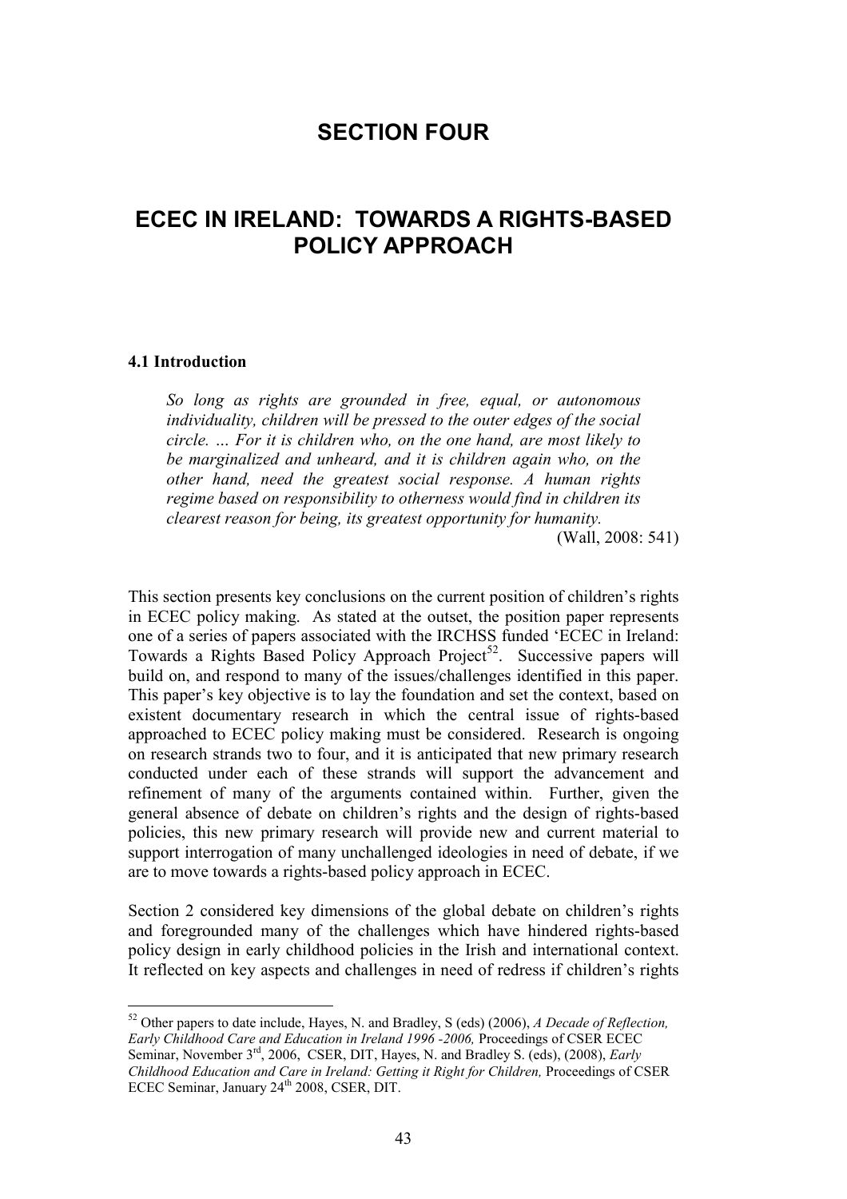# SECTION FOUR

# ECEC IN IRELAND: TOWARDS A RIGHTS-BASED POLICY APPROACH

### 4.1 Introduction

> *So long as rights are grounded in free, equal, or autonomous individuality, children will be pressed to the outer edges of the social circle. … For it is children who, on the one hand, are most likely to be marginalized and unheard, and it is children again who, on the other hand, need the greatest social response. A human rights regime based on responsibility to otherness would find in children its clearest reason for being, its greatest opportunity for humanity.*
>
> (Wall, 2008: 541)

This section presents key conclusions on the current position of children's rights in ECEC policy making. As stated at the outset, the position paper represents one of a series of papers associated with the IRCHSS funded 'ECEC in Ireland: Towards a Rights Based Policy Approach Project[52]. Successive papers will build on, and respond to many of the issues/challenges identified in this paper. This paper's key objective is to lay the foundation and set the context, based on existent documentary research in which the central issue of rights-based approached to ECEC policy making must be considered. Research is ongoing on research strands two to four, and it is anticipated that new primary research conducted under each of these strands will support the advancement and refinement of many of the arguments contained within. Further, given the general absence of debate on children's rights and the design of rights-based policies, this new primary research will provide new and current material to support interrogation of many unchallenged ideologies in need of debate, if we are to move towards a rights-based policy approach in ECEC.

Section 2 considered key dimensions of the global debate on children's rights and foregrounded many of the challenges which have hindered rights-based policy design in early childhood policies in the Irish and international context. It reflected on key aspects and challenges in need of redress if children's rights

---

[52] Other papers to date include, Hayes, N. and Bradley, S (eds) (2006), *A Decade of Reflection, Early Childhood Care and Education in Ireland 1996 -2006,* Proceedings of CSER ECEC Seminar, November 3rd, 2006, CSER, DIT, Hayes, N. and Bradley S. (eds), (2008), *Early Childhood Education and Care in Ireland: Getting it Right for Children,* Proceedings of CSER ECEC Seminar, January 24th 2008, CSER, DIT.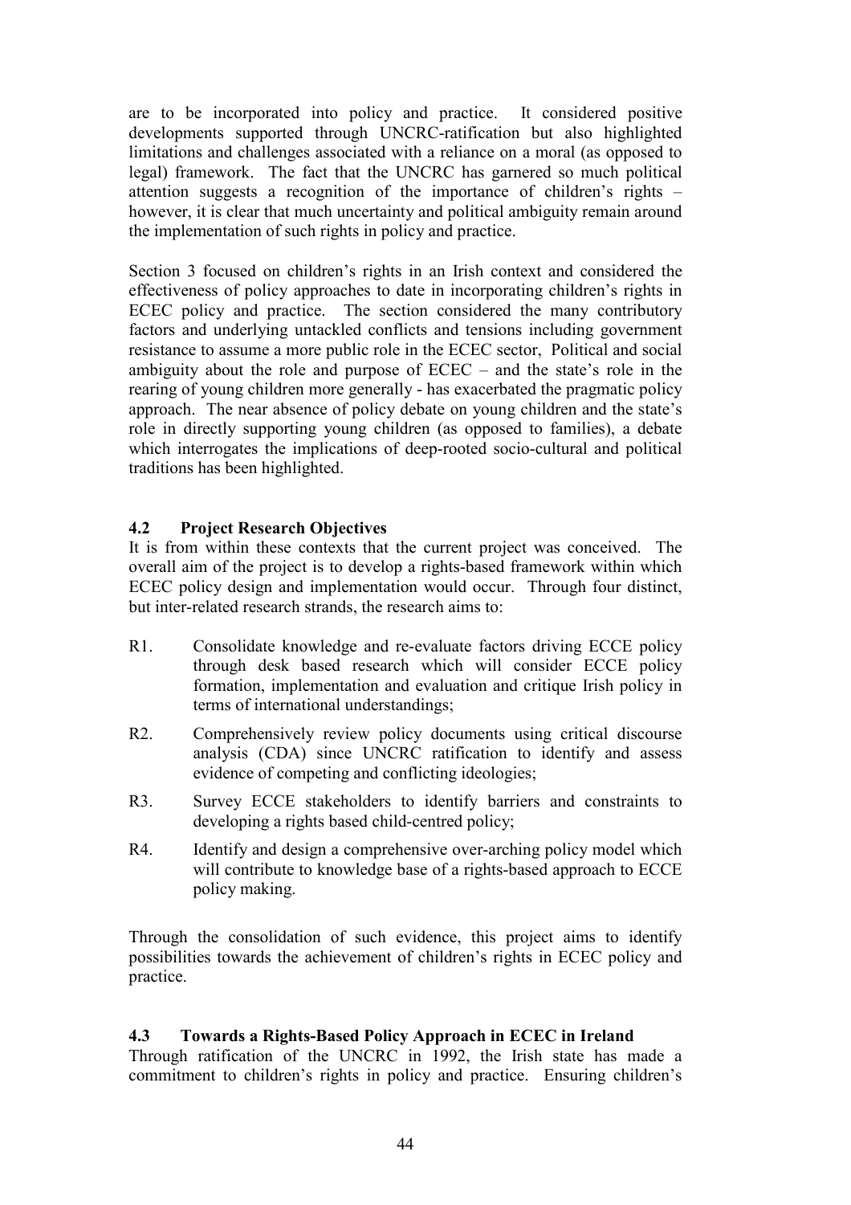are to be incorporated into policy and practice. It considered positive developments supported through UNCRC-ratification but also highlighted limitations and challenges associated with a reliance on a moral (as opposed to legal) framework. The fact that the UNCRC has garnered so much political attention suggests a recognition of the importance of children's rights – however, it is clear that much uncertainty and political ambiguity remain around the implementation of such rights in policy and practice.

Section 3 focused on children's rights in an Irish context and considered the effectiveness of policy approaches to date in incorporating children's rights in ECEC policy and practice. The section considered the many contributory factors and underlying untackled conflicts and tensions including government resistance to assume a more public role in the ECEC sector, Political and social ambiguity about the role and purpose of ECEC – and the state's role in the rearing of young children more generally - has exacerbated the pragmatic policy approach. The near absence of policy debate on young children and the state's role in directly supporting young children (as opposed to families), a debate which interrogates the implications of deep-rooted socio-cultural and political traditions has been highlighted.

### 4.2 Project Research Objectives

It is from within these contexts that the current project was conceived. The overall aim of the project is to develop a rights-based framework within which ECEC policy design and implementation would occur. Through four distinct, but inter-related research strands, the research aims to:

- R1. Consolidate knowledge and re-evaluate factors driving ECCE policy through desk based research which will consider ECCE policy formation, implementation and evaluation and critique Irish policy in terms of international understandings;
- R2. Comprehensively review policy documents using critical discourse analysis (CDA) since UNCRC ratification to identify and assess evidence of competing and conflicting ideologies;
- R3. Survey ECCE stakeholders to identify barriers and constraints to developing a rights based child-centred policy;
- R4. Identify and design a comprehensive over-arching policy model which will contribute to knowledge base of a rights-based approach to ECCE policy making.

Through the consolidation of such evidence, this project aims to identify possibilities towards the achievement of children's rights in ECEC policy and practice.

### 4.3 Towards a Rights-Based Policy Approach in ECEC in Ireland

Through ratification of the UNCRC in 1992, the Irish state has made a commitment to children's rights in policy and practice. Ensuring children's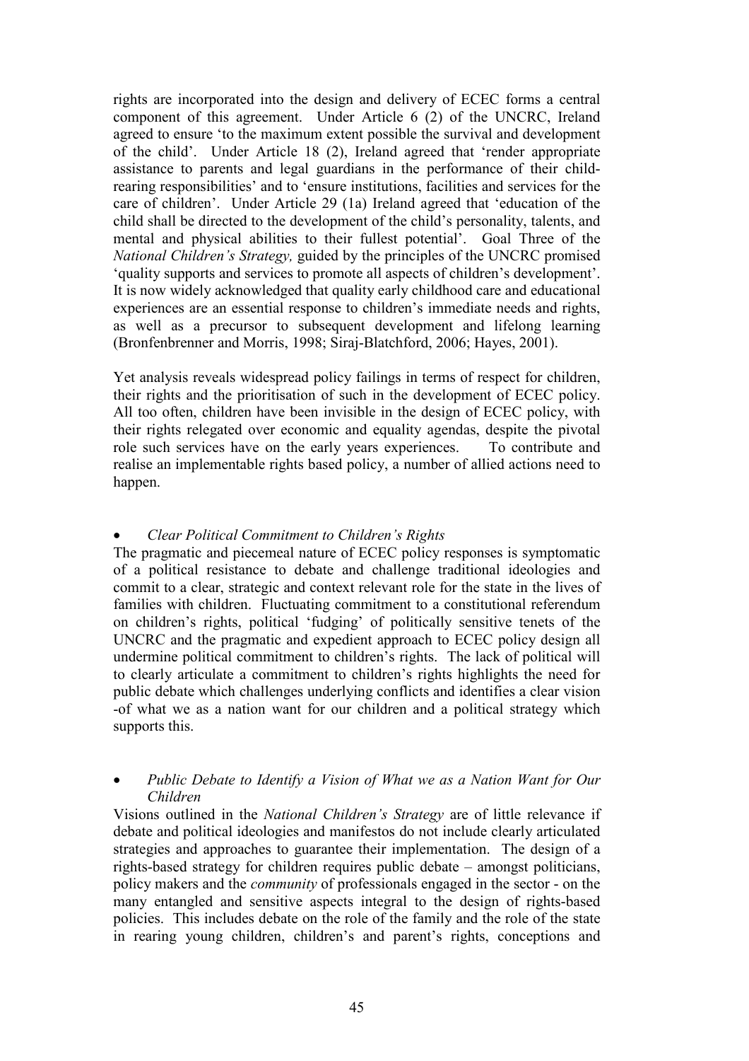rights are incorporated into the design and delivery of ECEC forms a central component of this agreement. Under Article 6 (2) of the UNCRC, Ireland agreed to ensure 'to the maximum extent possible the survival and development of the child'. Under Article 18 (2), Ireland agreed that 'render appropriate assistance to parents and legal guardians in the performance of their child-rearing responsibilities' and to 'ensure institutions, facilities and services for the care of children'. Under Article 29 (1a) Ireland agreed that 'education of the child shall be directed to the development of the child's personality, talents, and mental and physical abilities to their fullest potential'. Goal Three of the *National Children's Strategy,* guided by the principles of the UNCRC promised 'quality supports and services to promote all aspects of children's development'. It is now widely acknowledged that quality early childhood care and educational experiences are an essential response to children's immediate needs and rights, as well as a precursor to subsequent development and lifelong learning (Bronfenbrenner and Morris, 1998; Siraj-Blatchford, 2006; Hayes, 2001).

Yet analysis reveals widespread policy failings in terms of respect for children, their rights and the prioritisation of such in the development of ECEC policy. All too often, children have been invisible in the design of ECEC policy, with their rights relegated over economic and equality agendas, despite the pivotal role such services have on the early years experiences. To contribute and realise an implementable rights based policy, a number of allied actions need to happen.

- *Clear Political Commitment to Children's Rights*

The pragmatic and piecemeal nature of ECEC policy responses is symptomatic of a political resistance to debate and challenge traditional ideologies and commit to a clear, strategic and context relevant role for the state in the lives of families with children. Fluctuating commitment to a constitutional referendum on children's rights, political 'fudging' of politically sensitive tenets of the UNCRC and the pragmatic and expedient approach to ECEC policy design all undermine political commitment to children's rights. The lack of political will to clearly articulate a commitment to children's rights highlights the need for public debate which challenges underlying conflicts and identifies a clear vision -of what we as a nation want for our children and a political strategy which supports this.

- *Public Debate to Identify a Vision of What we as a Nation Want for Our Children*

Visions outlined in the *National Children's Strategy* are of little relevance if debate and political ideologies and manifestos do not include clearly articulated strategies and approaches to guarantee their implementation. The design of a rights-based strategy for children requires public debate – amongst politicians, policy makers and the *community* of professionals engaged in the sector - on the many entangled and sensitive aspects integral to the design of rights-based policies. This includes debate on the role of the family and the role of the state in rearing young children, children's and parent's rights, conceptions and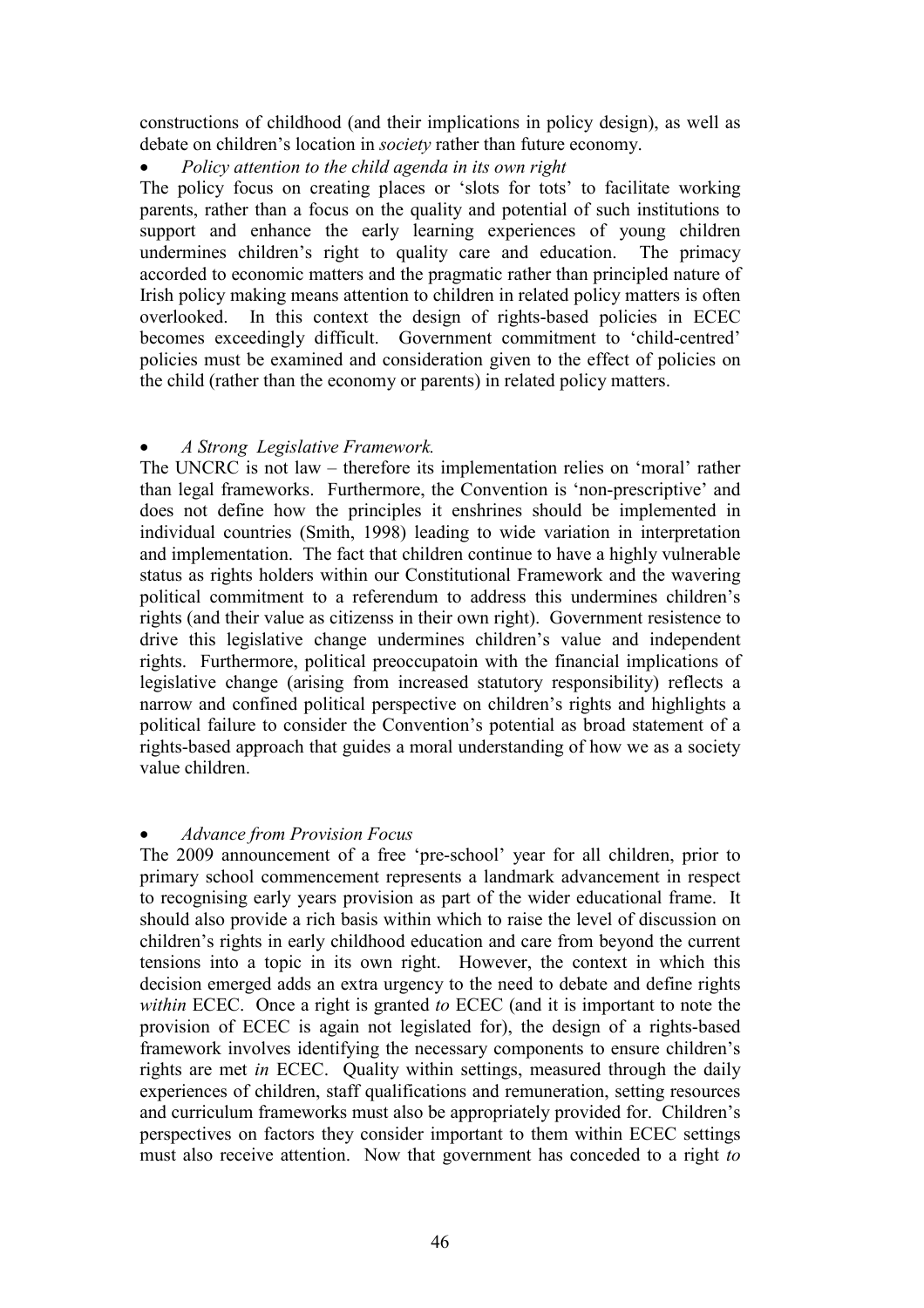constructions of childhood (and their implications in policy design), as well as debate on children's location in *society* rather than future economy.

- *Policy attention to the child agenda in its own right*

The policy focus on creating places or 'slots for tots' to facilitate working parents, rather than a focus on the quality and potential of such institutions to support and enhance the early learning experiences of young children undermines children's right to quality care and education. The primacy accorded to economic matters and the pragmatic rather than principled nature of Irish policy making means attention to children in related policy matters is often overlooked. In this context the design of rights-based policies in ECEC becomes exceedingly difficult. Government commitment to 'child-centred' policies must be examined and consideration given to the effect of policies on the child (rather than the economy or parents) in related policy matters.

- *A Strong Legislative Framework.*

The UNCRC is not law – therefore its implementation relies on 'moral' rather than legal frameworks. Furthermore, the Convention is 'non-prescriptive' and does not define how the principles it enshrines should be implemented in individual countries (Smith, 1998) leading to wide variation in interpretation and implementation. The fact that children continue to have a highly vulnerable status as rights holders within our Constitutional Framework and the wavering political commitment to a referendum to address this undermines children's rights (and their value as citizenss in their own right). Government resistence to drive this legislative change undermines children's value and independent rights. Furthermore, political preoccupatoin with the financial implications of legislative change (arising from increased statutory responsibility) reflects a narrow and confined political perspective on children's rights and highlights a political failure to consider the Convention's potential as broad statement of a rights-based approach that guides a moral understanding of how we as a society value children.

- *Advance from Provision Focus*

The 2009 announcement of a free 'pre-school' year for all children, prior to primary school commencement represents a landmark advancement in respect to recognising early years provision as part of the wider educational frame. It should also provide a rich basis within which to raise the level of discussion on children's rights in early childhood education and care from beyond the current tensions into a topic in its own right. However, the context in which this decision emerged adds an extra urgency to the need to debate and define rights *within* ECEC. Once a right is granted *to* ECEC (and it is important to note the provision of ECEC is again not legislated for), the design of a rights-based framework involves identifying the necessary components to ensure children's rights are met *in* ECEC. Quality within settings, measured through the daily experiences of children, staff qualifications and remuneration, setting resources and curriculum frameworks must also be appropriately provided for. Children's perspectives on factors they consider important to them within ECEC settings must also receive attention. Now that government has conceded to a right *to*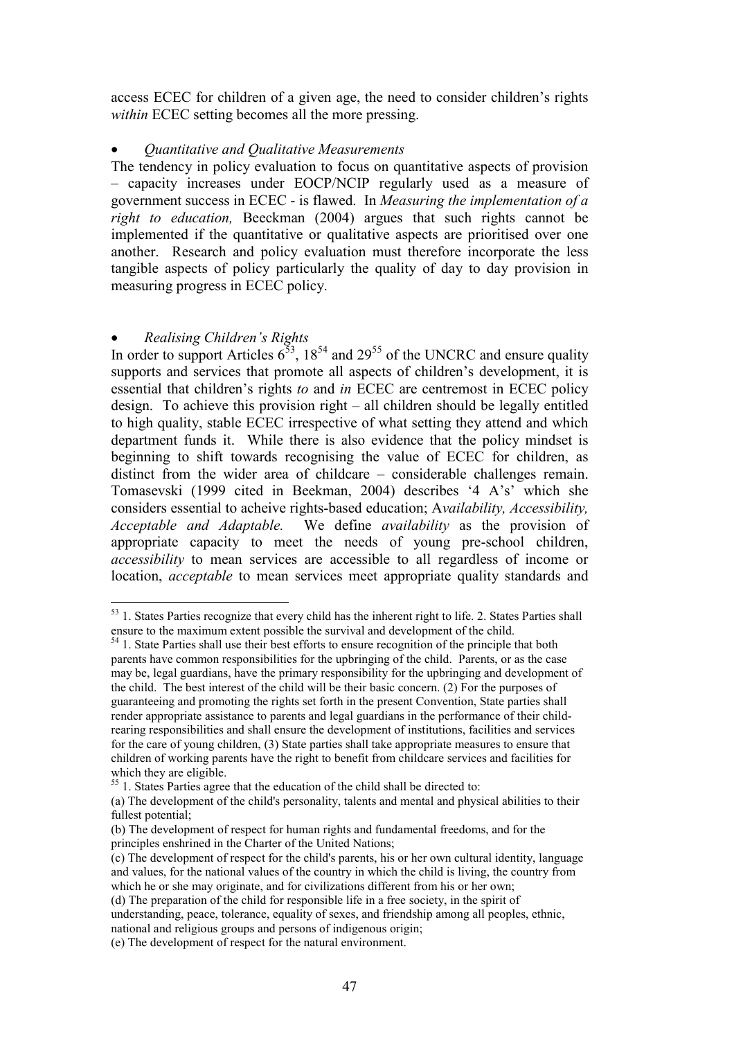access ECEC for children of a given age, the need to consider children's rights *within* ECEC setting becomes all the more pressing.

- *Quantitative and Qualitative Measurements*

The tendency in policy evaluation to focus on quantitative aspects of provision – capacity increases under EOCP/NCIP regularly used as a measure of government success in ECEC - is flawed. In *Measuring the implementation of a right to education,* Beeckman (2004) argues that such rights cannot be implemented if the quantitative or qualitative aspects are prioritised over one another. Research and policy evaluation must therefore incorporate the less tangible aspects of policy particularly the quality of day to day provision in measuring progress in ECEC policy.

- *Realising Children's Rights*

In order to support Articles 6[53], 18[54] and 29[55] of the UNCRC and ensure quality supports and services that promote all aspects of children's development, it is essential that children's rights *to* and *in* ECEC are centremost in ECEC policy design. To achieve this provision right – all children should be legally entitled to high quality, stable ECEC irrespective of what setting they attend and which department funds it. While there is also evidence that the policy mindset is beginning to shift towards recognising the value of ECEC for children, as distinct from the wider area of childcare – considerable challenges remain. Tomasevski (1999 cited in Beekman, 2004) describes '4 A's' which she considers essential to acheive rights-based education; A*vailability, Accessibility, Acceptable and Adaptable.* We define *availability* as the provision of appropriate capacity to meet the needs of young pre-school children, *accessibility* to mean services are accessible to all regardless of income or location, *acceptable* to mean services meet appropriate quality standards and

---

[53] 1. States Parties recognize that every child has the inherent right to life. 2. States Parties shall ensure to the maximum extent possible the survival and development of the child.

[54] 1. State Parties shall use their best efforts to ensure recognition of the principle that both parents have common responsibilities for the upbringing of the child. Parents, or as the case may be, legal guardians, have the primary responsibility for the upbringing and development of the child. The best interest of the child will be their basic concern. (2) For the purposes of guaranteeing and promoting the rights set forth in the present Convention, State parties shall render appropriate assistance to parents and legal guardians in the performance of their child-rearing responsibilities and shall ensure the development of institutions, facilities and services for the care of young children, (3) State parties shall take appropriate measures to ensure that children of working parents have the right to benefit from childcare services and facilities for which they are eligible.

[55] 1. States Parties agree that the education of the child shall be directed to:

(a) The development of the child's personality, talents and mental and physical abilities to their fullest potential;

(b) The development of respect for human rights and fundamental freedoms, and for the principles enshrined in the Charter of the United Nations;

(c) The development of respect for the child's parents, his or her own cultural identity, language and values, for the national values of the country in which the child is living, the country from which he or she may originate, and for civilizations different from his or her own;

(d) The preparation of the child for responsible life in a free society, in the spirit of understanding, peace, tolerance, equality of sexes, and friendship among all peoples, ethnic, national and religious groups and persons of indigenous origin;

(e) The development of respect for the natural environment.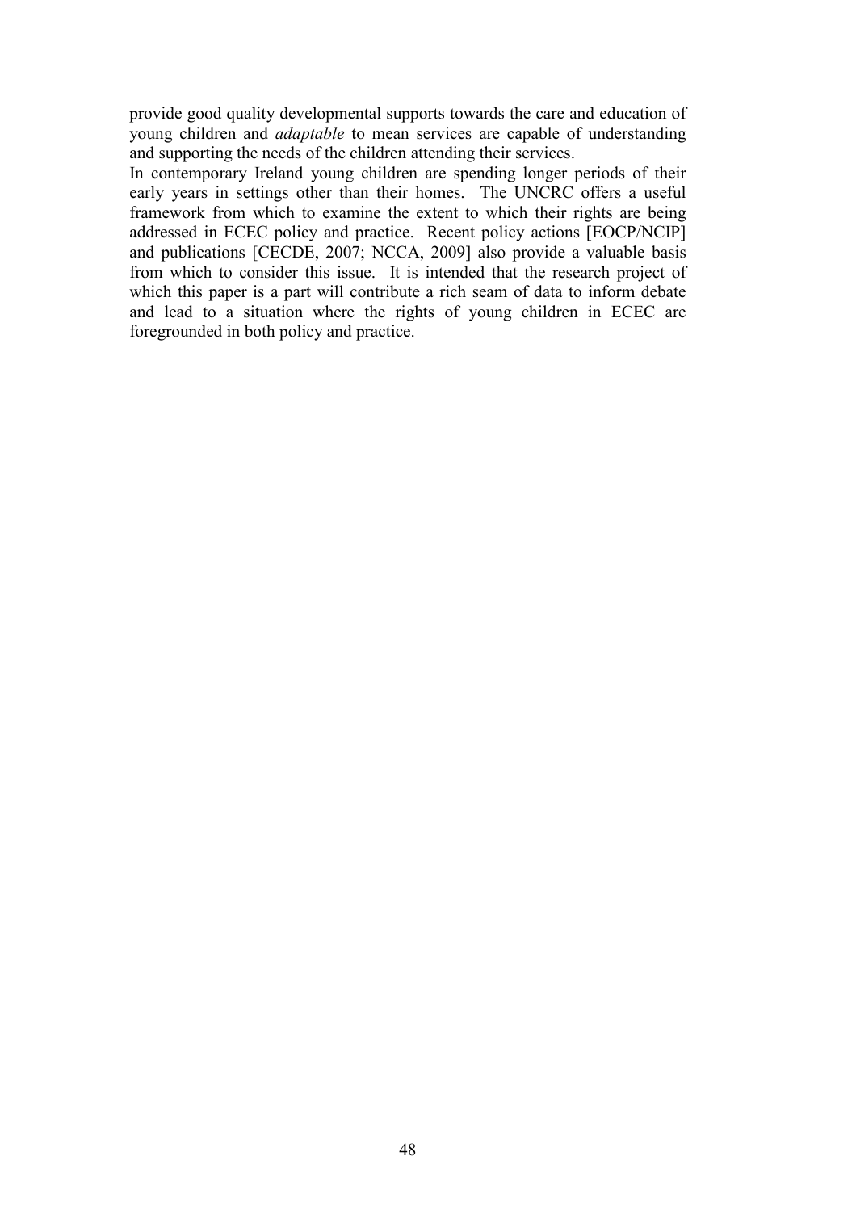provide good quality developmental supports towards the care and education of young children and *adaptable* to mean services are capable of understanding and supporting the needs of the children attending their services.

In contemporary Ireland young children are spending longer periods of their early years in settings other than their homes. The UNCRC offers a useful framework from which to examine the extent to which their rights are being addressed in ECEC policy and practice. Recent policy actions [EOCP/NCIP] and publications [CECDE, 2007; NCCA, 2009] also provide a valuable basis from which to consider this issue. It is intended that the research project of which this paper is a part will contribute a rich seam of data to inform debate and lead to a situation where the rights of young children in ECEC are foregrounded in both policy and practice.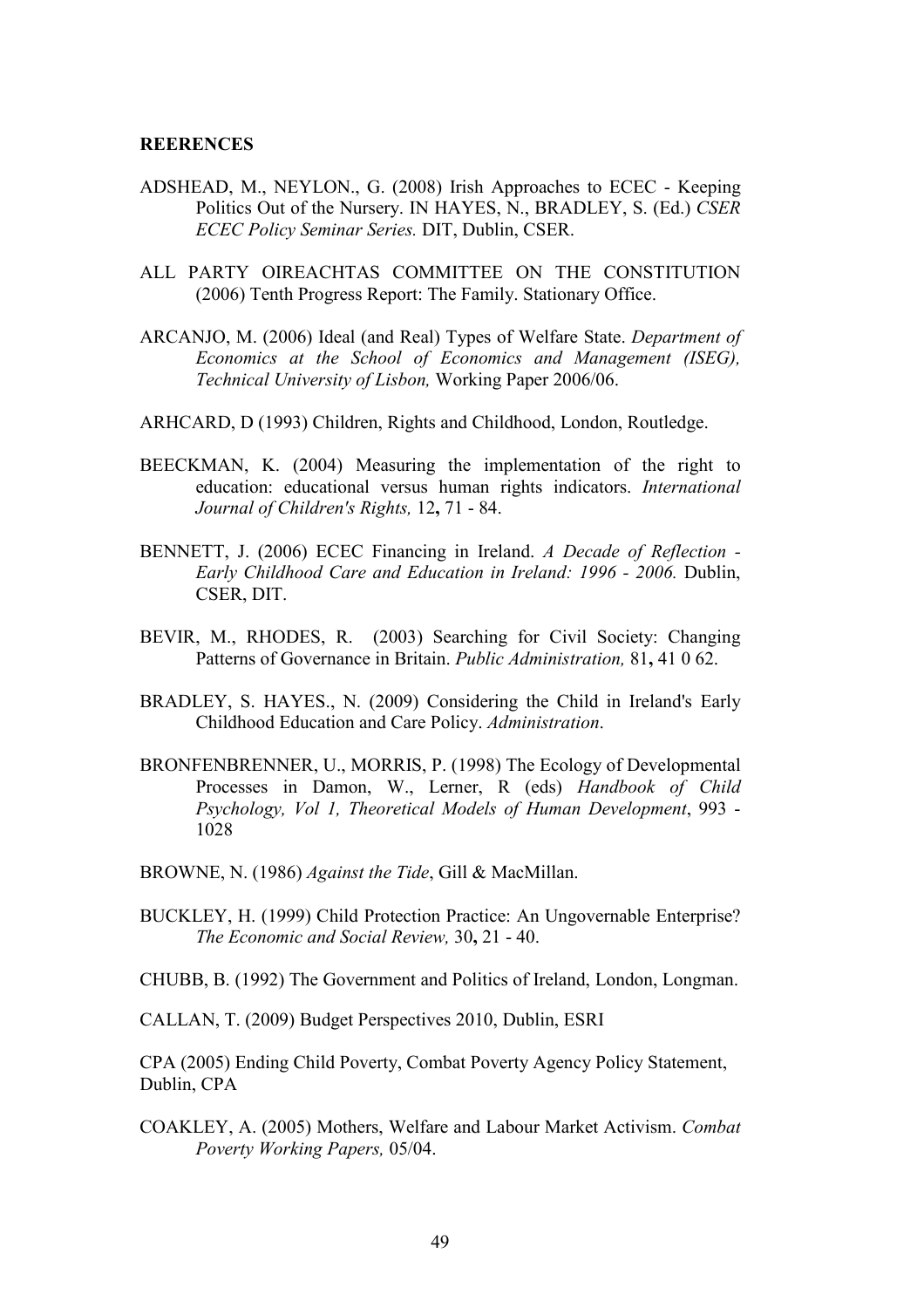**REERENCES**

ADSHEAD, M., NEYLON., G. (2008) Irish Approaches to ECEC - Keeping Politics Out of the Nursery. IN HAYES, N., BRADLEY, S. (Ed.) *CSER ECEC Policy Seminar Series.* DIT, Dublin, CSER.

ALL PARTY OIREACHTAS COMMITTEE ON THE CONSTITUTION (2006) Tenth Progress Report: The Family. Stationary Office.

ARCANJO, M. (2006) Ideal (and Real) Types of Welfare State. *Department of Economics at the School of Economics and Management (ISEG), Technical University of Lisbon,* Working Paper 2006/06.

ARHCARD, D (1993) Children, Rights and Childhood, London, Routledge.

BEECKMAN, K. (2004) Measuring the implementation of the right to education: educational versus human rights indicators. *International Journal of Children's Rights,* 12**,** 71 - 84.

BENNETT, J. (2006) ECEC Financing in Ireland. *A Decade of Reflection - Early Childhood Care and Education in Ireland: 1996 - 2006.* Dublin, CSER, DIT.

BEVIR, M., RHODES, R. (2003) Searching for Civil Society: Changing Patterns of Governance in Britain. *Public Administration,* 81**,** 41 0 62.

BRADLEY, S. HAYES., N. (2009) Considering the Child in Ireland's Early Childhood Education and Care Policy. *Administration*.

BRONFENBRENNER, U., MORRIS, P. (1998) The Ecology of Developmental Processes in Damon, W., Lerner, R (eds) *Handbook of Child Psychology, Vol 1, Theoretical Models of Human Development*, 993 - 1028

BROWNE, N. (1986) *Against the Tide*, Gill & MacMillan.

BUCKLEY, H. (1999) Child Protection Practice: An Ungovernable Enterprise? *The Economic and Social Review,* 30**,** 21 - 40.

CHUBB, B. (1992) The Government and Politics of Ireland, London, Longman.

CALLAN, T. (2009) Budget Perspectives 2010, Dublin, ESRI

CPA (2005) Ending Child Poverty, Combat Poverty Agency Policy Statement, Dublin, CPA

COAKLEY, A. (2005) Mothers, Welfare and Labour Market Activism. *Combat Poverty Working Papers,* 05/04.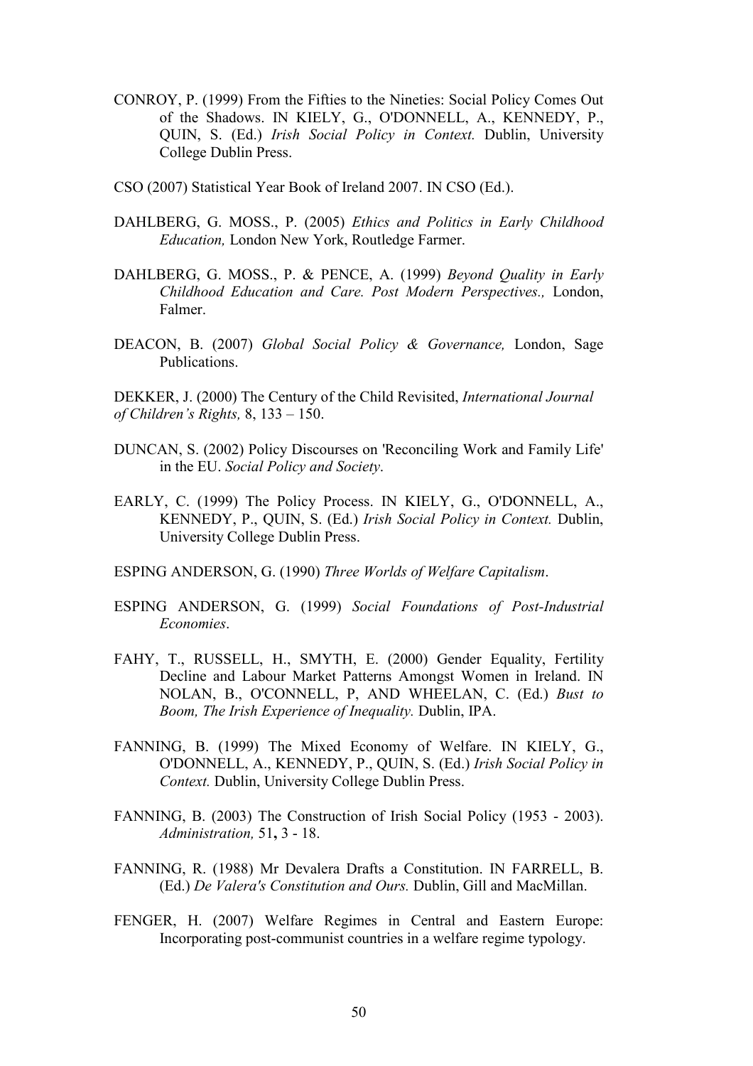CONROY, P. (1999) From the Fifties to the Nineties: Social Policy Comes Out of the Shadows. IN KIELY, G., O'DONNELL, A., KENNEDY, P., QUIN, S. (Ed.) *Irish Social Policy in Context.* Dublin, University College Dublin Press.

CSO (2007) Statistical Year Book of Ireland 2007. IN CSO (Ed.).

DAHLBERG, G. MOSS., P. (2005) *Ethics and Politics in Early Childhood Education,* London New York, Routledge Farmer.

DAHLBERG, G. MOSS., P. & PENCE, A. (1999) *Beyond Quality in Early Childhood Education and Care. Post Modern Perspectives.,* London, Falmer.

DEACON, B. (2007) *Global Social Policy & Governance,* London, Sage Publications.

DEKKER, J. (2000) The Century of the Child Revisited, *International Journal of Children's Rights,* 8, 133 – 150.

DUNCAN, S. (2002) Policy Discourses on 'Reconciling Work and Family Life' in the EU. *Social Policy and Society*.

EARLY, C. (1999) The Policy Process. IN KIELY, G., O'DONNELL, A., KENNEDY, P., QUIN, S. (Ed.) *Irish Social Policy in Context.* Dublin, University College Dublin Press.

ESPING ANDERSON, G. (1990) *Three Worlds of Welfare Capitalism*.

ESPING ANDERSON, G. (1999) *Social Foundations of Post-Industrial Economies*.

FAHY, T., RUSSELL, H., SMYTH, E. (2000) Gender Equality, Fertility Decline and Labour Market Patterns Amongst Women in Ireland. IN NOLAN, B., O'CONNELL, P, AND WHEELAN, C. (Ed.) *Bust to Boom, The Irish Experience of Inequality.* Dublin, IPA.

FANNING, B. (1999) The Mixed Economy of Welfare. IN KIELY, G., O'DONNELL, A., KENNEDY, P., QUIN, S. (Ed.) *Irish Social Policy in Context.* Dublin, University College Dublin Press.

FANNING, B. (2003) The Construction of Irish Social Policy (1953 - 2003). *Administration,* 51**,** 3 - 18.

FANNING, R. (1988) Mr Devalera Drafts a Constitution. IN FARRELL, B. (Ed.) *De Valera's Constitution and Ours.* Dublin, Gill and MacMillan.

FENGER, H. (2007) Welfare Regimes in Central and Eastern Europe: Incorporating post-communist countries in a welfare regime typology.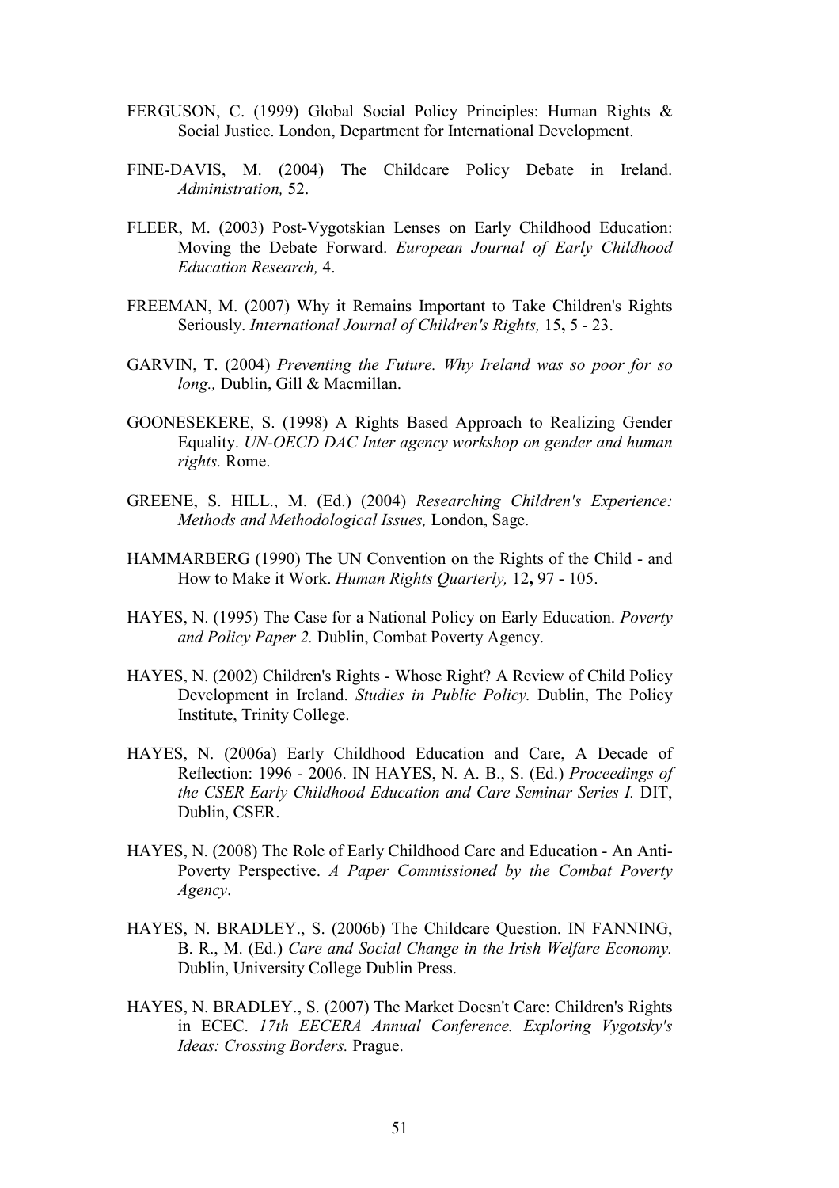FERGUSON, C. (1999) Global Social Policy Principles: Human Rights & Social Justice. London, Department for International Development.

FINE-DAVIS, M. (2004) The Childcare Policy Debate in Ireland. *Administration,* 52.

FLEER, M. (2003) Post-Vygotskian Lenses on Early Childhood Education: Moving the Debate Forward. *European Journal of Early Childhood Education Research,* 4.

FREEMAN, M. (2007) Why it Remains Important to Take Children's Rights Seriously. *International Journal of Children's Rights,* 15**,** 5 - 23.

GARVIN, T. (2004) *Preventing the Future. Why Ireland was so poor for so long.,* Dublin, Gill & Macmillan.

GOONESEKERE, S. (1998) A Rights Based Approach to Realizing Gender Equality. *UN-OECD DAC Inter agency workshop on gender and human rights.* Rome.

GREENE, S. HILL., M. (Ed.) (2004) *Researching Children's Experience: Methods and Methodological Issues,* London, Sage.

HAMMARBERG (1990) The UN Convention on the Rights of the Child - and How to Make it Work. *Human Rights Quarterly,* 12**,** 97 - 105.

HAYES, N. (1995) The Case for a National Policy on Early Education. *Poverty and Policy Paper 2.* Dublin, Combat Poverty Agency.

HAYES, N. (2002) Children's Rights - Whose Right? A Review of Child Policy Development in Ireland. *Studies in Public Policy.* Dublin, The Policy Institute, Trinity College.

HAYES, N. (2006a) Early Childhood Education and Care, A Decade of Reflection: 1996 - 2006. IN HAYES, N. A. B., S. (Ed.) *Proceedings of the CSER Early Childhood Education and Care Seminar Series I.* DIT, Dublin, CSER.

HAYES, N. (2008) The Role of Early Childhood Care and Education - An Anti-Poverty Perspective. *A Paper Commissioned by the Combat Poverty Agency*.

HAYES, N. BRADLEY., S. (2006b) The Childcare Question. IN FANNING, B. R., M. (Ed.) *Care and Social Change in the Irish Welfare Economy.* Dublin, University College Dublin Press.

HAYES, N. BRADLEY., S. (2007) The Market Doesn't Care: Children's Rights in ECEC. *17th EECERA Annual Conference. Exploring Vygotsky's Ideas: Crossing Borders.* Prague.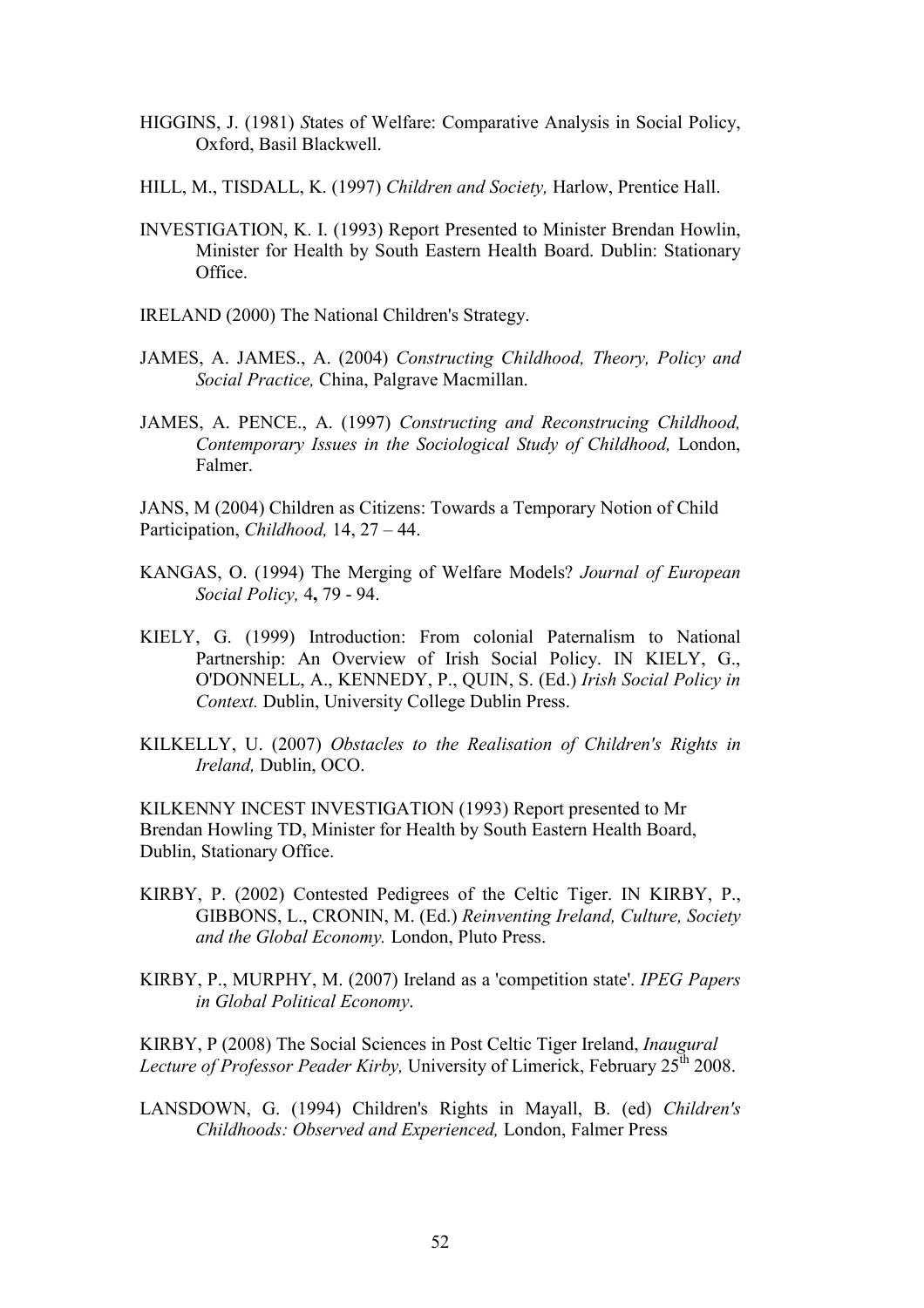HIGGINS, J. (1981) *S*tates of Welfare: Comparative Analysis in Social Policy, Oxford, Basil Blackwell.

HILL, M., TISDALL, K. (1997) *Children and Society,* Harlow, Prentice Hall.

INVESTIGATION, K. I. (1993) Report Presented to Minister Brendan Howlin, Minister for Health by South Eastern Health Board. Dublin: Stationary Office.

IRELAND (2000) The National Children's Strategy.

JAMES, A. JAMES., A. (2004) *Constructing Childhood, Theory, Policy and Social Practice,* China, Palgrave Macmillan.

JAMES, A. PENCE., A. (1997) *Constructing and Reconstrucing Childhood, Contemporary Issues in the Sociological Study of Childhood,* London, Falmer.

JANS, M (2004) Children as Citizens: Towards a Temporary Notion of Child Participation, *Childhood,* 14, 27 – 44.

KANGAS, O. (1994) The Merging of Welfare Models? *Journal of European Social Policy,* 4**,** 79 - 94.

KIELY, G. (1999) Introduction: From colonial Paternalism to National Partnership: An Overview of Irish Social Policy. IN KIELY, G., O'DONNELL, A., KENNEDY, P., QUIN, S. (Ed.) *Irish Social Policy in Context.* Dublin, University College Dublin Press.

KILKELLY, U. (2007) *Obstacles to the Realisation of Children's Rights in Ireland,* Dublin, OCO.

KILKENNY INCEST INVESTIGATION (1993) Report presented to Mr Brendan Howling TD, Minister for Health by South Eastern Health Board, Dublin, Stationary Office.

KIRBY, P. (2002) Contested Pedigrees of the Celtic Tiger. IN KIRBY, P., GIBBONS, L., CRONIN, M. (Ed.) *Reinventing Ireland, Culture, Society and the Global Economy.* London, Pluto Press.

KIRBY, P., MURPHY, M. (2007) Ireland as a 'competition state'. *IPEG Papers in Global Political Economy*.

KIRBY, P (2008) The Social Sciences in Post Celtic Tiger Ireland, *Inaugural Lecture of Professor Peader Kirby,* University of Limerick, February 25th 2008.

LANSDOWN, G. (1994) Children's Rights in Mayall, B. (ed) *Children's Childhoods: Observed and Experienced,* London, Falmer Press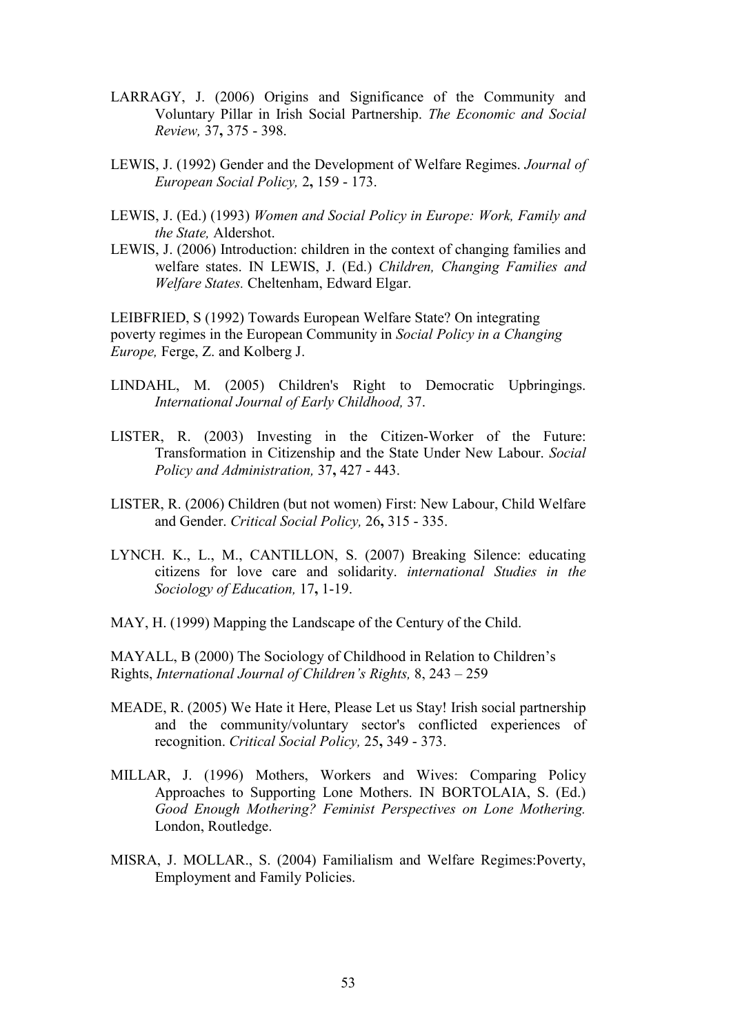LARRAGY, J. (2006) Origins and Significance of the Community and Voluntary Pillar in Irish Social Partnership. *The Economic and Social Review,* 37**,** 375 - 398.

LEWIS, J. (1992) Gender and the Development of Welfare Regimes. *Journal of European Social Policy,* 2**,** 159 - 173.

LEWIS, J. (Ed.) (1993) *Women and Social Policy in Europe: Work, Family and the State,* Aldershot.

LEWIS, J. (2006) Introduction: children in the context of changing families and welfare states. IN LEWIS, J. (Ed.) *Children, Changing Families and Welfare States.* Cheltenham, Edward Elgar.

LEIBFRIED, S (1992) Towards European Welfare State? On integrating poverty regimes in the European Community in *Social Policy in a Changing Europe,* Ferge, Z. and Kolberg J.

LINDAHL, M. (2005) Children's Right to Democratic Upbringings. *International Journal of Early Childhood,* 37.

LISTER, R. (2003) Investing in the Citizen-Worker of the Future: Transformation in Citizenship and the State Under New Labour. *Social Policy and Administration,* 37**,** 427 - 443.

LISTER, R. (2006) Children (but not women) First: New Labour, Child Welfare and Gender. *Critical Social Policy,* 26**,** 315 - 335.

LYNCH. K., L., M., CANTILLON, S. (2007) Breaking Silence: educating citizens for love care and solidarity. *international Studies in the Sociology of Education,* 17**,** 1-19.

MAY, H. (1999) Mapping the Landscape of the Century of the Child.

MAYALL, B (2000) The Sociology of Childhood in Relation to Children's Rights, *International Journal of Children's Rights,* 8, 243 – 259

MEADE, R. (2005) We Hate it Here, Please Let us Stay! Irish social partnership and the community/voluntary sector's conflicted experiences of recognition. *Critical Social Policy,* 25**,** 349 - 373.

MILLAR, J. (1996) Mothers, Workers and Wives: Comparing Policy Approaches to Supporting Lone Mothers. IN BORTOLAIA, S. (Ed.) *Good Enough Mothering? Feminist Perspectives on Lone Mothering.* London, Routledge.

MISRA, J. MOLLAR., S. (2004) Familialism and Welfare Regimes:Poverty, Employment and Family Policies.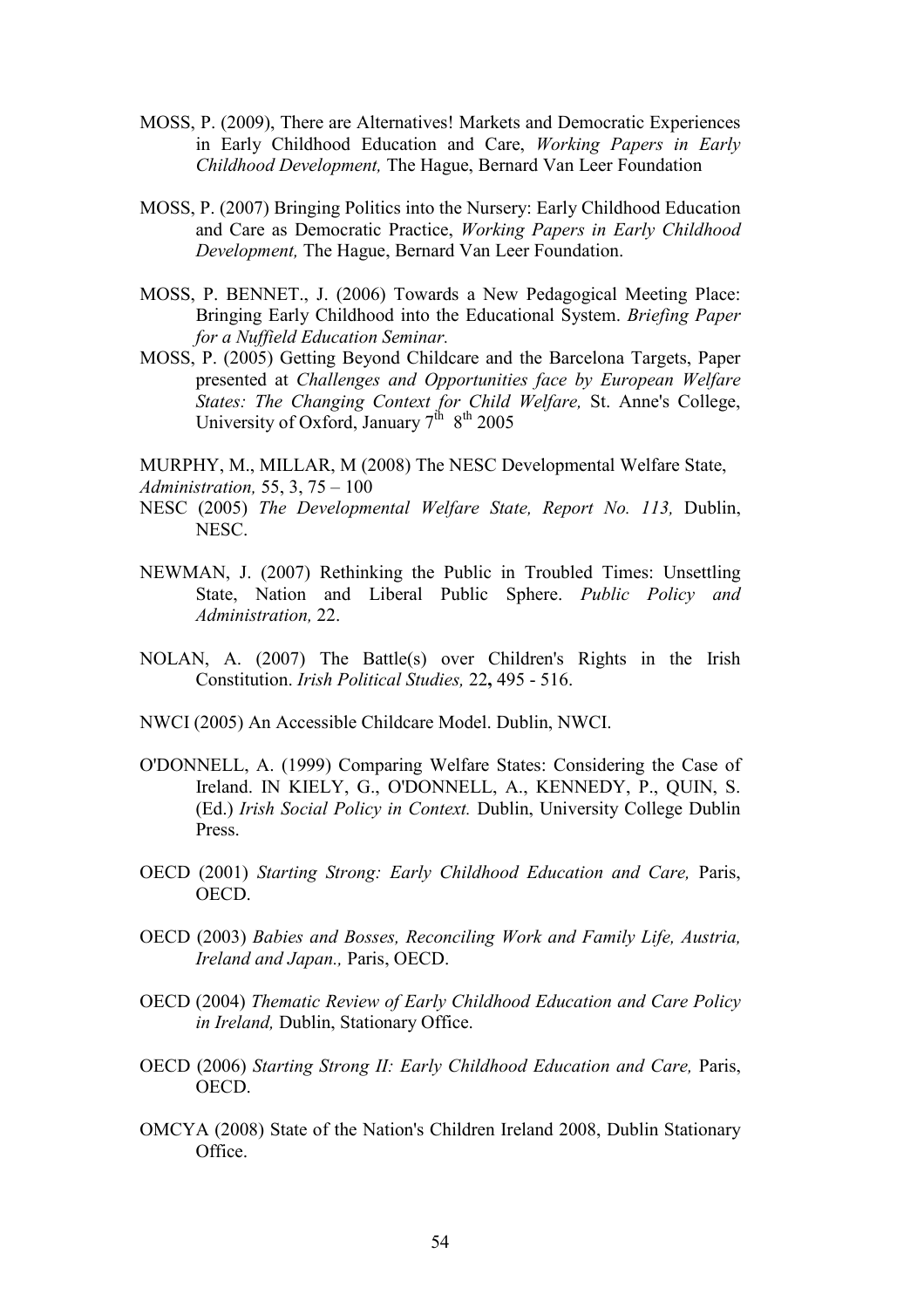MOSS, P. (2009), There are Alternatives! Markets and Democratic Experiences in Early Childhood Education and Care, *Working Papers in Early Childhood Development,* The Hague, Bernard Van Leer Foundation

MOSS, P. (2007) Bringing Politics into the Nursery: Early Childhood Education and Care as Democratic Practice, *Working Papers in Early Childhood Development,* The Hague, Bernard Van Leer Foundation.

MOSS, P. BENNET., J. (2006) Towards a New Pedagogical Meeting Place: Bringing Early Childhood into the Educational System. *Briefing Paper for a Nuffield Education Seminar.*

MOSS, P. (2005) Getting Beyond Childcare and the Barcelona Targets, Paper presented at *Challenges and Opportunities face by European Welfare States: The Changing Context for Child Welfare,* St. Anne's College, University of Oxford, January 7th 8th 2005

MURPHY, M., MILLAR, M (2008) The NESC Developmental Welfare State, *Administration,* 55, 3, 75 – 100

NESC (2005) *The Developmental Welfare State, Report No. 113,* Dublin, NESC.

NEWMAN, J. (2007) Rethinking the Public in Troubled Times: Unsettling State, Nation and Liberal Public Sphere. *Public Policy and Administration,* 22.

NOLAN, A. (2007) The Battle(s) over Children's Rights in the Irish Constitution. *Irish Political Studies,* 22**,** 495 - 516.

NWCI (2005) An Accessible Childcare Model. Dublin, NWCI.

O'DONNELL, A. (1999) Comparing Welfare States: Considering the Case of Ireland. IN KIELY, G., O'DONNELL, A., KENNEDY, P., QUIN, S. (Ed.) *Irish Social Policy in Context.* Dublin, University College Dublin Press.

OECD (2001) *Starting Strong: Early Childhood Education and Care,* Paris, OECD.

OECD (2003) *Babies and Bosses, Reconciling Work and Family Life, Austria, Ireland and Japan.,* Paris, OECD.

OECD (2004) *Thematic Review of Early Childhood Education and Care Policy in Ireland,* Dublin, Stationary Office.

OECD (2006) *Starting Strong II: Early Childhood Education and Care,* Paris, OECD.

OMCYA (2008) State of the Nation's Children Ireland 2008, Dublin Stationary Office.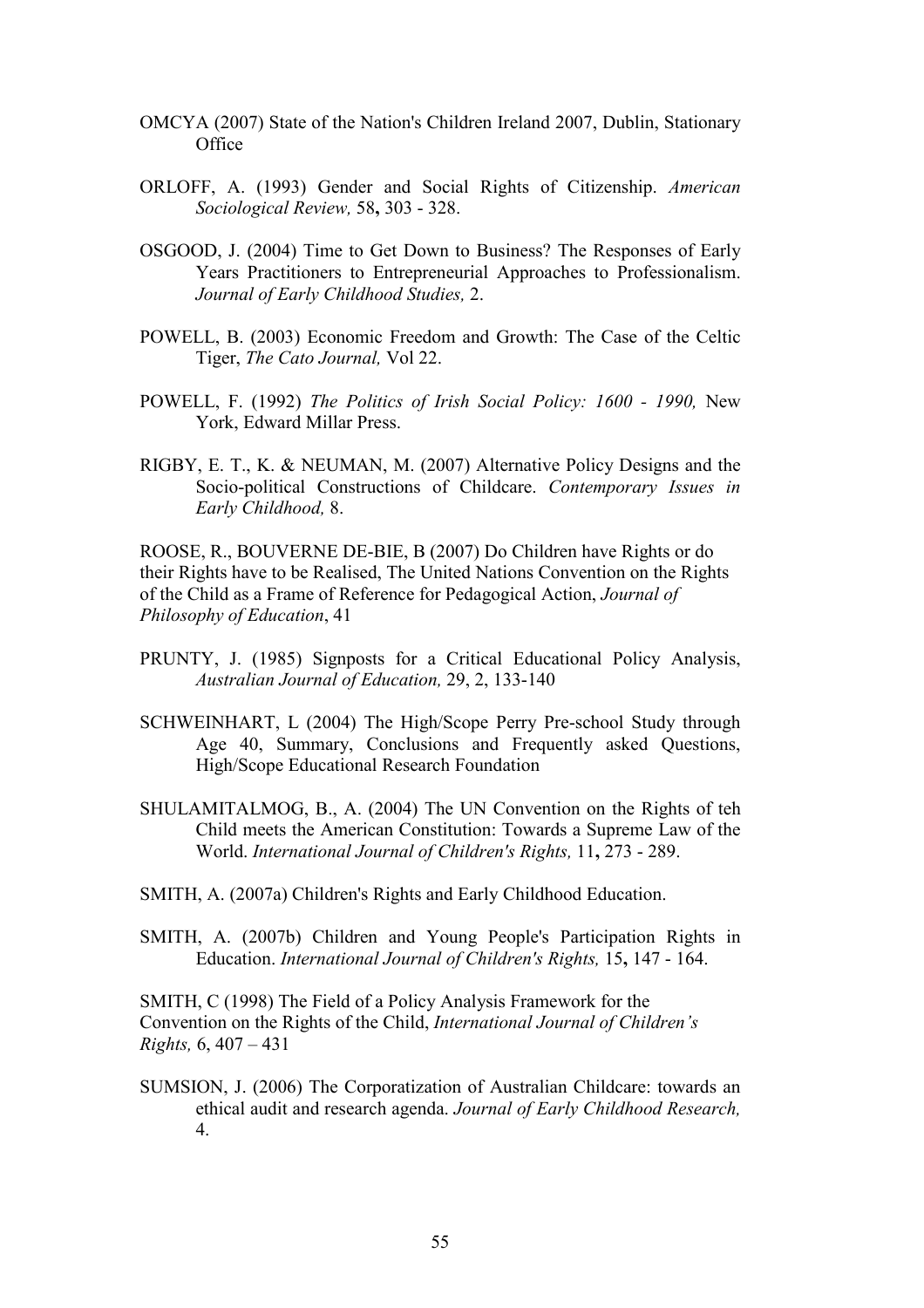OMCYA (2007) State of the Nation's Children Ireland 2007, Dublin, Stationary Office

ORLOFF, A. (1993) Gender and Social Rights of Citizenship. *American Sociological Review,* 58**,** 303 - 328.

OSGOOD, J. (2004) Time to Get Down to Business? The Responses of Early Years Practitioners to Entrepreneurial Approaches to Professionalism. *Journal of Early Childhood Studies,* 2.

POWELL, B. (2003) Economic Freedom and Growth: The Case of the Celtic Tiger, *The Cato Journal,* Vol 22.

POWELL, F. (1992) *The Politics of Irish Social Policy: 1600 - 1990,* New York, Edward Millar Press.

RIGBY, E. T., K. & NEUMAN, M. (2007) Alternative Policy Designs and the Socio-political Constructions of Childcare. *Contemporary Issues in Early Childhood,* 8.

ROOSE, R., BOUVERNE DE-BIE, B (2007) Do Children have Rights or do their Rights have to be Realised, The United Nations Convention on the Rights of the Child as a Frame of Reference for Pedagogical Action, *Journal of Philosophy of Education*, 41

PRUNTY, J. (1985) Signposts for a Critical Educational Policy Analysis, *Australian Journal of Education,* 29, 2, 133-140

SCHWEINHART, L (2004) The High/Scope Perry Pre-school Study through Age 40, Summary, Conclusions and Frequently asked Questions, High/Scope Educational Research Foundation

SHULAMITALMOG, B., A. (2004) The UN Convention on the Rights of teh Child meets the American Constitution: Towards a Supreme Law of the World. *International Journal of Children's Rights,* 11**,** 273 - 289.

SMITH, A. (2007a) Children's Rights and Early Childhood Education.

SMITH, A. (2007b) Children and Young People's Participation Rights in Education. *International Journal of Children's Rights,* 15**,** 147 - 164.

SMITH, C (1998) The Field of a Policy Analysis Framework for the Convention on the Rights of the Child, *International Journal of Children's Rights,* 6, 407 – 431

SUMSION, J. (2006) The Corporatization of Australian Childcare: towards an ethical audit and research agenda. *Journal of Early Childhood Research,* 4.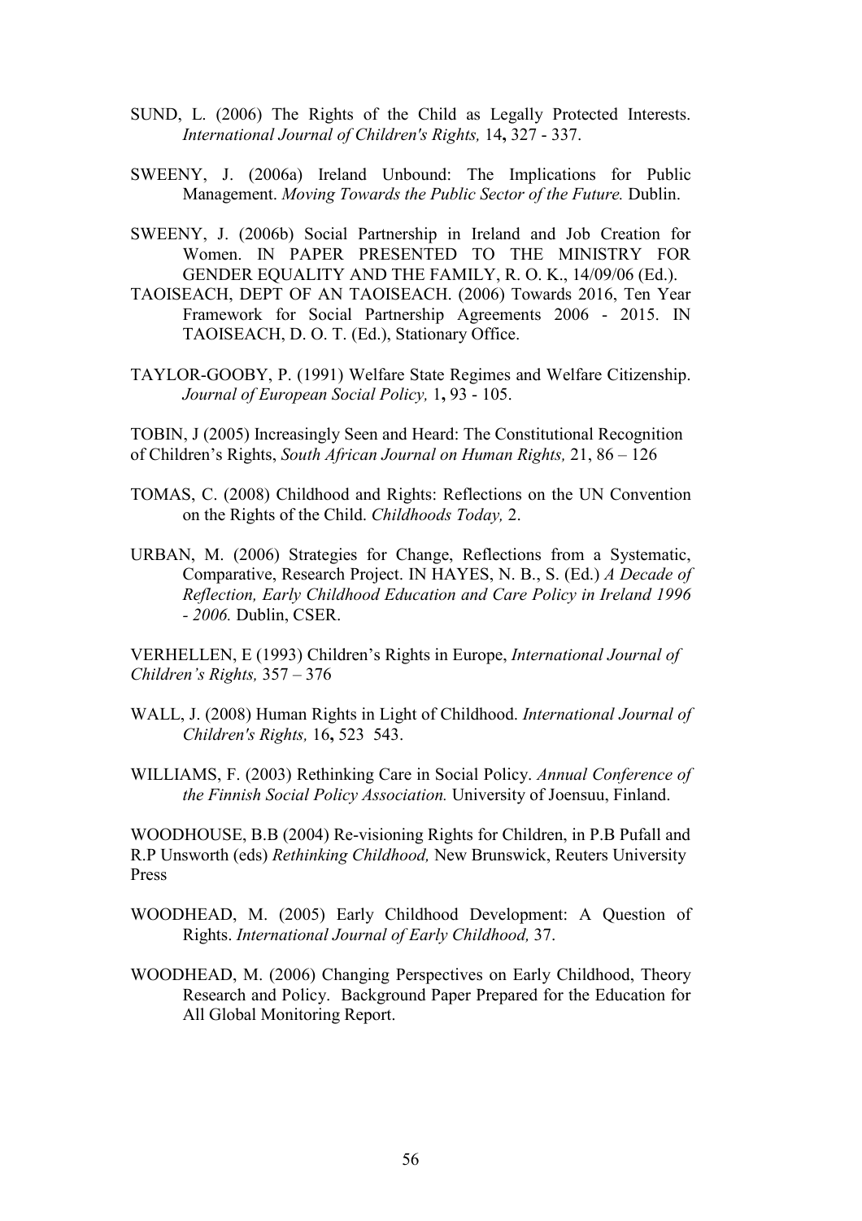SUND, L. (2006) The Rights of the Child as Legally Protected Interests. *International Journal of Children's Rights,* 14**,** 327 - 337.

SWEENY, J. (2006a) Ireland Unbound: The Implications for Public Management. *Moving Towards the Public Sector of the Future.* Dublin.

SWEENY, J. (2006b) Social Partnership in Ireland and Job Creation for Women. IN PAPER PRESENTED TO THE MINISTRY FOR GENDER EQUALITY AND THE FAMILY, R. O. K., 14/09/06 (Ed.).

TAOISEACH, DEPT OF AN TAOISEACH. (2006) Towards 2016, Ten Year Framework for Social Partnership Agreements 2006 - 2015. IN TAOISEACH, D. O. T. (Ed.), Stationary Office.

TAYLOR-GOOBY, P. (1991) Welfare State Regimes and Welfare Citizenship. *Journal of European Social Policy,* 1**,** 93 - 105.

TOBIN, J (2005) Increasingly Seen and Heard: The Constitutional Recognition of Children's Rights, *South African Journal on Human Rights,* 21, 86 – 126

TOMAS, C. (2008) Childhood and Rights: Reflections on the UN Convention on the Rights of the Child. *Childhoods Today,* 2.

URBAN, M. (2006) Strategies for Change, Reflections from a Systematic, Comparative, Research Project. IN HAYES, N. B., S. (Ed.) *A Decade of Reflection, Early Childhood Education and Care Policy in Ireland 1996 - 2006.* Dublin, CSER.

VERHELLEN, E (1993) Children's Rights in Europe, *International Journal of Children's Rights,* 357 – 376

WALL, J. (2008) Human Rights in Light of Childhood. *International Journal of Children's Rights,* 16**,** 523 543.

WILLIAMS, F. (2003) Rethinking Care in Social Policy. *Annual Conference of the Finnish Social Policy Association.* University of Joensuu, Finland.

WOODHOUSE, B.B (2004) Re-visioning Rights for Children, in P.B Pufall and R.P Unsworth (eds) *Rethinking Childhood,* New Brunswick, Reuters University Press

WOODHEAD, M. (2005) Early Childhood Development: A Question of Rights. *International Journal of Early Childhood,* 37.

WOODHEAD, M. (2006) Changing Perspectives on Early Childhood, Theory Research and Policy. Background Paper Prepared for the Education for All Global Monitoring Report.